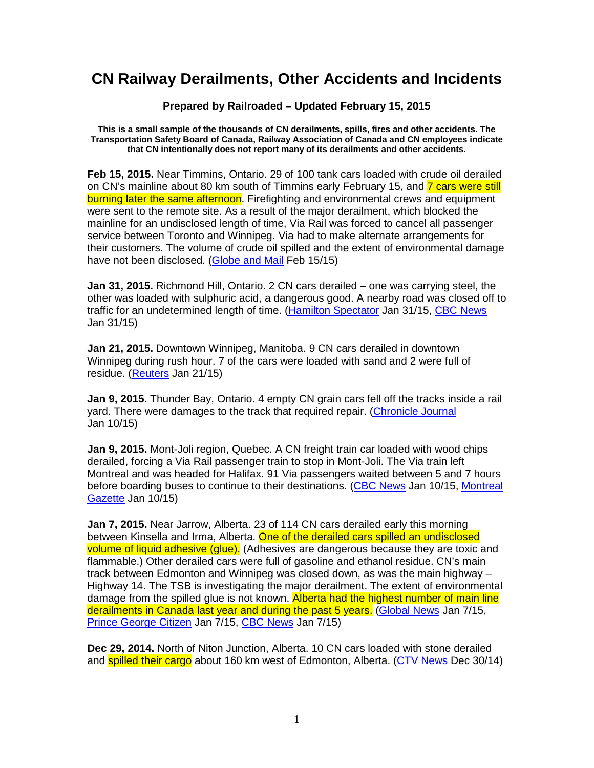# CN Railway Derailments, Other Accidents and Incidents

**Prepared by Railroaded – Updated February 15, 2015**

**This is a small sample of the thousands of CN derailments, spills, fires and other accidents. The Transportation Safety Board of Canada, Railway Association of Canada and CN employees indicate that CN intentionally does not report many of its derailments and other accidents.**

**Feb 15, 2015.** Near Timmins, Ontario. 29 of 100 tank cars loaded with crude oil derailed on CN's mainline about 80 km south of Timmins early February 15, and 7 cars were still burning later the same afternoon. Firefighting and environmental crews and equipment were sent to the remote site. As a result of the major derailment, which blocked the mainline for an undisclosed length of time, Via Rail was forced to cancel all passenger service between Toronto and Winnipeg. Via had to make alternate arrangements for their customers. The volume of crude oil spilled and the extent of environmental damage have not been disclosed. (Globe and Mail Feb 15/15)

**Jan 31, 2015.** Richmond Hill, Ontario. 2 CN cars derailed – one was carrying steel, the other was loaded with sulphuric acid, a dangerous good. A nearby road was closed off to traffic for an undetermined length of time. (Hamilton Spectator Jan 31/15, CBC News Jan 31/15)

**Jan 21, 2015.** Downtown Winnipeg, Manitoba. 9 CN cars derailed in downtown Winnipeg during rush hour. 7 of the cars were loaded with sand and 2 were full of residue. (Reuters Jan 21/15)

**Jan 9, 2015.** Thunder Bay, Ontario. 4 empty CN grain cars fell off the tracks inside a rail yard. There were damages to the track that required repair. (Chronicle Journal Jan 10/15)

**Jan 9, 2015.** Mont-Joli region, Quebec. A CN freight train car loaded with wood chips derailed, forcing a Via Rail passenger train to stop in Mont-Joli. The Via train left Montreal and was headed for Halifax. 91 Via passengers waited between 5 and 7 hours before boarding buses to continue to their destinations. (CBC News Jan 10/15, Montreal Gazette Jan 10/15)

**Jan 7, 2015.** Near Jarrow, Alberta. 23 of 114 CN cars derailed early this morning between Kinsella and Irma, Alberta. One of the derailed cars spilled an undisclosed volume of liquid adhesive (glue). (Adhesives are dangerous because they are toxic and flammable.) Other derailed cars were full of gasoline and ethanol residue. CN's main track between Edmonton and Winnipeg was closed down, as was the main highway – Highway 14. The TSB is investigating the major derailment. The extent of environmental damage from the spilled glue is not known. Alberta had the highest number of main line derailments in Canada last year and during the past 5 years. (Global News Jan 7/15, Prince George Citizen Jan 7/15, CBC News Jan 7/15)

**Dec 29, 2014.** North of Niton Junction, Alberta. 10 CN cars loaded with stone derailed and spilled their cargo about 160 km west of Edmonton, Alberta. (CTV News Dec 30/14)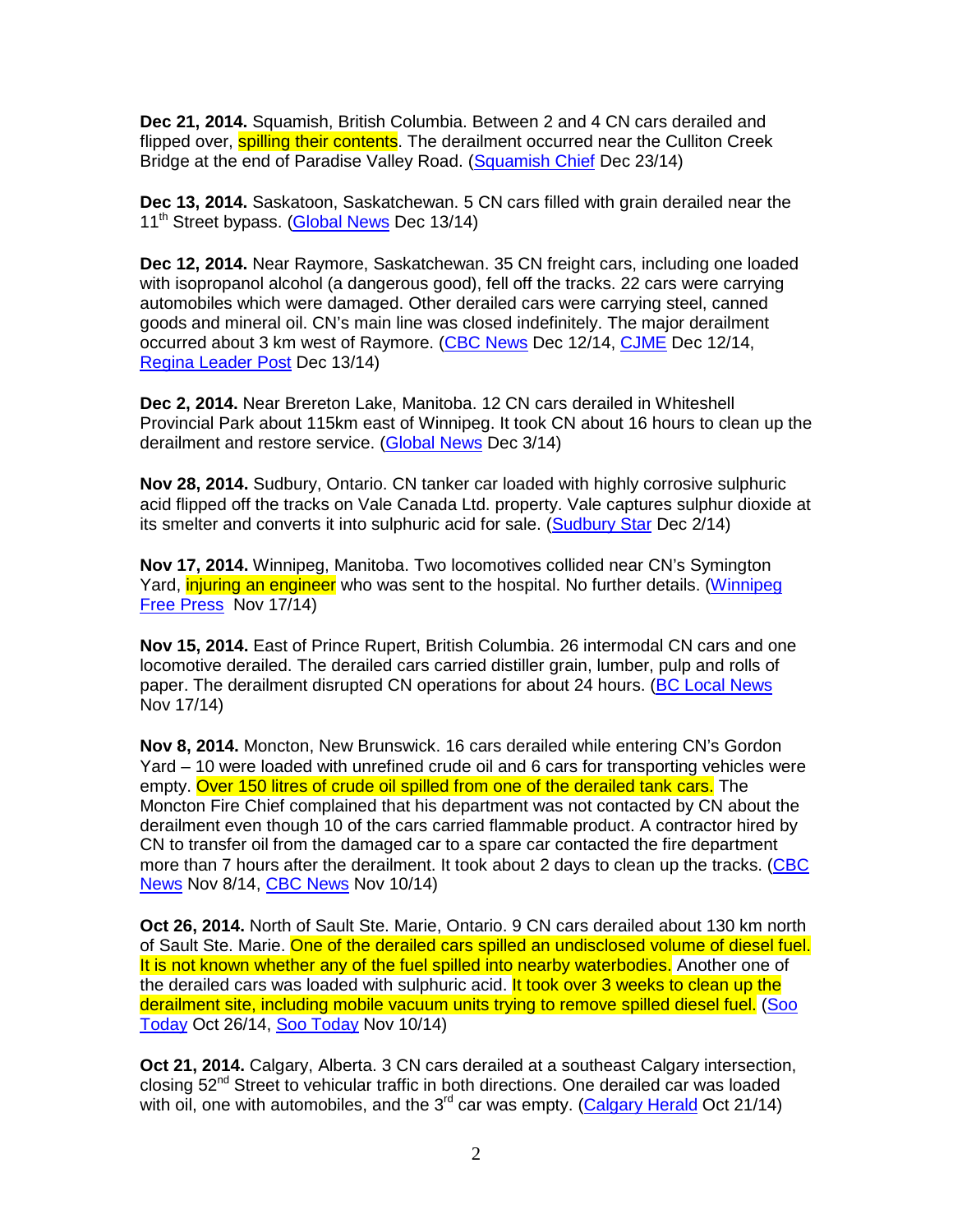**Dec 21, 2014.** Squamish, British Columbia. Between 2 and 4 CN cars derailed and flipped over, spilling their contents. The derailment occurred near the Culliton Creek Bridge at the end of Paradise Valley Road. (Squamish Chief Dec 23/14)

**Dec 13, 2014.** Saskatoon, Saskatchewan. 5 CN cars filled with grain derailed near the 11th Street bypass. (Global News Dec 13/14)

**Dec 12, 2014.** Near Raymore, Saskatchewan. 35 CN freight cars, including one loaded with isopropanol alcohol (a dangerous good), fell off the tracks. 22 cars were carrying automobiles which were damaged. Other derailed cars were carrying steel, canned goods and mineral oil. CN's main line was closed indefinitely. The major derailment occurred about 3 km west of Raymore. (CBC News Dec 12/14, CJME Dec 12/14, Regina Leader Post Dec 13/14)

**Dec 2, 2014.** Near Brereton Lake, Manitoba. 12 CN cars derailed in Whiteshell Provincial Park about 115km east of Winnipeg. It took CN about 16 hours to clean up the derailment and restore service. (Global News Dec 3/14)

**Nov 28, 2014.** Sudbury, Ontario. CN tanker car loaded with highly corrosive sulphuric acid flipped off the tracks on Vale Canada Ltd. property. Vale captures sulphur dioxide at its smelter and converts it into sulphuric acid for sale. (Sudbury Star Dec 2/14)

**Nov 17, 2014.** Winnipeg, Manitoba. Two locomotives collided near CN's Symington Yard, injuring an engineer who was sent to the hospital. No further details. (Winnipeg Free Press Nov 17/14)

**Nov 15, 2014.** East of Prince Rupert, British Columbia. 26 intermodal CN cars and one locomotive derailed. The derailed cars carried distiller grain, lumber, pulp and rolls of paper. The derailment disrupted CN operations for about 24 hours. (BC Local News Nov 17/14)

**Nov 8, 2014.** Moncton, New Brunswick. 16 cars derailed while entering CN's Gordon Yard – 10 were loaded with unrefined crude oil and 6 cars for transporting vehicles were empty. Over 150 litres of crude oil spilled from one of the derailed tank cars. The Moncton Fire Chief complained that his department was not contacted by CN about the derailment even though 10 of the cars carried flammable product. A contractor hired by CN to transfer oil from the damaged car to a spare car contacted the fire department more than 7 hours after the derailment. It took about 2 days to clean up the tracks. (CBC News Nov 8/14, CBC News Nov 10/14)

**Oct 26, 2014.** North of Sault Ste. Marie, Ontario. 9 CN cars derailed about 130 km north of Sault Ste. Marie. One of the derailed cars spilled an undisclosed volume of diesel fuel. It is not known whether any of the fuel spilled into nearby waterbodies. Another one of the derailed cars was loaded with sulphuric acid. It took over 3 weeks to clean up the derailment site, including mobile vacuum units trying to remove spilled diesel fuel. (Soo Today Oct 26/14, Soo Today Nov 10/14)

**Oct 21, 2014.** Calgary, Alberta. 3 CN cars derailed at a southeast Calgary intersection, closing 52nd Street to vehicular traffic in both directions. One derailed car was loaded with oil, one with automobiles, and the 3rd car was empty. (Calgary Herald Oct 21/14)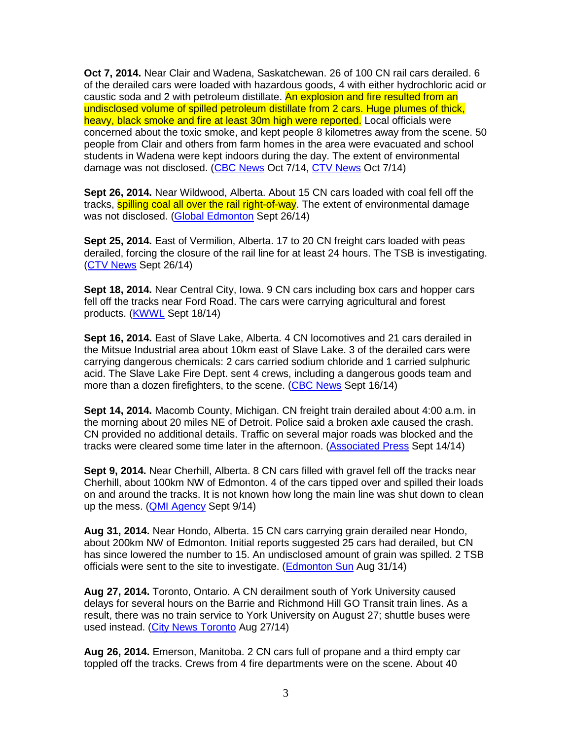**Oct 7, 2014.** Near Clair and Wadena, Saskatchewan. 26 of 100 CN rail cars derailed. 6 of the derailed cars were loaded with hazardous goods, 4 with either hydrochloric acid or caustic soda and 2 with petroleum distillate. An explosion and fire resulted from an undisclosed volume of spilled petroleum distillate from 2 cars. Huge plumes of thick, heavy, black smoke and fire at least 30m high were reported. Local officials were concerned about the toxic smoke, and kept people 8 kilometres away from the scene. 50 people from Clair and others from farm homes in the area were evacuated and school students in Wadena were kept indoors during the day. The extent of environmental damage was not disclosed. (CBC News Oct 7/14, CTV News Oct 7/14)

**Sept 26, 2014.** Near Wildwood, Alberta. About 15 CN cars loaded with coal fell off the tracks, spilling coal all over the rail right-of-way. The extent of environmental damage was not disclosed. (Global Edmonton Sept 26/14)

**Sept 25, 2014.** East of Vermilion, Alberta. 17 to 20 CN freight cars loaded with peas derailed, forcing the closure of the rail line for at least 24 hours. The TSB is investigating. (CTV News Sept 26/14)

**Sept 18, 2014.** Near Central City, Iowa. 9 CN cars including box cars and hopper cars fell off the tracks near Ford Road. The cars were carrying agricultural and forest products. (KWWL Sept 18/14)

**Sept 16, 2014.** East of Slave Lake, Alberta. 4 CN locomotives and 21 cars derailed in the Mitsue Industrial area about 10km east of Slave Lake. 3 of the derailed cars were carrying dangerous chemicals: 2 cars carried sodium chloride and 1 carried sulphuric acid. The Slave Lake Fire Dept. sent 4 crews, including a dangerous goods team and more than a dozen firefighters, to the scene. (CBC News Sept 16/14)

**Sept 14, 2014.** Macomb County, Michigan. CN freight train derailed about 4:00 a.m. in the morning about 20 miles NE of Detroit. Police said a broken axle caused the crash. CN provided no additional details. Traffic on several major roads was blocked and the tracks were cleared some time later in the afternoon. (Associated Press Sept 14/14)

**Sept 9, 2014.** Near Cherhill, Alberta. 8 CN cars filled with gravel fell off the tracks near Cherhill, about 100km NW of Edmonton. 4 of the cars tipped over and spilled their loads on and around the tracks. It is not known how long the main line was shut down to clean up the mess. (QMI Agency Sept 9/14)

**Aug 31, 2014.** Near Hondo, Alberta. 15 CN cars carrying grain derailed near Hondo, about 200km NW of Edmonton. Initial reports suggested 25 cars had derailed, but CN has since lowered the number to 15. An undisclosed amount of grain was spilled. 2 TSB officials were sent to the site to investigate. (Edmonton Sun Aug 31/14)

**Aug 27, 2014.** Toronto, Ontario. A CN derailment south of York University caused delays for several hours on the Barrie and Richmond Hill GO Transit train lines. As a result, there was no train service to York University on August 27; shuttle buses were used instead. (City News Toronto Aug 27/14)

**Aug 26, 2014.** Emerson, Manitoba. 2 CN cars full of propane and a third empty car toppled off the tracks. Crews from 4 fire departments were on the scene. About 40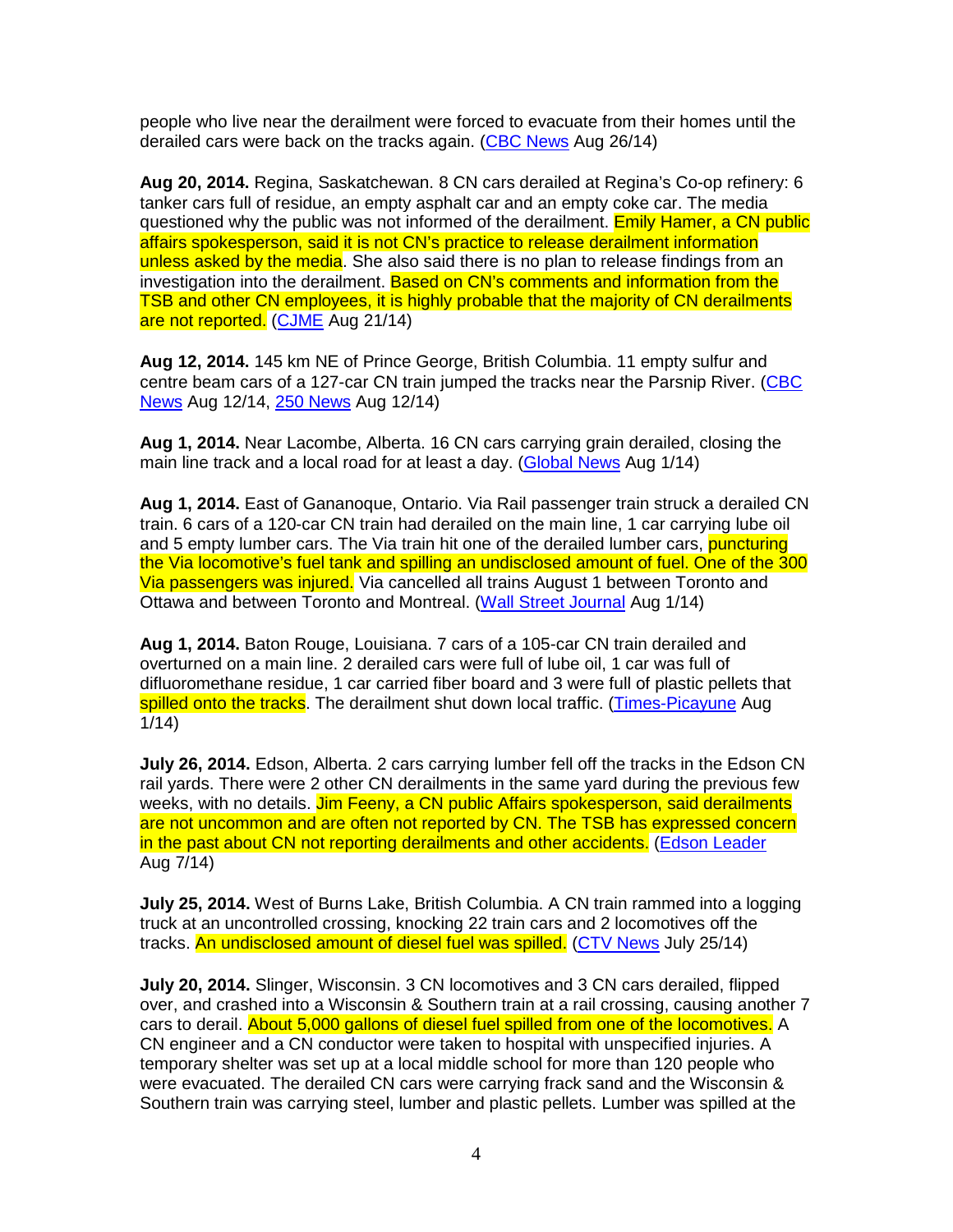people who live near the derailment were forced to evacuate from their homes until the derailed cars were back on the tracks again. (CBC News Aug 26/14)

**Aug 20, 2014.** Regina, Saskatchewan. 8 CN cars derailed at Regina's Co-op refinery: 6 tanker cars full of residue, an empty asphalt car and an empty coke car. The media questioned why the public was not informed of the derailment. Emily Hamer, a CN public affairs spokesperson, said it is not CN's practice to release derailment information unless asked by the media. She also said there is no plan to release findings from an investigation into the derailment. Based on CN's comments and information from the TSB and other CN employees, it is highly probable that the majority of CN derailments are not reported. (CJME Aug 21/14)

**Aug 12, 2014.** 145 km NE of Prince George, British Columbia. 11 empty sulfur and centre beam cars of a 127-car CN train jumped the tracks near the Parsnip River. (CBC News Aug 12/14, 250 News Aug 12/14)

**Aug 1, 2014.** Near Lacombe, Alberta. 16 CN cars carrying grain derailed, closing the main line track and a local road for at least a day. (Global News Aug 1/14)

**Aug 1, 2014.** East of Gananoque, Ontario. Via Rail passenger train struck a derailed CN train. 6 cars of a 120-car CN train had derailed on the main line, 1 car carrying lube oil and 5 empty lumber cars. The Via train hit one of the derailed lumber cars, puncturing the Via locomotive's fuel tank and spilling an undisclosed amount of fuel. One of the 300 Via passengers was injured. Via cancelled all trains August 1 between Toronto and Ottawa and between Toronto and Montreal. (Wall Street Journal Aug 1/14)

**Aug 1, 2014.** Baton Rouge, Louisiana. 7 cars of a 105-car CN train derailed and overturned on a main line. 2 derailed cars were full of lube oil, 1 car was full of difluoromethane residue, 1 car carried fiber board and 3 were full of plastic pellets that spilled onto the tracks. The derailment shut down local traffic. (Times-Picayune Aug 1/14)

**July 26, 2014.** Edson, Alberta. 2 cars carrying lumber fell off the tracks in the Edson CN rail yards. There were 2 other CN derailments in the same yard during the previous few weeks, with no details. Jim Feeny, a CN public Affairs spokesperson, said derailments are not uncommon and are often not reported by CN. The TSB has expressed concern in the past about CN not reporting derailments and other accidents. (Edson Leader Aug 7/14)

**July 25, 2014.** West of Burns Lake, British Columbia. A CN train rammed into a logging truck at an uncontrolled crossing, knocking 22 train cars and 2 locomotives off the tracks. An undisclosed amount of diesel fuel was spilled. (CTV News July 25/14)

**July 20, 2014.** Slinger, Wisconsin. 3 CN locomotives and 3 CN cars derailed, flipped over, and crashed into a Wisconsin & Southern train at a rail crossing, causing another 7 cars to derail. About 5,000 gallons of diesel fuel spilled from one of the locomotives. A CN engineer and a CN conductor were taken to hospital with unspecified injuries. A temporary shelter was set up at a local middle school for more than 120 people who were evacuated. The derailed CN cars were carrying frack sand and the Wisconsin & Southern train was carrying steel, lumber and plastic pellets. Lumber was spilled at the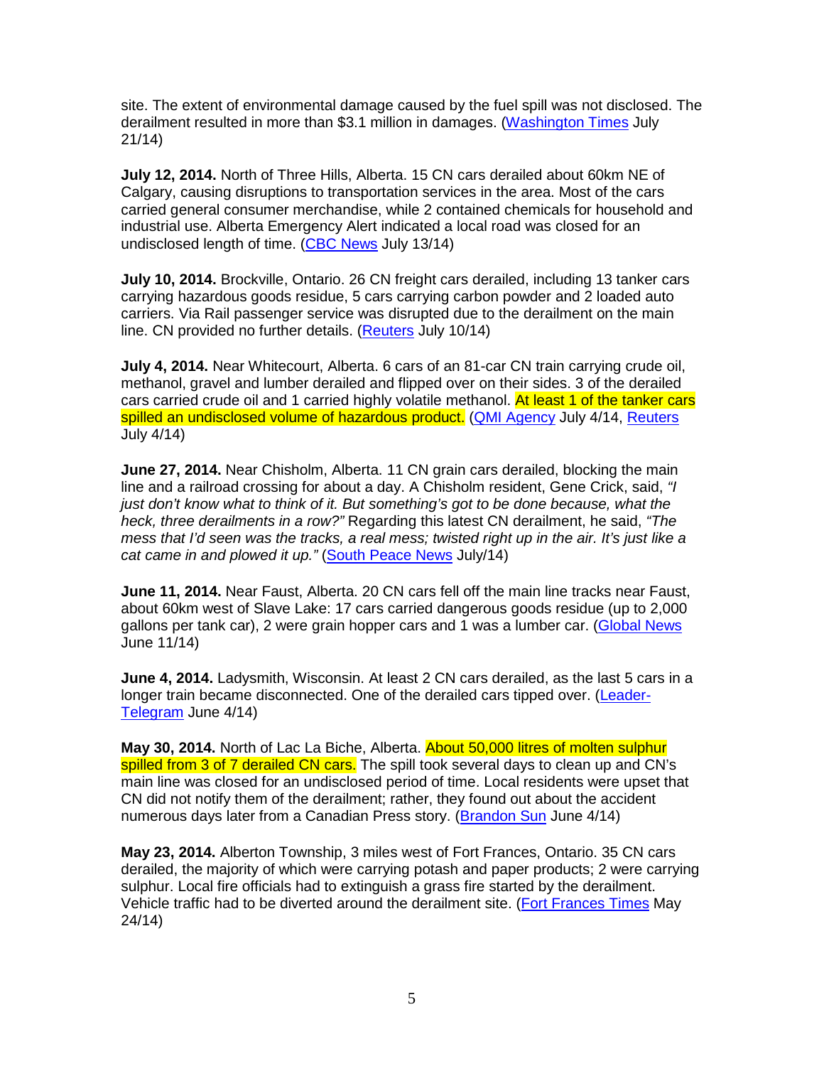site. The extent of environmental damage caused by the fuel spill was not disclosed. The derailment resulted in more than $3.1 million in damages. (Washington Times July 21/14)

**July 12, 2014.** North of Three Hills, Alberta. 15 CN cars derailed about 60km NE of Calgary, causing disruptions to transportation services in the area. Most of the cars carried general consumer merchandise, while 2 contained chemicals for household and industrial use. Alberta Emergency Alert indicated a local road was closed for an undisclosed length of time. (CBC News July 13/14)

**July 10, 2014.** Brockville, Ontario. 26 CN freight cars derailed, including 13 tanker cars carrying hazardous goods residue, 5 cars carrying carbon powder and 2 loaded auto carriers. Via Rail passenger service was disrupted due to the derailment on the main line. CN provided no further details. (Reuters July 10/14)

**July 4, 2014.** Near Whitecourt, Alberta. 6 cars of an 81-car CN train carrying crude oil, methanol, gravel and lumber derailed and flipped over on their sides. 3 of the derailed cars carried crude oil and 1 carried highly volatile methanol. At least 1 of the tanker cars spilled an undisclosed volume of hazardous product. (QMI Agency July 4/14, Reuters July 4/14)

**June 27, 2014.** Near Chisholm, Alberta. 11 CN grain cars derailed, blocking the main line and a railroad crossing for about a day. A Chisholm resident, Gene Crick, said, *"I just don't know what to think of it. But something's got to be done because, what the heck, three derailments in a row?"* Regarding this latest CN derailment, he said, *"The mess that I'd seen was the tracks, a real mess; twisted right up in the air. It's just like a cat came in and plowed it up."* (South Peace News July/14)

**June 11, 2014.** Near Faust, Alberta. 20 CN cars fell off the main line tracks near Faust, about 60km west of Slave Lake: 17 cars carried dangerous goods residue (up to 2,000 gallons per tank car), 2 were grain hopper cars and 1 was a lumber car. (Global News June 11/14)

**June 4, 2014.** Ladysmith, Wisconsin. At least 2 CN cars derailed, as the last 5 cars in a longer train became disconnected. One of the derailed cars tipped over. (Leader-Telegram June 4/14)

**May 30, 2014.** North of Lac La Biche, Alberta. About 50,000 litres of molten sulphur spilled from 3 of 7 derailed CN cars. The spill took several days to clean up and CN's main line was closed for an undisclosed period of time. Local residents were upset that CN did not notify them of the derailment; rather, they found out about the accident numerous days later from a Canadian Press story. (Brandon Sun June 4/14)

**May 23, 2014.** Alberton Township, 3 miles west of Fort Frances, Ontario. 35 CN cars derailed, the majority of which were carrying potash and paper products; 2 were carrying sulphur. Local fire officials had to extinguish a grass fire started by the derailment. Vehicle traffic had to be diverted around the derailment site. (Fort Frances Times May 24/14)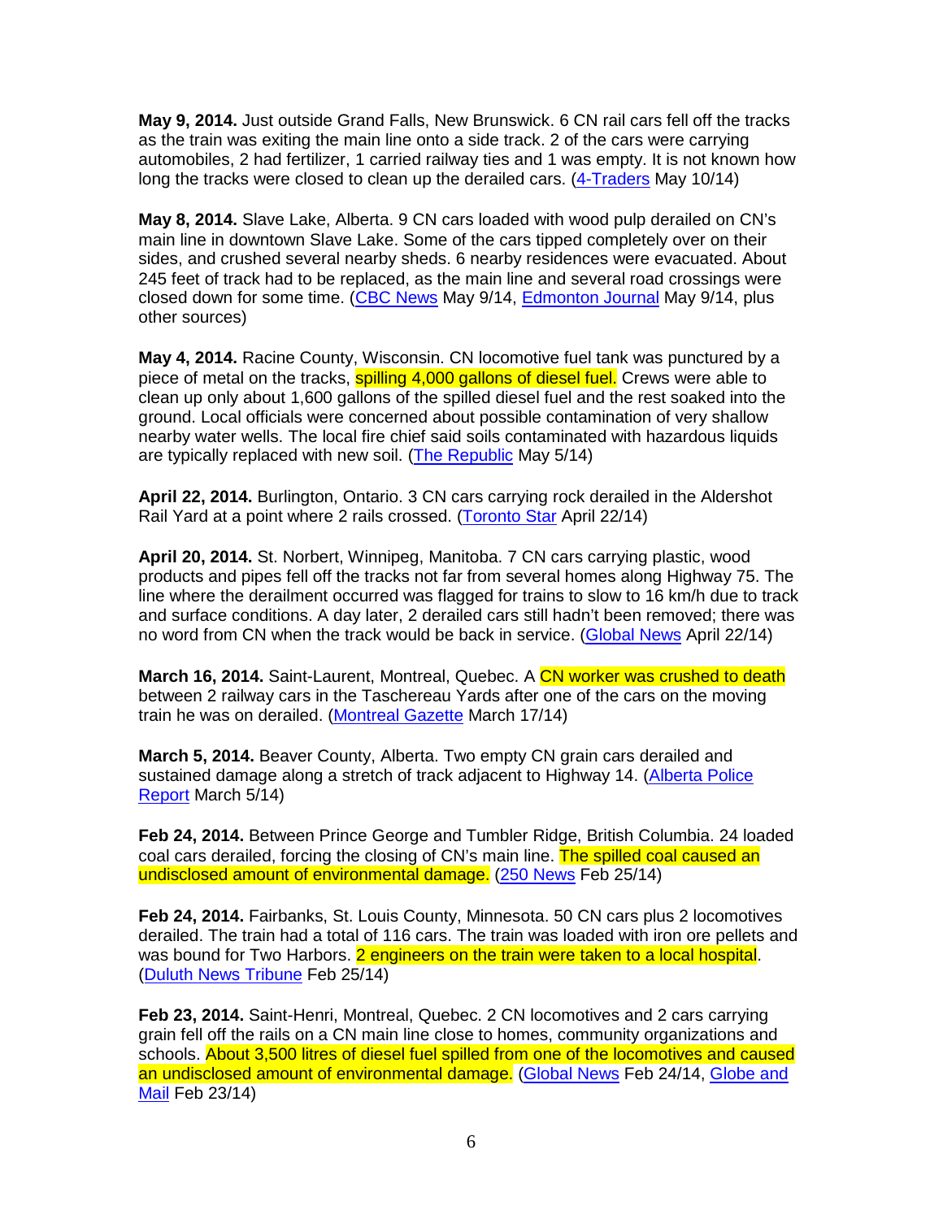**May 9, 2014.** Just outside Grand Falls, New Brunswick. 6 CN rail cars fell off the tracks as the train was exiting the main line onto a side track. 2 of the cars were carrying automobiles, 2 had fertilizer, 1 carried railway ties and 1 was empty. It is not known how long the tracks were closed to clean up the derailed cars. (4-Traders May 10/14)

**May 8, 2014.** Slave Lake, Alberta. 9 CN cars loaded with wood pulp derailed on CN's main line in downtown Slave Lake. Some of the cars tipped completely over on their sides, and crushed several nearby sheds. 6 nearby residences were evacuated. About 245 feet of track had to be replaced, as the main line and several road crossings were closed down for some time. (CBC News May 9/14, Edmonton Journal May 9/14, plus other sources)

**May 4, 2014.** Racine County, Wisconsin. CN locomotive fuel tank was punctured by a piece of metal on the tracks, spilling 4,000 gallons of diesel fuel. Crews were able to clean up only about 1,600 gallons of the spilled diesel fuel and the rest soaked into the ground. Local officials were concerned about possible contamination of very shallow nearby water wells. The local fire chief said soils contaminated with hazardous liquids are typically replaced with new soil. (The Republic May 5/14)

**April 22, 2014.** Burlington, Ontario. 3 CN cars carrying rock derailed in the Aldershot Rail Yard at a point where 2 rails crossed. (Toronto Star April 22/14)

**April 20, 2014.** St. Norbert, Winnipeg, Manitoba. 7 CN cars carrying plastic, wood products and pipes fell off the tracks not far from several homes along Highway 75. The line where the derailment occurred was flagged for trains to slow to 16 km/h due to track and surface conditions. A day later, 2 derailed cars still hadn't been removed; there was no word from CN when the track would be back in service. (Global News April 22/14)

**March 16, 2014.** Saint-Laurent, Montreal, Quebec. A CN worker was crushed to death between 2 railway cars in the Taschereau Yards after one of the cars on the moving train he was on derailed. (Montreal Gazette March 17/14)

**March 5, 2014.** Beaver County, Alberta. Two empty CN grain cars derailed and sustained damage along a stretch of track adjacent to Highway 14. (Alberta Police Report March 5/14)

**Feb 24, 2014.** Between Prince George and Tumbler Ridge, British Columbia. 24 loaded coal cars derailed, forcing the closing of CN's main line. The spilled coal caused an undisclosed amount of environmental damage. (250 News Feb 25/14)

**Feb 24, 2014.** Fairbanks, St. Louis County, Minnesota. 50 CN cars plus 2 locomotives derailed. The train had a total of 116 cars. The train was loaded with iron ore pellets and was bound for Two Harbors. 2 engineers on the train were taken to a local hospital. (Duluth News Tribune Feb 25/14)

**Feb 23, 2014.** Saint-Henri, Montreal, Quebec. 2 CN locomotives and 2 cars carrying grain fell off the rails on a CN main line close to homes, community organizations and schools. About 3,500 litres of diesel fuel spilled from one of the locomotives and caused an undisclosed amount of environmental damage. (Global News Feb 24/14, Globe and Mail Feb 23/14)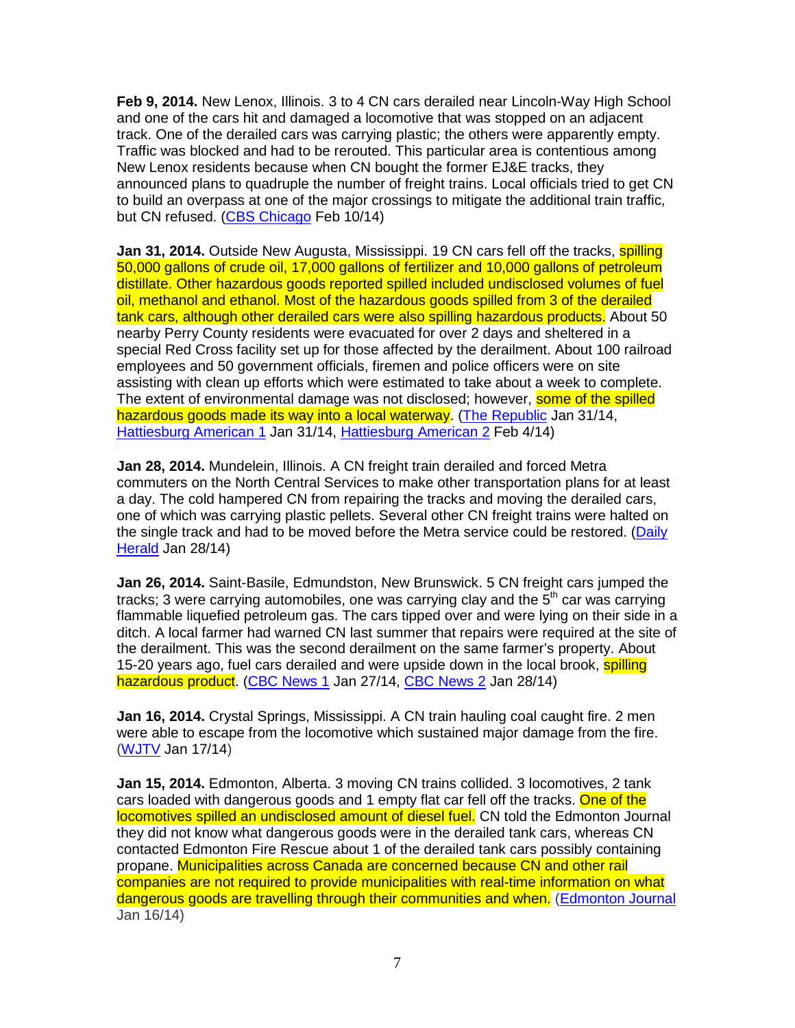**Feb 9, 2014.** New Lenox, Illinois. 3 to 4 CN cars derailed near Lincoln-Way High School and one of the cars hit and damaged a locomotive that was stopped on an adjacent track. One of the derailed cars was carrying plastic; the others were apparently empty. Traffic was blocked and had to be rerouted. This particular area is contentious among New Lenox residents because when CN bought the former EJ&E tracks, they announced plans to quadruple the number of freight trains. Local officials tried to get CN to build an overpass at one of the major crossings to mitigate the additional train traffic, but CN refused. (CBS Chicago Feb 10/14)

**Jan 31, 2014.** Outside New Augusta, Mississippi. 19 CN cars fell off the tracks, spilling 50,000 gallons of crude oil, 17,000 gallons of fertilizer and 10,000 gallons of petroleum distillate. Other hazardous goods reported spilled included undisclosed volumes of fuel oil, methanol and ethanol. Most of the hazardous goods spilled from 3 of the derailed tank cars, although other derailed cars were also spilling hazardous products. About 50 nearby Perry County residents were evacuated for over 2 days and sheltered in a special Red Cross facility set up for those affected by the derailment. About 100 railroad employees and 50 government officials, firemen and police officers were on site assisting with clean up efforts which were estimated to take about a week to complete. The extent of environmental damage was not disclosed; however, some of the spilled hazardous goods made its way into a local waterway. (The Republic Jan 31/14, Hattiesburg American 1 Jan 31/14, Hattiesburg American 2 Feb 4/14)

**Jan 28, 2014.** Mundelein, Illinois. A CN freight train derailed and forced Metra commuters on the North Central Services to make other transportation plans for at least a day. The cold hampered CN from repairing the tracks and moving the derailed cars, one of which was carrying plastic pellets. Several other CN freight trains were halted on the single track and had to be moved before the Metra service could be restored. (Daily Herald Jan 28/14)

**Jan 26, 2014.** Saint-Basile, Edmundston, New Brunswick. 5 CN freight cars jumped the tracks; 3 were carrying automobiles, one was carrying clay and the 5th car was carrying flammable liquefied petroleum gas. The cars tipped over and were lying on their side in a ditch. A local farmer had warned CN last summer that repairs were required at the site of the derailment. This was the second derailment on the same farmer's property. About 15-20 years ago, fuel cars derailed and were upside down in the local brook, spilling hazardous product. (CBC News 1 Jan 27/14, CBC News 2 Jan 28/14)

**Jan 16, 2014.** Crystal Springs, Mississippi. A CN train hauling coal caught fire. 2 men were able to escape from the locomotive which sustained major damage from the fire. (WJTV Jan 17/14)

**Jan 15, 2014.** Edmonton, Alberta. 3 moving CN trains collided. 3 locomotives, 2 tank cars loaded with dangerous goods and 1 empty flat car fell off the tracks. One of the locomotives spilled an undisclosed amount of diesel fuel. CN told the Edmonton Journal they did not know what dangerous goods were in the derailed tank cars, whereas CN contacted Edmonton Fire Rescue about 1 of the derailed tank cars possibly containing propane. Municipalities across Canada are concerned because CN and other rail companies are not required to provide municipalities with real-time information on what dangerous goods are travelling through their communities and when. (Edmonton Journal Jan 16/14)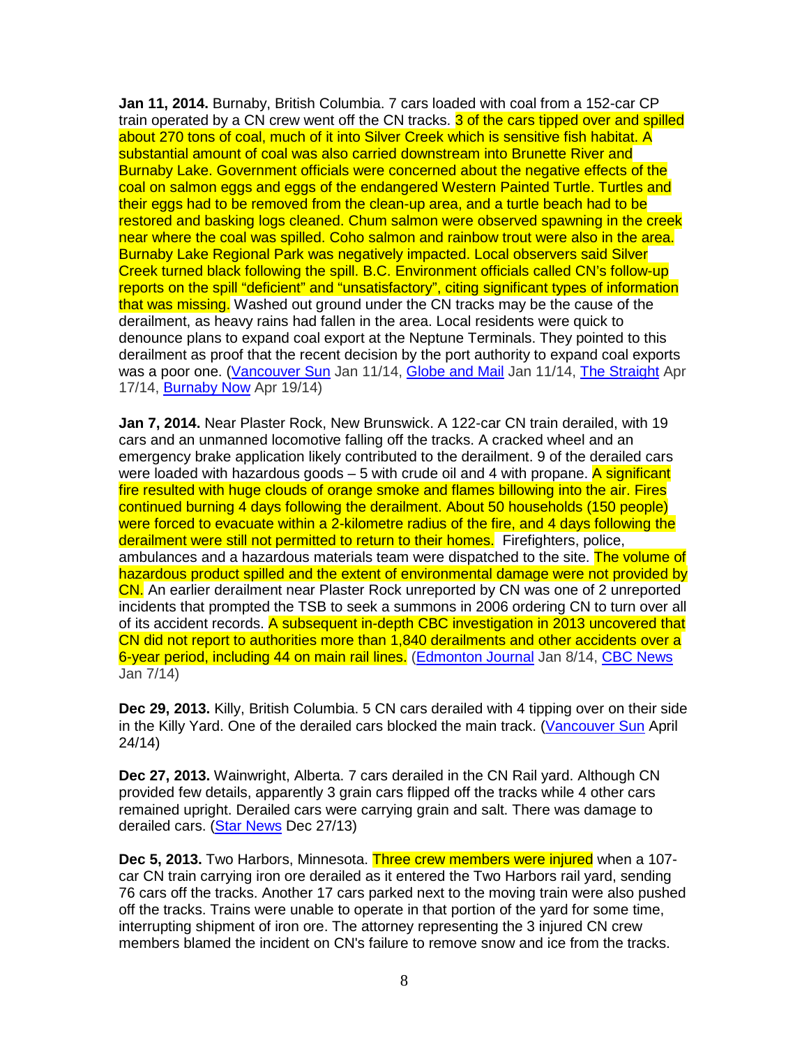**Jan 11, 2014.** Burnaby, British Columbia. 7 cars loaded with coal from a 152-car CP train operated by a CN crew went off the CN tracks. 3 of the cars tipped over and spilled about 270 tons of coal, much of it into Silver Creek which is sensitive fish habitat. A substantial amount of coal was also carried downstream into Brunette River and Burnaby Lake. Government officials were concerned about the negative effects of the coal on salmon eggs and eggs of the endangered Western Painted Turtle. Turtles and their eggs had to be removed from the clean-up area, and a turtle beach had to be restored and basking logs cleaned. Chum salmon were observed spawning in the creek near where the coal was spilled. Coho salmon and rainbow trout were also in the area. Burnaby Lake Regional Park was negatively impacted. Local observers said Silver Creek turned black following the spill. B.C. Environment officials called CN's follow-up reports on the spill "deficient" and "unsatisfactory", citing significant types of information that was missing. Washed out ground under the CN tracks may be the cause of the derailment, as heavy rains had fallen in the area. Local residents were quick to denounce plans to expand coal export at the Neptune Terminals. They pointed to this derailment as proof that the recent decision by the port authority to expand coal exports was a poor one. (Vancouver Sun Jan 11/14, Globe and Mail Jan 11/14, The Straight Apr 17/14, Burnaby Now Apr 19/14)

**Jan 7, 2014.** Near Plaster Rock, New Brunswick. A 122-car CN train derailed, with 19 cars and an unmanned locomotive falling off the tracks. A cracked wheel and an emergency brake application likely contributed to the derailment. 9 of the derailed cars were loaded with hazardous goods – 5 with crude oil and 4 with propane. A significant fire resulted with huge clouds of orange smoke and flames billowing into the air. Fires continued burning 4 days following the derailment. About 50 households (150 people) were forced to evacuate within a 2-kilometre radius of the fire, and 4 days following the derailment were still not permitted to return to their homes. Firefighters, police, ambulances and a hazardous materials team were dispatched to the site. The volume of hazardous product spilled and the extent of environmental damage were not provided by CN. An earlier derailment near Plaster Rock unreported by CN was one of 2 unreported incidents that prompted the TSB to seek a summons in 2006 ordering CN to turn over all of its accident records. A subsequent in-depth CBC investigation in 2013 uncovered that CN did not report to authorities more than 1,840 derailments and other accidents over a 6-year period, including 44 on main rail lines. (Edmonton Journal Jan 8/14, CBC News Jan 7/14)

**Dec 29, 2013.** Killy, British Columbia. 5 CN cars derailed with 4 tipping over on their side in the Killy Yard. One of the derailed cars blocked the main track. (Vancouver Sun April 24/14)

**Dec 27, 2013.** Wainwright, Alberta. 7 cars derailed in the CN Rail yard. Although CN provided few details, apparently 3 grain cars flipped off the tracks while 4 other cars remained upright. Derailed cars were carrying grain and salt. There was damage to derailed cars. (Star News Dec 27/13)

**Dec 5, 2013.** Two Harbors, Minnesota. Three crew members were injured when a 107-car CN train carrying iron ore derailed as it entered the Two Harbors rail yard, sending 76 cars off the tracks. Another 17 cars parked next to the moving train were also pushed off the tracks. Trains were unable to operate in that portion of the yard for some time, interrupting shipment of iron ore. The attorney representing the 3 injured CN crew members blamed the incident on CN's failure to remove snow and ice from the tracks.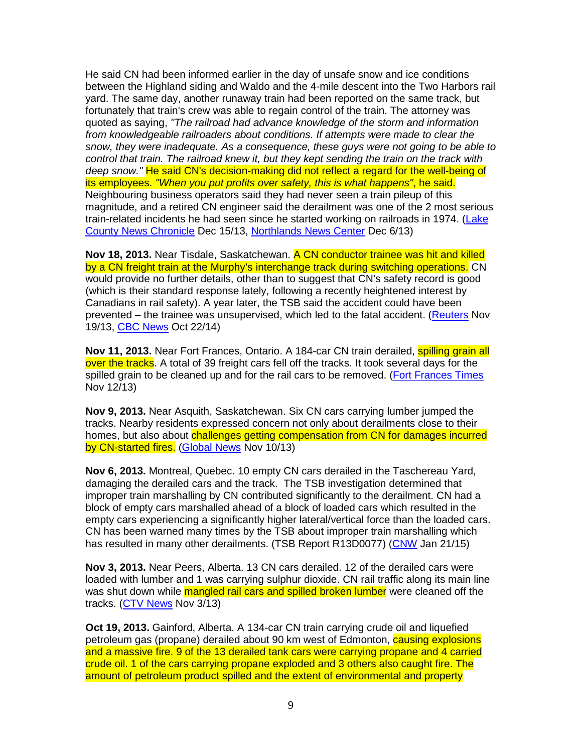He said CN had been informed earlier in the day of unsafe snow and ice conditions between the Highland siding and Waldo and the 4-mile descent into the Two Harbors rail yard. The same day, another runaway train had been reported on the same track, but fortunately that train's crew was able to regain control of the train. The attorney was quoted as saying, *"The railroad had advance knowledge of the storm and information from knowledgeable railroaders about conditions. If attempts were made to clear the snow, they were inadequate. As a consequence, these guys were not going to be able to control that train. The railroad knew it, but they kept sending the train on the track with deep snow."* He said CN's decision-making did not reflect a regard for the well-being of its employees. *"When you put profits over safety, this is what happens"*, he said. Neighbouring business operators said they had never seen a train pileup of this magnitude, and a retired CN engineer said the derailment was one of the 2 most serious train-related incidents he had seen since he started working on railroads in 1974. (Lake County News Chronicle Dec 15/13, Northlands News Center Dec 6/13)

**Nov 18, 2013.** Near Tisdale, Saskatchewan. A CN conductor trainee was hit and killed by a CN freight train at the Murphy's interchange track during switching operations. CN would provide no further details, other than to suggest that CN's safety record is good (which is their standard response lately, following a recently heightened interest by Canadians in rail safety). A year later, the TSB said the accident could have been prevented – the trainee was unsupervised, which led to the fatal accident. (Reuters Nov 19/13, CBC News Oct 22/14)

**Nov 11, 2013.** Near Fort Frances, Ontario. A 184-car CN train derailed, spilling grain all over the tracks. A total of 39 freight cars fell off the tracks. It took several days for the spilled grain to be cleaned up and for the rail cars to be removed. (Fort Frances Times Nov 12/13)

**Nov 9, 2013.** Near Asquith, Saskatchewan. Six CN cars carrying lumber jumped the tracks. Nearby residents expressed concern not only about derailments close to their homes, but also about challenges getting compensation from CN for damages incurred by CN-started fires. (Global News Nov 10/13)

**Nov 6, 2013.** Montreal, Quebec. 10 empty CN cars derailed in the Taschereau Yard, damaging the derailed cars and the track. The TSB investigation determined that improper train marshalling by CN contributed significantly to the derailment. CN had a block of empty cars marshalled ahead of a block of loaded cars which resulted in the empty cars experiencing a significantly higher lateral/vertical force than the loaded cars. CN has been warned many times by the TSB about improper train marshalling which has resulted in many other derailments. (TSB Report R13D0077) (CNW Jan 21/15)

**Nov 3, 2013.** Near Peers, Alberta. 13 CN cars derailed. 12 of the derailed cars were loaded with lumber and 1 was carrying sulphur dioxide. CN rail traffic along its main line was shut down while mangled rail cars and spilled broken lumber were cleaned off the tracks. (CTV News Nov 3/13)

**Oct 19, 2013.** Gainford, Alberta. A 134-car CN train carrying crude oil and liquefied petroleum gas (propane) derailed about 90 km west of Edmonton, causing explosions and a massive fire. 9 of the 13 derailed tank cars were carrying propane and 4 carried crude oil. 1 of the cars carrying propane exploded and 3 others also caught fire. The amount of petroleum product spilled and the extent of environmental and property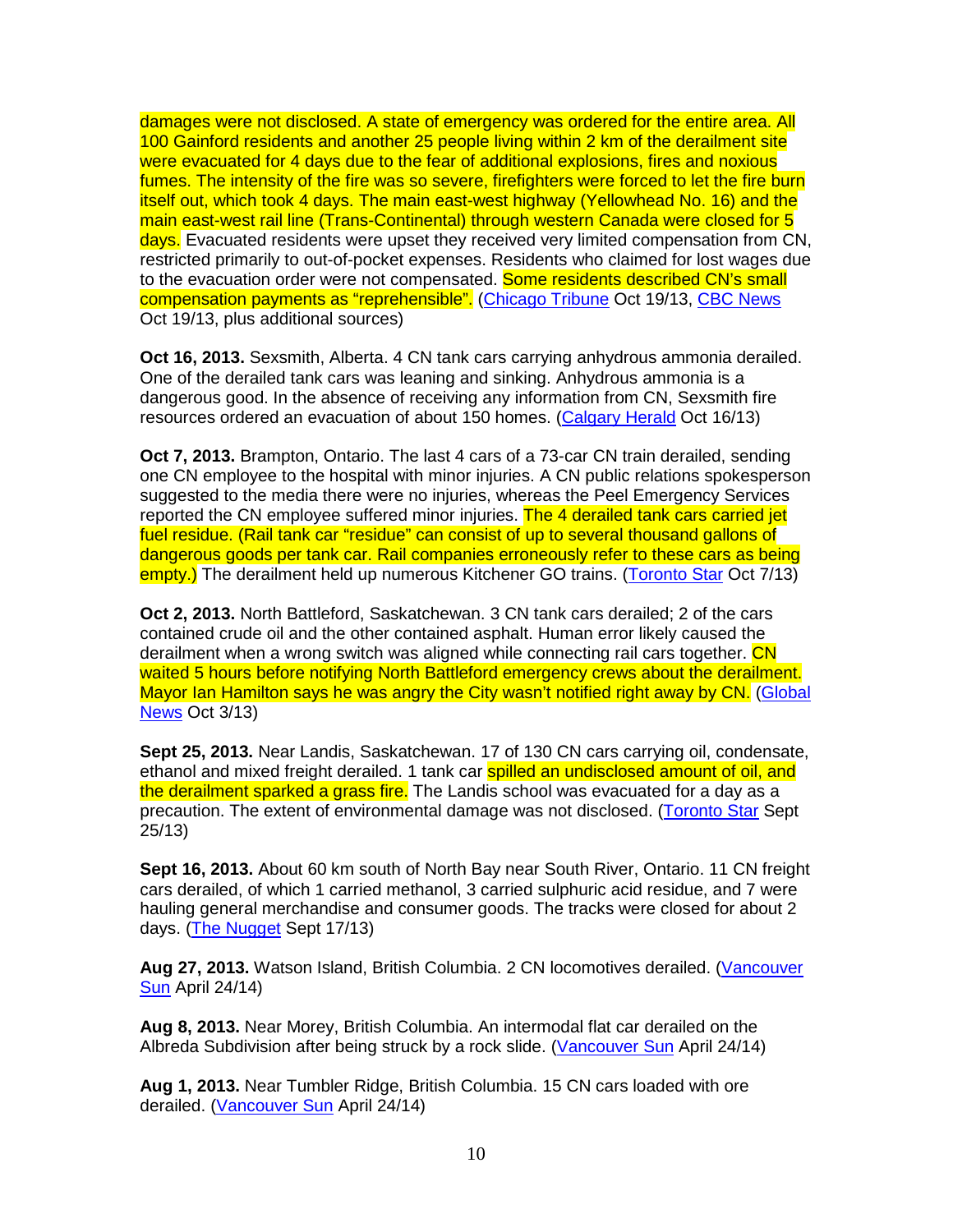damages were not disclosed. A state of emergency was ordered for the entire area. All 100 Gainford residents and another 25 people living within 2 km of the derailment site were evacuated for 4 days due to the fear of additional explosions, fires and noxious fumes. The intensity of the fire was so severe, firefighters were forced to let the fire burn itself out, which took 4 days. The main east-west highway (Yellowhead No. 16) and the main east-west rail line (Trans-Continental) through western Canada were closed for 5 days. Evacuated residents were upset they received very limited compensation from CN, restricted primarily to out-of-pocket expenses. Residents who claimed for lost wages due to the evacuation order were not compensated. Some residents described CN's small compensation payments as "reprehensible". (Chicago Tribune Oct 19/13, CBC News Oct 19/13, plus additional sources)

**Oct 16, 2013.** Sexsmith, Alberta. 4 CN tank cars carrying anhydrous ammonia derailed. One of the derailed tank cars was leaning and sinking. Anhydrous ammonia is a dangerous good. In the absence of receiving any information from CN, Sexsmith fire resources ordered an evacuation of about 150 homes. (Calgary Herald Oct 16/13)

**Oct 7, 2013.** Brampton, Ontario. The last 4 cars of a 73-car CN train derailed, sending one CN employee to the hospital with minor injuries. A CN public relations spokesperson suggested to the media there were no injuries, whereas the Peel Emergency Services reported the CN employee suffered minor injuries. The 4 derailed tank cars carried jet fuel residue. (Rail tank car "residue" can consist of up to several thousand gallons of dangerous goods per tank car. Rail companies erroneously refer to these cars as being empty.) The derailment held up numerous Kitchener GO trains. (Toronto Star Oct 7/13)

**Oct 2, 2013.** North Battleford, Saskatchewan. 3 CN tank cars derailed; 2 of the cars contained crude oil and the other contained asphalt. Human error likely caused the derailment when a wrong switch was aligned while connecting rail cars together. CN waited 5 hours before notifying North Battleford emergency crews about the derailment. Mayor Ian Hamilton says he was angry the City wasn't notified right away by CN. (Global News Oct 3/13)

**Sept 25, 2013.** Near Landis, Saskatchewan. 17 of 130 CN cars carrying oil, condensate, ethanol and mixed freight derailed. 1 tank car spilled an undisclosed amount of oil, and the derailment sparked a grass fire. The Landis school was evacuated for a day as a precaution. The extent of environmental damage was not disclosed. (Toronto Star Sept 25/13)

**Sept 16, 2013.** About 60 km south of North Bay near South River, Ontario. 11 CN freight cars derailed, of which 1 carried methanol, 3 carried sulphuric acid residue, and 7 were hauling general merchandise and consumer goods. The tracks were closed for about 2 days. (The Nugget Sept 17/13)

**Aug 27, 2013.** Watson Island, British Columbia. 2 CN locomotives derailed. (Vancouver Sun April 24/14)

**Aug 8, 2013.** Near Morey, British Columbia. An intermodal flat car derailed on the Albreda Subdivision after being struck by a rock slide. (Vancouver Sun April 24/14)

**Aug 1, 2013.** Near Tumbler Ridge, British Columbia. 15 CN cars loaded with ore derailed. (Vancouver Sun April 24/14)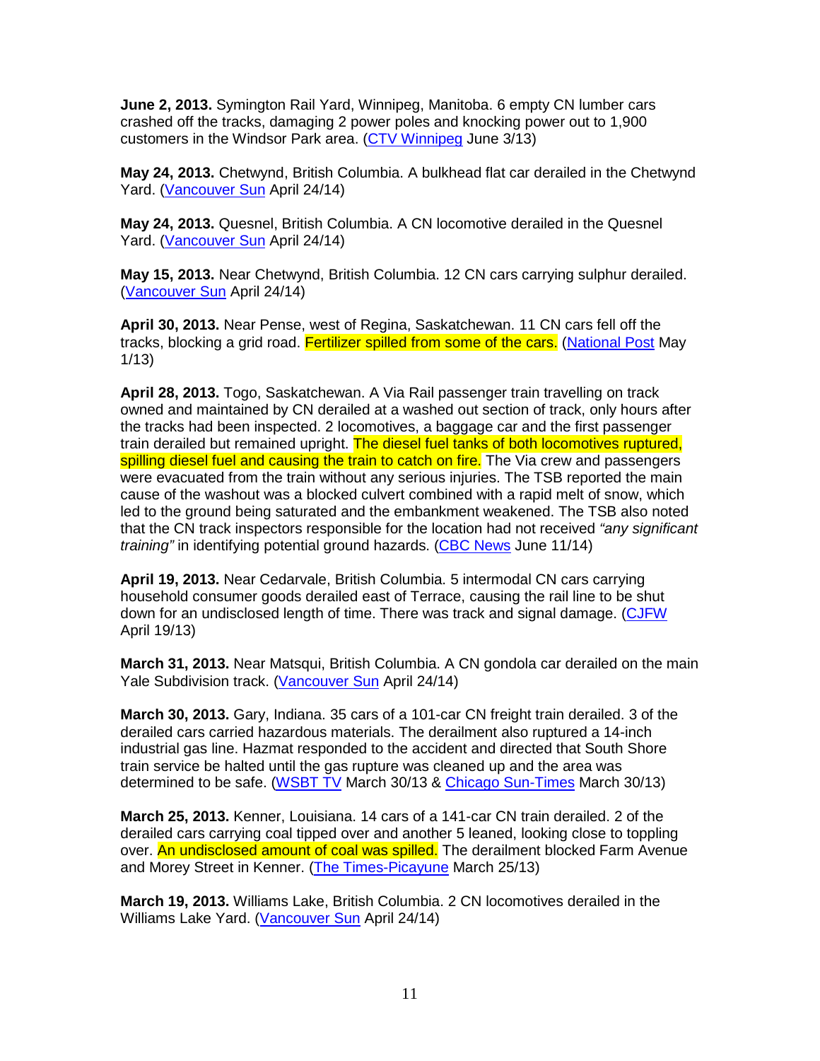**June 2, 2013.** Symington Rail Yard, Winnipeg, Manitoba. 6 empty CN lumber cars crashed off the tracks, damaging 2 power poles and knocking power out to 1,900 customers in the Windsor Park area. (CTV Winnipeg June 3/13)

**May 24, 2013.** Chetwynd, British Columbia. A bulkhead flat car derailed in the Chetwynd Yard. (Vancouver Sun April 24/14)

**May 24, 2013.** Quesnel, British Columbia. A CN locomotive derailed in the Quesnel Yard. (Vancouver Sun April 24/14)

**May 15, 2013.** Near Chetwynd, British Columbia. 12 CN cars carrying sulphur derailed. (Vancouver Sun April 24/14)

**April 30, 2013.** Near Pense, west of Regina, Saskatchewan. 11 CN cars fell off the tracks, blocking a grid road. Fertilizer spilled from some of the cars. (National Post May 1/13)

**April 28, 2013.** Togo, Saskatchewan. A Via Rail passenger train travelling on track owned and maintained by CN derailed at a washed out section of track, only hours after the tracks had been inspected. 2 locomotives, a baggage car and the first passenger train derailed but remained upright. The diesel fuel tanks of both locomotives ruptured, spilling diesel fuel and causing the train to catch on fire. The Via crew and passengers were evacuated from the train without any serious injuries. The TSB reported the main cause of the washout was a blocked culvert combined with a rapid melt of snow, which led to the ground being saturated and the embankment weakened. The TSB also noted that the CN track inspectors responsible for the location had not received *"any significant training"* in identifying potential ground hazards. (CBC News June 11/14)

**April 19, 2013.** Near Cedarvale, British Columbia. 5 intermodal CN cars carrying household consumer goods derailed east of Terrace, causing the rail line to be shut down for an undisclosed length of time. There was track and signal damage. (CJFW April 19/13)

**March 31, 2013.** Near Matsqui, British Columbia. A CN gondola car derailed on the main Yale Subdivision track. (Vancouver Sun April 24/14)

**March 30, 2013.** Gary, Indiana. 35 cars of a 101-car CN freight train derailed. 3 of the derailed cars carried hazardous materials. The derailment also ruptured a 14-inch industrial gas line. Hazmat responded to the accident and directed that South Shore train service be halted until the gas rupture was cleaned up and the area was determined to be safe. (WSBT TV March 30/13 & Chicago Sun-Times March 30/13)

**March 25, 2013.** Kenner, Louisiana. 14 cars of a 141-car CN train derailed. 2 of the derailed cars carrying coal tipped over and another 5 leaned, looking close to toppling over. An undisclosed amount of coal was spilled. The derailment blocked Farm Avenue and Morey Street in Kenner. (The Times-Picayune March 25/13)

**March 19, 2013.** Williams Lake, British Columbia. 2 CN locomotives derailed in the Williams Lake Yard. (Vancouver Sun April 24/14)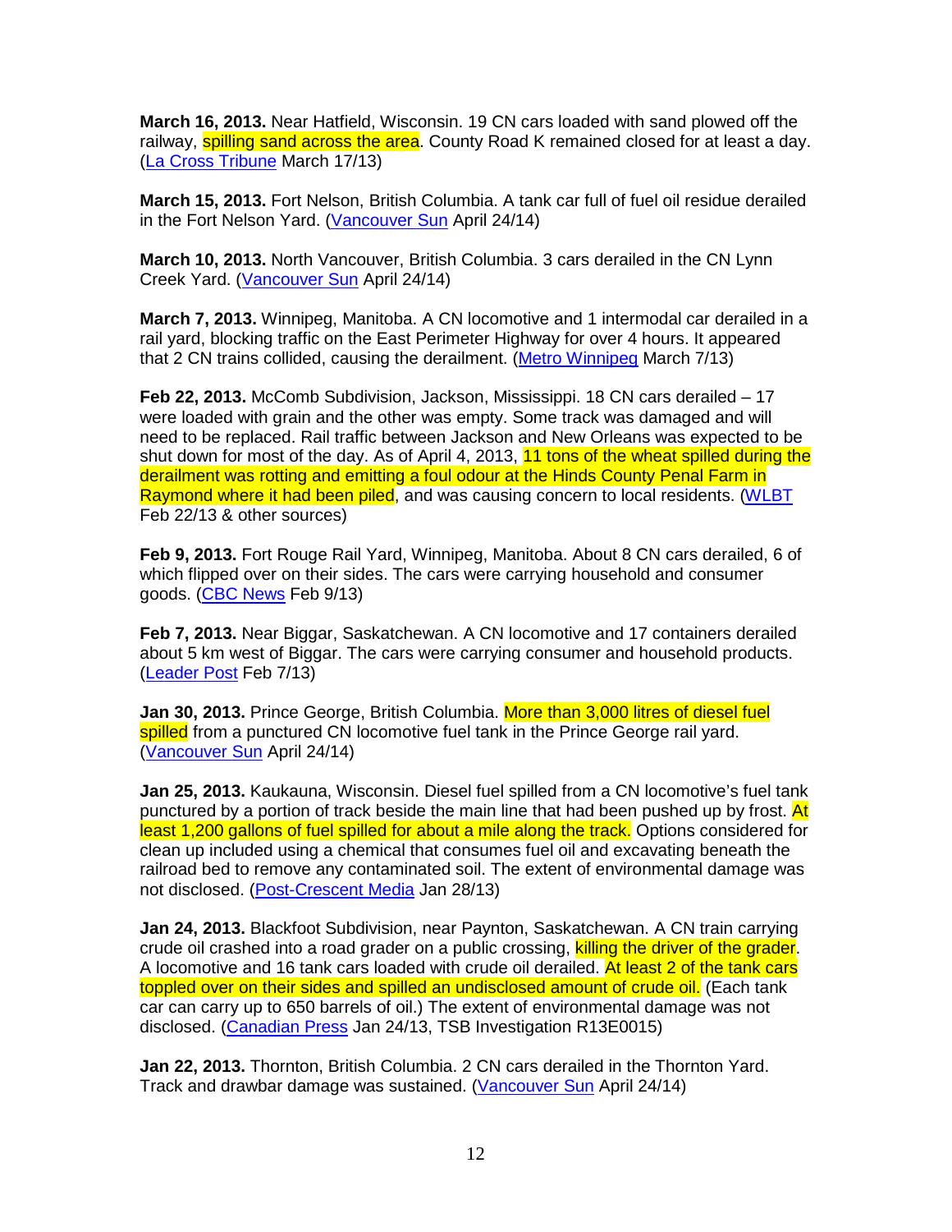**March 16, 2013.** Near Hatfield, Wisconsin. 19 CN cars loaded with sand plowed off the railway, spilling sand across the area. County Road K remained closed for at least a day. (La Cross Tribune March 17/13)

**March 15, 2013.** Fort Nelson, British Columbia. A tank car full of fuel oil residue derailed in the Fort Nelson Yard. (Vancouver Sun April 24/14)

**March 10, 2013.** North Vancouver, British Columbia. 3 cars derailed in the CN Lynn Creek Yard. (Vancouver Sun April 24/14)

**March 7, 2013.** Winnipeg, Manitoba. A CN locomotive and 1 intermodal car derailed in a rail yard, blocking traffic on the East Perimeter Highway for over 4 hours. It appeared that 2 CN trains collided, causing the derailment. (Metro Winnipeg March 7/13)

**Feb 22, 2013.** McComb Subdivision, Jackson, Mississippi. 18 CN cars derailed – 17 were loaded with grain and the other was empty. Some track was damaged and will need to be replaced. Rail traffic between Jackson and New Orleans was expected to be shut down for most of the day. As of April 4, 2013, 11 tons of the wheat spilled during the derailment was rotting and emitting a foul odour at the Hinds County Penal Farm in Raymond where it had been piled, and was causing concern to local residents. (WLBT Feb 22/13 & other sources)

**Feb 9, 2013.** Fort Rouge Rail Yard, Winnipeg, Manitoba. About 8 CN cars derailed, 6 of which flipped over on their sides. The cars were carrying household and consumer goods. (CBC News Feb 9/13)

**Feb 7, 2013.** Near Biggar, Saskatchewan. A CN locomotive and 17 containers derailed about 5 km west of Biggar. The cars were carrying consumer and household products. (Leader Post Feb 7/13)

**Jan 30, 2013.** Prince George, British Columbia. More than 3,000 litres of diesel fuel spilled from a punctured CN locomotive fuel tank in the Prince George rail yard. (Vancouver Sun April 24/14)

**Jan 25, 2013.** Kaukauna, Wisconsin. Diesel fuel spilled from a CN locomotive's fuel tank punctured by a portion of track beside the main line that had been pushed up by frost. At least 1,200 gallons of fuel spilled for about a mile along the track. Options considered for clean up included using a chemical that consumes fuel oil and excavating beneath the railroad bed to remove any contaminated soil. The extent of environmental damage was not disclosed. (Post-Crescent Media Jan 28/13)

**Jan 24, 2013.** Blackfoot Subdivision, near Paynton, Saskatchewan. A CN train carrying crude oil crashed into a road grader on a public crossing, killing the driver of the grader. A locomotive and 16 tank cars loaded with crude oil derailed. At least 2 of the tank cars toppled over on their sides and spilled an undisclosed amount of crude oil. (Each tank car can carry up to 650 barrels of oil.) The extent of environmental damage was not disclosed. (Canadian Press Jan 24/13, TSB Investigation R13E0015)

**Jan 22, 2013.** Thornton, British Columbia. 2 CN cars derailed in the Thornton Yard. Track and drawbar damage was sustained. (Vancouver Sun April 24/14)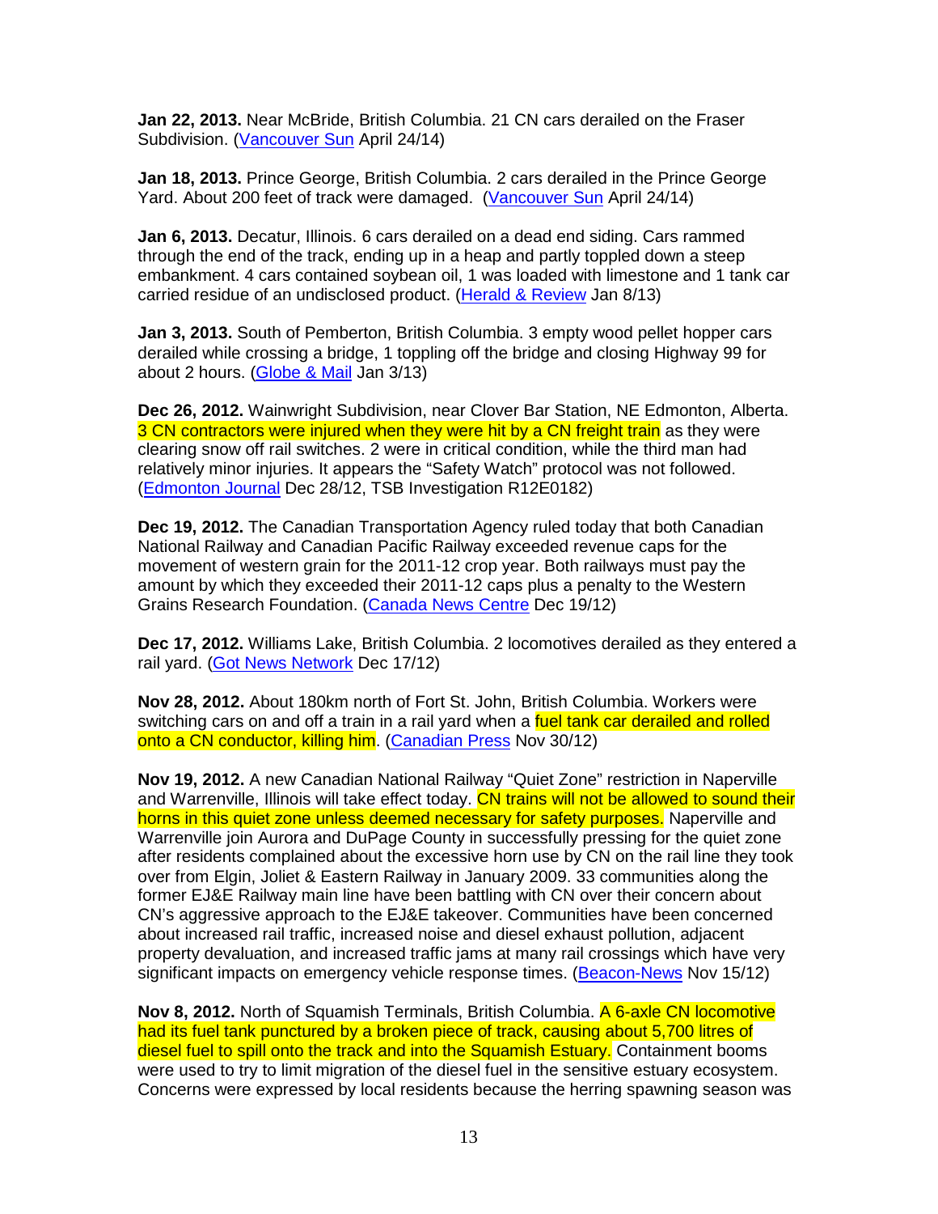**Jan 22, 2013.** Near McBride, British Columbia. 21 CN cars derailed on the Fraser Subdivision. (Vancouver Sun April 24/14)

**Jan 18, 2013.** Prince George, British Columbia. 2 cars derailed in the Prince George Yard. About 200 feet of track were damaged. (Vancouver Sun April 24/14)

**Jan 6, 2013.** Decatur, Illinois. 6 cars derailed on a dead end siding. Cars rammed through the end of the track, ending up in a heap and partly toppled down a steep embankment. 4 cars contained soybean oil, 1 was loaded with limestone and 1 tank car carried residue of an undisclosed product. (Herald & Review Jan 8/13)

**Jan 3, 2013.** South of Pemberton, British Columbia. 3 empty wood pellet hopper cars derailed while crossing a bridge, 1 toppling off the bridge and closing Highway 99 for about 2 hours. (Globe & Mail Jan 3/13)

**Dec 26, 2012.** Wainwright Subdivision, near Clover Bar Station, NE Edmonton, Alberta. 3 CN contractors were injured when they were hit by a CN freight train as they were clearing snow off rail switches. 2 were in critical condition, while the third man had relatively minor injuries. It appears the "Safety Watch" protocol was not followed. (Edmonton Journal Dec 28/12, TSB Investigation R12E0182)

**Dec 19, 2012.** The Canadian Transportation Agency ruled today that both Canadian National Railway and Canadian Pacific Railway exceeded revenue caps for the movement of western grain for the 2011-12 crop year. Both railways must pay the amount by which they exceeded their 2011-12 caps plus a penalty to the Western Grains Research Foundation. (Canada News Centre Dec 19/12)

**Dec 17, 2012.** Williams Lake, British Columbia. 2 locomotives derailed as they entered a rail yard. (Got News Network Dec 17/12)

**Nov 28, 2012.** About 180km north of Fort St. John, British Columbia. Workers were switching cars on and off a train in a rail yard when a fuel tank car derailed and rolled onto a CN conductor, killing him. (Canadian Press Nov 30/12)

**Nov 19, 2012.** A new Canadian National Railway "Quiet Zone" restriction in Naperville and Warrenville, Illinois will take effect today. CN trains will not be allowed to sound their horns in this quiet zone unless deemed necessary for safety purposes. Naperville and Warrenville join Aurora and DuPage County in successfully pressing for the quiet zone after residents complained about the excessive horn use by CN on the rail line they took over from Elgin, Joliet & Eastern Railway in January 2009. 33 communities along the former EJ&E Railway main line have been battling with CN over their concern about CN's aggressive approach to the EJ&E takeover. Communities have been concerned about increased rail traffic, increased noise and diesel exhaust pollution, adjacent property devaluation, and increased traffic jams at many rail crossings which have very significant impacts on emergency vehicle response times. (Beacon-News Nov 15/12)

**Nov 8, 2012.** North of Squamish Terminals, British Columbia. A 6-axle CN locomotive had its fuel tank punctured by a broken piece of track, causing about 5,700 litres of diesel fuel to spill onto the track and into the Squamish Estuary. Containment booms were used to try to limit migration of the diesel fuel in the sensitive estuary ecosystem. Concerns were expressed by local residents because the herring spawning season was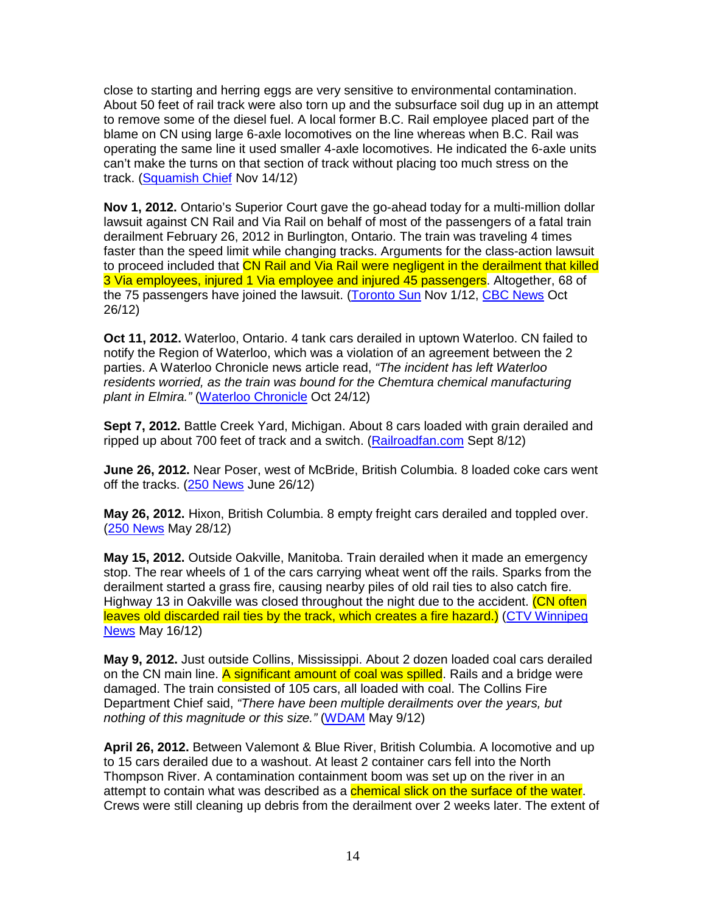close to starting and herring eggs are very sensitive to environmental contamination. About 50 feet of rail track were also torn up and the subsurface soil dug up in an attempt to remove some of the diesel fuel. A local former B.C. Rail employee placed part of the blame on CN using large 6-axle locomotives on the line whereas when B.C. Rail was operating the same line it used smaller 4-axle locomotives. He indicated the 6-axle units can't make the turns on that section of track without placing too much stress on the track. (Squamish Chief Nov 14/12)

**Nov 1, 2012.** Ontario's Superior Court gave the go-ahead today for a multi-million dollar lawsuit against CN Rail and Via Rail on behalf of most of the passengers of a fatal train derailment February 26, 2012 in Burlington, Ontario. The train was traveling 4 times faster than the speed limit while changing tracks. Arguments for the class-action lawsuit to proceed included that CN Rail and Via Rail were negligent in the derailment that killed 3 Via employees, injured 1 Via employee and injured 45 passengers. Altogether, 68 of the 75 passengers have joined the lawsuit. (Toronto Sun Nov 1/12, CBC News Oct 26/12)

**Oct 11, 2012.** Waterloo, Ontario. 4 tank cars derailed in uptown Waterloo. CN failed to notify the Region of Waterloo, which was a violation of an agreement between the 2 parties. A Waterloo Chronicle news article read, *"The incident has left Waterloo residents worried, as the train was bound for the Chemtura chemical manufacturing plant in Elmira."* (Waterloo Chronicle Oct 24/12)

**Sept 7, 2012.** Battle Creek Yard, Michigan. About 8 cars loaded with grain derailed and ripped up about 700 feet of track and a switch. (Railroadfan.com Sept 8/12)

**June 26, 2012.** Near Poser, west of McBride, British Columbia. 8 loaded coke cars went off the tracks. (250 News June 26/12)

**May 26, 2012.** Hixon, British Columbia. 8 empty freight cars derailed and toppled over. (250 News May 28/12)

**May 15, 2012.** Outside Oakville, Manitoba. Train derailed when it made an emergency stop. The rear wheels of 1 of the cars carrying wheat went off the rails. Sparks from the derailment started a grass fire, causing nearby piles of old rail ties to also catch fire. Highway 13 in Oakville was closed throughout the night due to the accident. (CN often leaves old discarded rail ties by the track, which creates a fire hazard.) (CTV Winnipeg News May 16/12)

**May 9, 2012.** Just outside Collins, Mississippi. About 2 dozen loaded coal cars derailed on the CN main line. A significant amount of coal was spilled. Rails and a bridge were damaged. The train consisted of 105 cars, all loaded with coal. The Collins Fire Department Chief said, *"There have been multiple derailments over the years, but nothing of this magnitude or this size."* (WDAM May 9/12)

**April 26, 2012.** Between Valemont & Blue River, British Columbia. A locomotive and up to 15 cars derailed due to a washout. At least 2 container cars fell into the North Thompson River. A contamination containment boom was set up on the river in an attempt to contain what was described as a chemical slick on the surface of the water. Crews were still cleaning up debris from the derailment over 2 weeks later. The extent of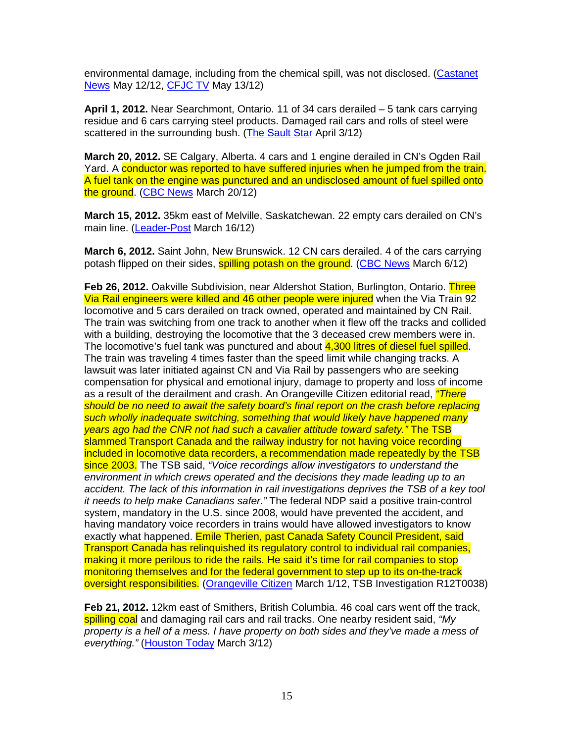environmental damage, including from the chemical spill, was not disclosed. (Castanet News May 12/12, CFJC TV May 13/12)

**April 1, 2012.** Near Searchmont, Ontario. 11 of 34 cars derailed – 5 tank cars carrying residue and 6 cars carrying steel products. Damaged rail cars and rolls of steel were scattered in the surrounding bush. (The Sault Star April 3/12)

**March 20, 2012.** SE Calgary, Alberta. 4 cars and 1 engine derailed in CN's Ogden Rail Yard. A conductor was reported to have suffered injuries when he jumped from the train. A fuel tank on the engine was punctured and an undisclosed amount of fuel spilled onto the ground. (CBC News March 20/12)

**March 15, 2012.** 35km east of Melville, Saskatchewan. 22 empty cars derailed on CN's main line. (Leader-Post March 16/12)

**March 6, 2012.** Saint John, New Brunswick. 12 CN cars derailed. 4 of the cars carrying potash flipped on their sides, spilling potash on the ground. (CBC News March 6/12)

**Feb 26, 2012.** Oakville Subdivision, near Aldershot Station, Burlington, Ontario. Three Via Rail engineers were killed and 46 other people were injured when the Via Train 92 locomotive and 5 cars derailed on track owned, operated and maintained by CN Rail. The train was switching from one track to another when it flew off the tracks and collided with a building, destroying the locomotive that the 3 deceased crew members were in. The locomotive's fuel tank was punctured and about 4,300 litres of diesel fuel spilled. The train was traveling 4 times faster than the speed limit while changing tracks. A lawsuit was later initiated against CN and Via Rail by passengers who are seeking compensation for physical and emotional injury, damage to property and loss of income as a result of the derailment and crash. An Orangeville Citizen editorial read, *"There should be no need to await the safety board's final report on the crash before replacing such wholly inadequate switching, something that would likely have happened many years ago had the CNR not had such a cavalier attitude toward safety."* The TSB slammed Transport Canada and the railway industry for not having voice recording included in locomotive data recorders, a recommendation made repeatedly by the TSB since 2003. The TSB said, *"Voice recordings allow investigators to understand the environment in which crews operated and the decisions they made leading up to an accident. The lack of this information in rail investigations deprives the TSB of a key tool it needs to help make Canadians safer."* The federal NDP said a positive train-control system, mandatory in the U.S. since 2008, would have prevented the accident, and having mandatory voice recorders in trains would have allowed investigators to know exactly what happened. Emile Therien, past Canada Safety Council President, said Transport Canada has relinquished its regulatory control to individual rail companies, making it more perilous to ride the rails. He said it's time for rail companies to stop monitoring themselves and for the federal government to step up to its on-the-track oversight responsibilities. (Orangeville Citizen March 1/12, TSB Investigation R12T0038)

**Feb 21, 2012.** 12km east of Smithers, British Columbia. 46 coal cars went off the track, spilling coal and damaging rail cars and rail tracks. One nearby resident said, *"My property is a hell of a mess. I have property on both sides and they've made a mess of everything."* (Houston Today March 3/12)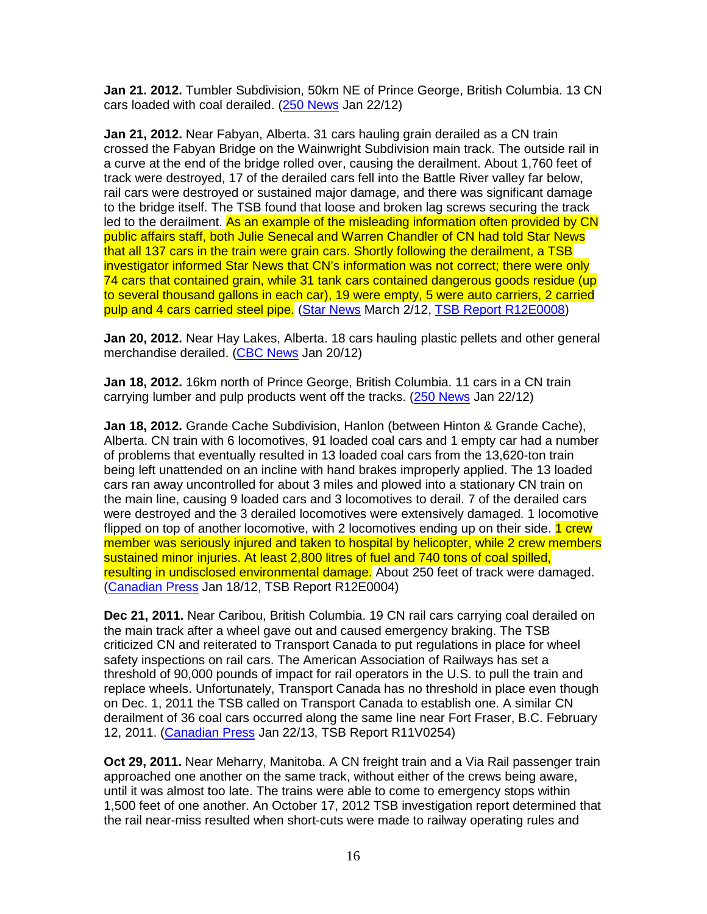**Jan 21. 2012.** Tumbler Subdivision, 50km NE of Prince George, British Columbia. 13 CN cars loaded with coal derailed. (250 News Jan 22/12)

**Jan 21, 2012.** Near Fabyan, Alberta. 31 cars hauling grain derailed as a CN train crossed the Fabyan Bridge on the Wainwright Subdivision main track. The outside rail in a curve at the end of the bridge rolled over, causing the derailment. About 1,760 feet of track were destroyed, 17 of the derailed cars fell into the Battle River valley far below, rail cars were destroyed or sustained major damage, and there was significant damage to the bridge itself. The TSB found that loose and broken lag screws securing the track led to the derailment. As an example of the misleading information often provided by CN public affairs staff, both Julie Senecal and Warren Chandler of CN had told Star News that all 137 cars in the train were grain cars. Shortly following the derailment, a TSB investigator informed Star News that CN's information was not correct; there were only 74 cars that contained grain, while 31 tank cars contained dangerous goods residue (up to several thousand gallons in each car), 19 were empty, 5 were auto carriers, 2 carried pulp and 4 cars carried steel pipe. (Star News March 2/12, TSB Report R12E0008)

**Jan 20, 2012.** Near Hay Lakes, Alberta. 18 cars hauling plastic pellets and other general merchandise derailed. (CBC News Jan 20/12)

**Jan 18, 2012.** 16km north of Prince George, British Columbia. 11 cars in a CN train carrying lumber and pulp products went off the tracks. (250 News Jan 22/12)

**Jan 18, 2012.** Grande Cache Subdivision, Hanlon (between Hinton & Grande Cache), Alberta. CN train with 6 locomotives, 91 loaded coal cars and 1 empty car had a number of problems that eventually resulted in 13 loaded coal cars from the 13,620-ton train being left unattended on an incline with hand brakes improperly applied. The 13 loaded cars ran away uncontrolled for about 3 miles and plowed into a stationary CN train on the main line, causing 9 loaded cars and 3 locomotives to derail. 7 of the derailed cars were destroyed and the 3 derailed locomotives were extensively damaged. 1 locomotive flipped on top of another locomotive, with 2 locomotives ending up on their side. 1 crew member was seriously injured and taken to hospital by helicopter, while 2 crew members sustained minor injuries. At least 2,800 litres of fuel and 740 tons of coal spilled, resulting in undisclosed environmental damage. About 250 feet of track were damaged. (Canadian Press Jan 18/12, TSB Report R12E0004)

**Dec 21, 2011.** Near Caribou, British Columbia. 19 CN rail cars carrying coal derailed on the main track after a wheel gave out and caused emergency braking. The TSB criticized CN and reiterated to Transport Canada to put regulations in place for wheel safety inspections on rail cars. The American Association of Railways has set a threshold of 90,000 pounds of impact for rail operators in the U.S. to pull the train and replace wheels. Unfortunately, Transport Canada has no threshold in place even though on Dec. 1, 2011 the TSB called on Transport Canada to establish one. A similar CN derailment of 36 coal cars occurred along the same line near Fort Fraser, B.C. February 12, 2011. (Canadian Press Jan 22/13, TSB Report R11V0254)

**Oct 29, 2011.** Near Meharry, Manitoba. A CN freight train and a Via Rail passenger train approached one another on the same track, without either of the crews being aware, until it was almost too late. The trains were able to come to emergency stops within 1,500 feet of one another. An October 17, 2012 TSB investigation report determined that the rail near-miss resulted when short-cuts were made to railway operating rules and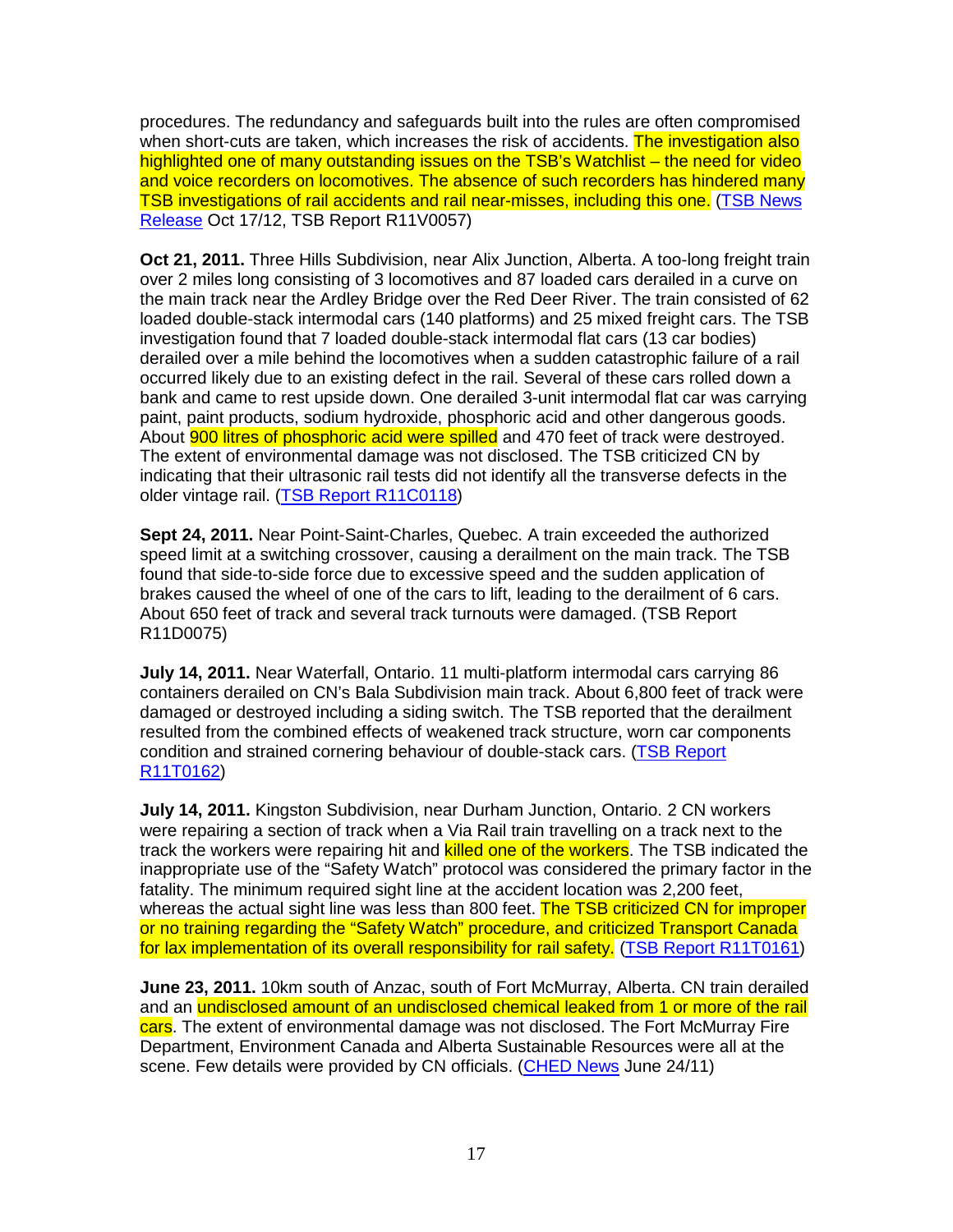procedures. The redundancy and safeguards built into the rules are often compromised when short-cuts are taken, which increases the risk of accidents. The investigation also highlighted one of many outstanding issues on the TSB's Watchlist – the need for video and voice recorders on locomotives. The absence of such recorders has hindered many TSB investigations of rail accidents and rail near-misses, including this one. (TSB News Release Oct 17/12, TSB Report R11V0057)

**Oct 21, 2011.** Three Hills Subdivision, near Alix Junction, Alberta. A too-long freight train over 2 miles long consisting of 3 locomotives and 87 loaded cars derailed in a curve on the main track near the Ardley Bridge over the Red Deer River. The train consisted of 62 loaded double-stack intermodal cars (140 platforms) and 25 mixed freight cars. The TSB investigation found that 7 loaded double-stack intermodal flat cars (13 car bodies) derailed over a mile behind the locomotives when a sudden catastrophic failure of a rail occurred likely due to an existing defect in the rail. Several of these cars rolled down a bank and came to rest upside down. One derailed 3-unit intermodal flat car was carrying paint, paint products, sodium hydroxide, phosphoric acid and other dangerous goods. About 900 litres of phosphoric acid were spilled and 470 feet of track were destroyed. The extent of environmental damage was not disclosed. The TSB criticized CN by indicating that their ultrasonic rail tests did not identify all the transverse defects in the older vintage rail. (TSB Report R11C0118)

**Sept 24, 2011.** Near Point-Saint-Charles, Quebec. A train exceeded the authorized speed limit at a switching crossover, causing a derailment on the main track. The TSB found that side-to-side force due to excessive speed and the sudden application of brakes caused the wheel of one of the cars to lift, leading to the derailment of 6 cars. About 650 feet of track and several track turnouts were damaged. (TSB Report R11D0075)

**July 14, 2011.** Near Waterfall, Ontario. 11 multi-platform intermodal cars carrying 86 containers derailed on CN's Bala Subdivision main track. About 6,800 feet of track were damaged or destroyed including a siding switch. The TSB reported that the derailment resulted from the combined effects of weakened track structure, worn car components condition and strained cornering behaviour of double-stack cars. (TSB Report R11T0162)

**July 14, 2011.** Kingston Subdivision, near Durham Junction, Ontario. 2 CN workers were repairing a section of track when a Via Rail train travelling on a track next to the track the workers were repairing hit and killed one of the workers. The TSB indicated the inappropriate use of the "Safety Watch" protocol was considered the primary factor in the fatality. The minimum required sight line at the accident location was 2,200 feet, whereas the actual sight line was less than 800 feet. The TSB criticized CN for improper or no training regarding the "Safety Watch" procedure, and criticized Transport Canada for lax implementation of its overall responsibility for rail safety. (TSB Report R11T0161)

**June 23, 2011.** 10km south of Anzac, south of Fort McMurray, Alberta. CN train derailed and an undisclosed amount of an undisclosed chemical leaked from 1 or more of the rail cars. The extent of environmental damage was not disclosed. The Fort McMurray Fire Department, Environment Canada and Alberta Sustainable Resources were all at the scene. Few details were provided by CN officials. (CHED News June 24/11)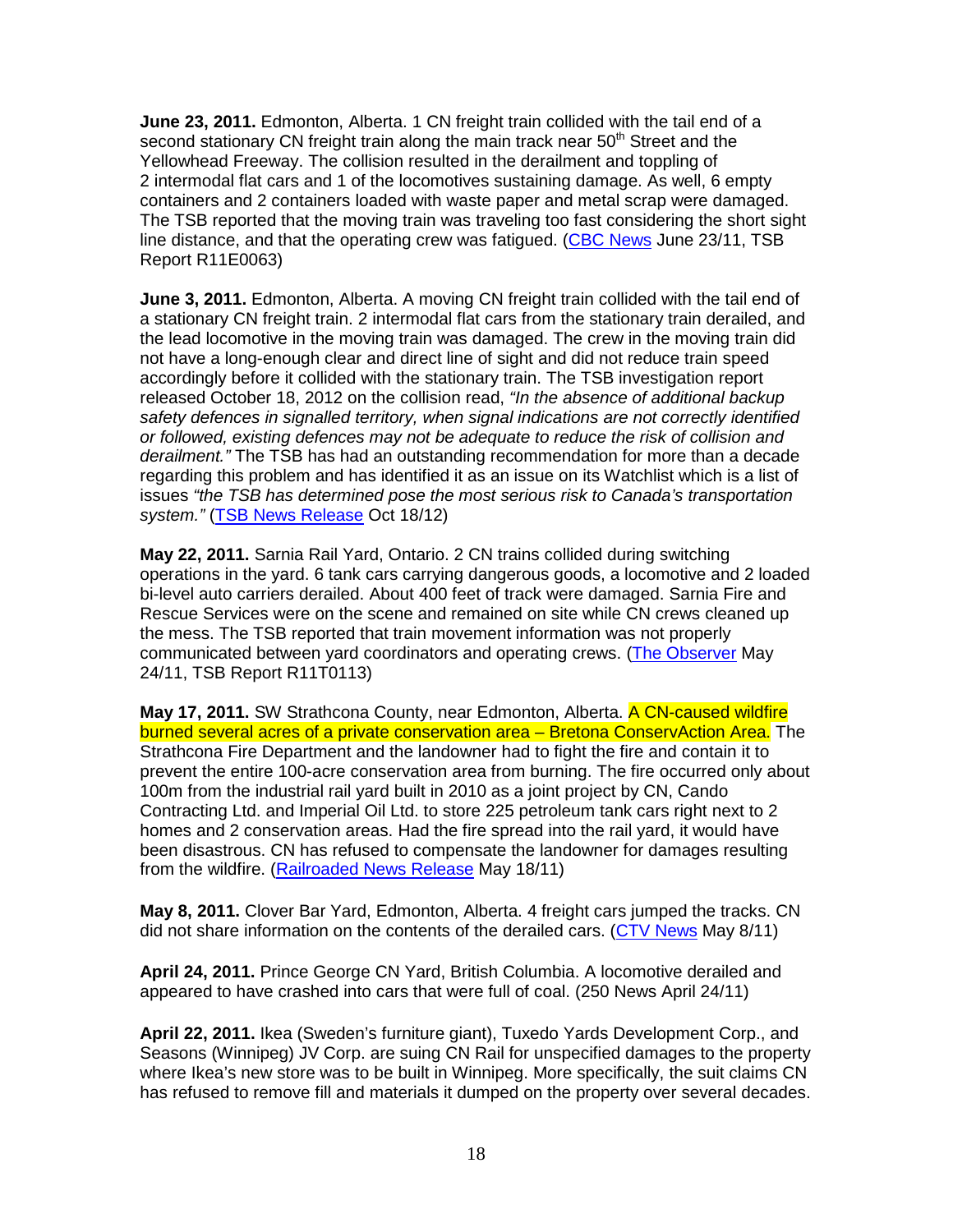**June 23, 2011.** Edmonton, Alberta. 1 CN freight train collided with the tail end of a second stationary CN freight train along the main track near 50th Street and the Yellowhead Freeway. The collision resulted in the derailment and toppling of 2 intermodal flat cars and 1 of the locomotives sustaining damage. As well, 6 empty containers and 2 containers loaded with waste paper and metal scrap were damaged. The TSB reported that the moving train was traveling too fast considering the short sight line distance, and that the operating crew was fatigued. (CBC News June 23/11, TSB Report R11E0063)

**June 3, 2011.** Edmonton, Alberta. A moving CN freight train collided with the tail end of a stationary CN freight train. 2 intermodal flat cars from the stationary train derailed, and the lead locomotive in the moving train was damaged. The crew in the moving train did not have a long-enough clear and direct line of sight and did not reduce train speed accordingly before it collided with the stationary train. The TSB investigation report released October 18, 2012 on the collision read, *"In the absence of additional backup safety defences in signalled territory, when signal indications are not correctly identified or followed, existing defences may not be adequate to reduce the risk of collision and derailment."* The TSB has had an outstanding recommendation for more than a decade regarding this problem and has identified it as an issue on its Watchlist which is a list of issues *"the TSB has determined pose the most serious risk to Canada's transportation system."* (TSB News Release Oct 18/12)

**May 22, 2011.** Sarnia Rail Yard, Ontario. 2 CN trains collided during switching operations in the yard. 6 tank cars carrying dangerous goods, a locomotive and 2 loaded bi-level auto carriers derailed. About 400 feet of track were damaged. Sarnia Fire and Rescue Services were on the scene and remained on site while CN crews cleaned up the mess. The TSB reported that train movement information was not properly communicated between yard coordinators and operating crews. (The Observer May 24/11, TSB Report R11T0113)

**May 17, 2011.** SW Strathcona County, near Edmonton, Alberta. A CN-caused wildfire burned several acres of a private conservation area – Bretona ConservAction Area. The Strathcona Fire Department and the landowner had to fight the fire and contain it to prevent the entire 100-acre conservation area from burning. The fire occurred only about 100m from the industrial rail yard built in 2010 as a joint project by CN, Cando Contracting Ltd. and Imperial Oil Ltd. to store 225 petroleum tank cars right next to 2 homes and 2 conservation areas. Had the fire spread into the rail yard, it would have been disastrous. CN has refused to compensate the landowner for damages resulting from the wildfire. (Railroaded News Release May 18/11)

**May 8, 2011.** Clover Bar Yard, Edmonton, Alberta. 4 freight cars jumped the tracks. CN did not share information on the contents of the derailed cars. (CTV News May 8/11)

**April 24, 2011.** Prince George CN Yard, British Columbia. A locomotive derailed and appeared to have crashed into cars that were full of coal. (250 News April 24/11)

**April 22, 2011.** Ikea (Sweden's furniture giant), Tuxedo Yards Development Corp., and Seasons (Winnipeg) JV Corp. are suing CN Rail for unspecified damages to the property where Ikea's new store was to be built in Winnipeg. More specifically, the suit claims CN has refused to remove fill and materials it dumped on the property over several decades.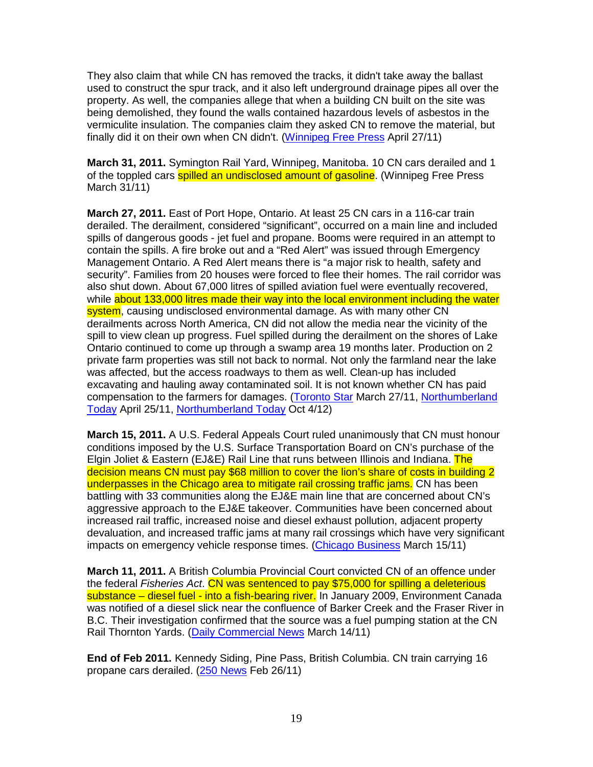They also claim that while CN has removed the tracks, it didn't take away the ballast used to construct the spur track, and it also left underground drainage pipes all over the property. As well, the companies allege that when a building CN built on the site was being demolished, they found the walls contained hazardous levels of asbestos in the vermiculite insulation. The companies claim they asked CN to remove the material, but finally did it on their own when CN didn't. (Winnipeg Free Press April 27/11)

**March 31, 2011.** Symington Rail Yard, Winnipeg, Manitoba. 10 CN cars derailed and 1 of the toppled cars spilled an undisclosed amount of gasoline. (Winnipeg Free Press March 31/11)

**March 27, 2011.** East of Port Hope, Ontario. At least 25 CN cars in a 116-car train derailed. The derailment, considered "significant", occurred on a main line and included spills of dangerous goods - jet fuel and propane. Booms were required in an attempt to contain the spills. A fire broke out and a "Red Alert" was issued through Emergency Management Ontario. A Red Alert means there is "a major risk to health, safety and security". Families from 20 houses were forced to flee their homes. The rail corridor was also shut down. About 67,000 litres of spilled aviation fuel were eventually recovered, while about 133,000 litres made their way into the local environment including the water system, causing undisclosed environmental damage. As with many other CN derailments across North America, CN did not allow the media near the vicinity of the spill to view clean up progress. Fuel spilled during the derailment on the shores of Lake Ontario continued to come up through a swamp area 19 months later. Production on 2 private farm properties was still not back to normal. Not only the farmland near the lake was affected, but the access roadways to them as well. Clean-up has included excavating and hauling away contaminated soil. It is not known whether CN has paid compensation to the farmers for damages. (Toronto Star March 27/11, Northumberland Today April 25/11, Northumberland Today Oct 4/12)

**March 15, 2011.** A U.S. Federal Appeals Court ruled unanimously that CN must honour conditions imposed by the U.S. Surface Transportation Board on CN's purchase of the Elgin Joliet & Eastern (EJ&E) Rail Line that runs between Illinois and Indiana. The decision means CN must pay $68 million to cover the lion's share of costs in building 2 underpasses in the Chicago area to mitigate rail crossing traffic jams. CN has been battling with 33 communities along the EJ&E main line that are concerned about CN's aggressive approach to the EJ&E takeover. Communities have been concerned about increased rail traffic, increased noise and diesel exhaust pollution, adjacent property devaluation, and increased traffic jams at many rail crossings which have very significant impacts on emergency vehicle response times. (Chicago Business March 15/11)

**March 11, 2011.** A British Columbia Provincial Court convicted CN of an offence under the federal *Fisheries Act*. CN was sentenced to pay $75,000 for spilling a deleterious substance – diesel fuel - into a fish-bearing river. In January 2009, Environment Canada was notified of a diesel slick near the confluence of Barker Creek and the Fraser River in B.C. Their investigation confirmed that the source was a fuel pumping station at the CN Rail Thornton Yards. (Daily Commercial News March 14/11)

**End of Feb 2011.** Kennedy Siding, Pine Pass, British Columbia. CN train carrying 16 propane cars derailed. (250 News Feb 26/11)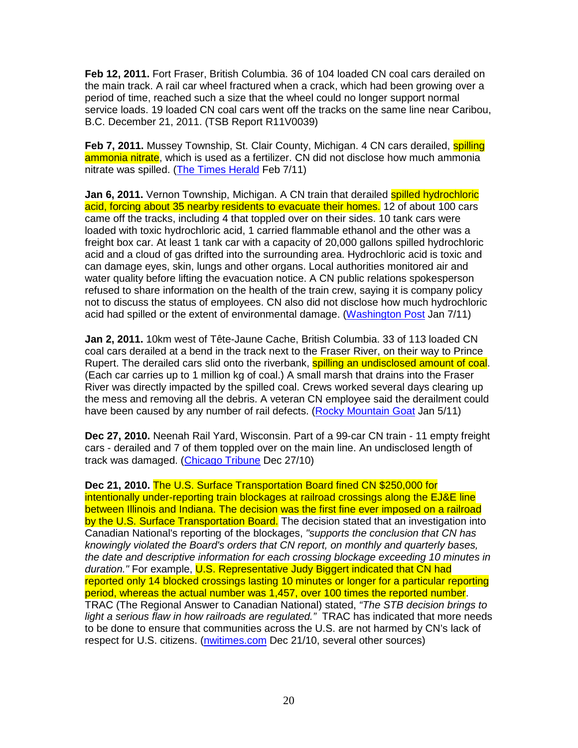**Feb 12, 2011.** Fort Fraser, British Columbia. 36 of 104 loaded CN coal cars derailed on the main track. A rail car wheel fractured when a crack, which had been growing over a period of time, reached such a size that the wheel could no longer support normal service loads. 19 loaded CN coal cars went off the tracks on the same line near Caribou, B.C. December 21, 2011. (TSB Report R11V0039)

**Feb 7, 2011.** Mussey Township, St. Clair County, Michigan. 4 CN cars derailed, spilling ammonia nitrate, which is used as a fertilizer. CN did not disclose how much ammonia nitrate was spilled. (The Times Herald Feb 7/11)

**Jan 6, 2011.** Vernon Township, Michigan. A CN train that derailed spilled hydrochloric acid, forcing about 35 nearby residents to evacuate their homes. 12 of about 100 cars came off the tracks, including 4 that toppled over on their sides. 10 tank cars were loaded with toxic hydrochloric acid, 1 carried flammable ethanol and the other was a freight box car. At least 1 tank car with a capacity of 20,000 gallons spilled hydrochloric acid and a cloud of gas drifted into the surrounding area. Hydrochloric acid is toxic and can damage eyes, skin, lungs and other organs. Local authorities monitored air and water quality before lifting the evacuation notice. A CN public relations spokesperson refused to share information on the health of the train crew, saying it is company policy not to discuss the status of employees. CN also did not disclose how much hydrochloric acid had spilled or the extent of environmental damage. (Washington Post Jan 7/11)

**Jan 2, 2011.** 10km west of Tête-Jaune Cache, British Columbia. 33 of 113 loaded CN coal cars derailed at a bend in the track next to the Fraser River, on their way to Prince Rupert. The derailed cars slid onto the riverbank, spilling an undisclosed amount of coal. (Each car carries up to 1 million kg of coal.) A small marsh that drains into the Fraser River was directly impacted by the spilled coal. Crews worked several days clearing up the mess and removing all the debris. A veteran CN employee said the derailment could have been caused by any number of rail defects. (Rocky Mountain Goat Jan 5/11)

**Dec 27, 2010.** Neenah Rail Yard, Wisconsin. Part of a 99-car CN train - 11 empty freight cars - derailed and 7 of them toppled over on the main line. An undisclosed length of track was damaged. (Chicago Tribune Dec 27/10)

**Dec 21, 2010.** The U.S. Surface Transportation Board fined CN $250,000 for intentionally under-reporting train blockages at railroad crossings along the EJ&E line between Illinois and Indiana. The decision was the first fine ever imposed on a railroad by the U.S. Surface Transportation Board. The decision stated that an investigation into Canadian National's reporting of the blockages, *"supports the conclusion that CN has knowingly violated the Board's orders that CN report, on monthly and quarterly bases, the date and descriptive information for each crossing blockage exceeding 10 minutes in duration."* For example, U.S. Representative Judy Biggert indicated that CN had reported only 14 blocked crossings lasting 10 minutes or longer for a particular reporting period, whereas the actual number was 1,457, over 100 times the reported number. TRAC (The Regional Answer to Canadian National) stated, *"The STB decision brings to light a serious flaw in how railroads are regulated."* TRAC has indicated that more needs to be done to ensure that communities across the U.S. are not harmed by CN's lack of respect for U.S. citizens. (nwitimes.com Dec 21/10, several other sources)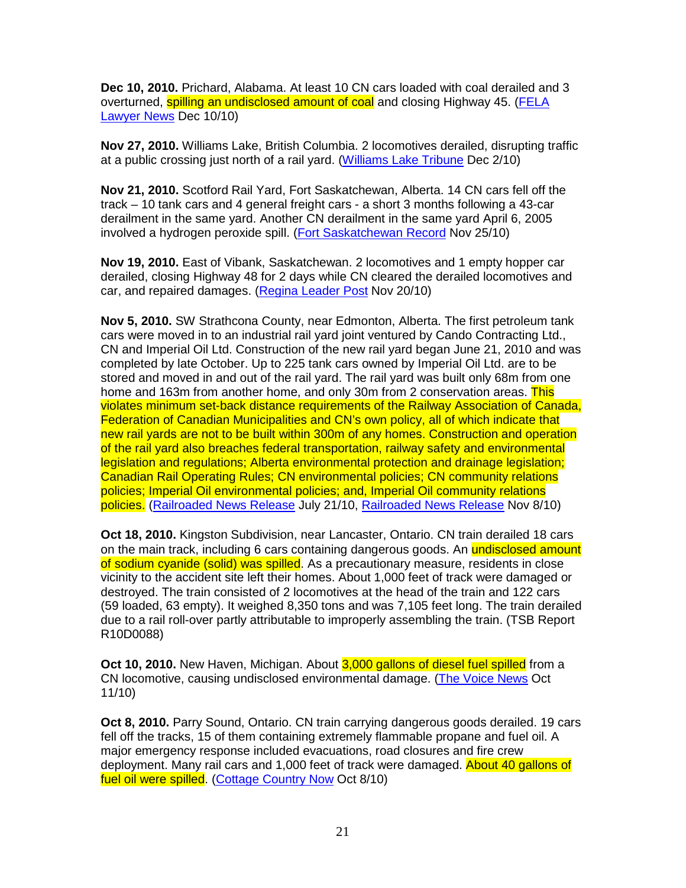**Dec 10, 2010.** Prichard, Alabama. At least 10 CN cars loaded with coal derailed and 3 overturned, spilling an undisclosed amount of coal and closing Highway 45. (FELA Lawyer News Dec 10/10)

**Nov 27, 2010.** Williams Lake, British Columbia. 2 locomotives derailed, disrupting traffic at a public crossing just north of a rail yard. (Williams Lake Tribune Dec 2/10)

**Nov 21, 2010.** Scotford Rail Yard, Fort Saskatchewan, Alberta. 14 CN cars fell off the track – 10 tank cars and 4 general freight cars - a short 3 months following a 43-car derailment in the same yard. Another CN derailment in the same yard April 6, 2005 involved a hydrogen peroxide spill. (Fort Saskatchewan Record Nov 25/10)

**Nov 19, 2010.** East of Vibank, Saskatchewan. 2 locomotives and 1 empty hopper car derailed, closing Highway 48 for 2 days while CN cleared the derailed locomotives and car, and repaired damages. (Regina Leader Post Nov 20/10)

**Nov 5, 2010.** SW Strathcona County, near Edmonton, Alberta. The first petroleum tank cars were moved in to an industrial rail yard joint ventured by Cando Contracting Ltd., CN and Imperial Oil Ltd. Construction of the new rail yard began June 21, 2010 and was completed by late October. Up to 225 tank cars owned by Imperial Oil Ltd. are to be stored and moved in and out of the rail yard. The rail yard was built only 68m from one home and 163m from another home, and only 30m from 2 conservation areas. This violates minimum set-back distance requirements of the Railway Association of Canada, Federation of Canadian Municipalities and CN's own policy, all of which indicate that new rail yards are not to be built within 300m of any homes. Construction and operation of the rail yard also breaches federal transportation, railway safety and environmental legislation and regulations; Alberta environmental protection and drainage legislation; Canadian Rail Operating Rules; CN environmental policies; CN community relations policies; Imperial Oil environmental policies; and, Imperial Oil community relations policies. (Railroaded News Release July 21/10, Railroaded News Release Nov 8/10)

**Oct 18, 2010.** Kingston Subdivision, near Lancaster, Ontario. CN train derailed 18 cars on the main track, including 6 cars containing dangerous goods. An undisclosed amount of sodium cyanide (solid) was spilled. As a precautionary measure, residents in close vicinity to the accident site left their homes. About 1,000 feet of track were damaged or destroyed. The train consisted of 2 locomotives at the head of the train and 122 cars (59 loaded, 63 empty). It weighed 8,350 tons and was 7,105 feet long. The train derailed due to a rail roll-over partly attributable to improperly assembling the train. (TSB Report R10D0088)

**Oct 10, 2010.** New Haven, Michigan. About 3,000 gallons of diesel fuel spilled from a CN locomotive, causing undisclosed environmental damage. (The Voice News Oct 11/10)

**Oct 8, 2010.** Parry Sound, Ontario. CN train carrying dangerous goods derailed. 19 cars fell off the tracks, 15 of them containing extremely flammable propane and fuel oil. A major emergency response included evacuations, road closures and fire crew deployment. Many rail cars and 1,000 feet of track were damaged. About 40 gallons of fuel oil were spilled. (Cottage Country Now Oct 8/10)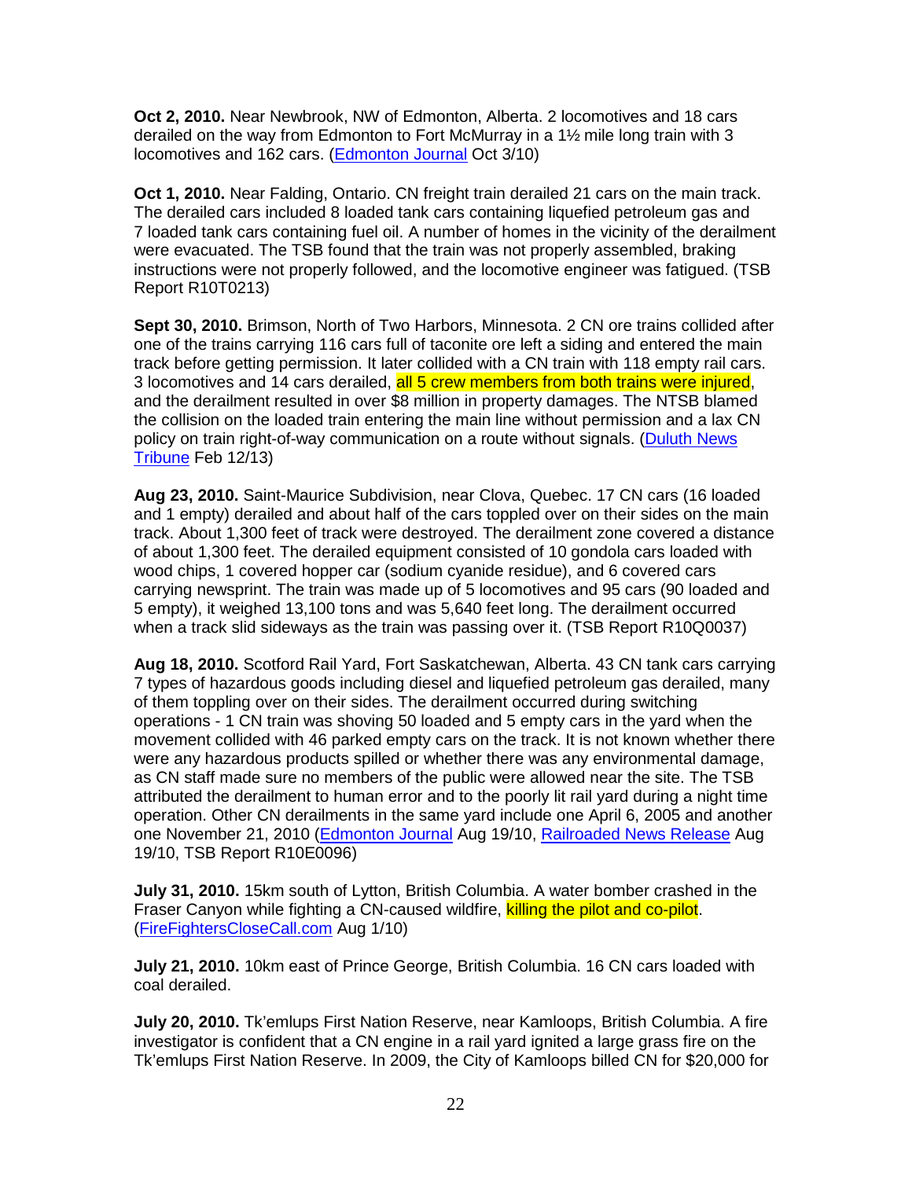**Oct 2, 2010.** Near Newbrook, NW of Edmonton, Alberta. 2 locomotives and 18 cars derailed on the way from Edmonton to Fort McMurray in a 1½ mile long train with 3 locomotives and 162 cars. (Edmonton Journal Oct 3/10)

**Oct 1, 2010.** Near Falding, Ontario. CN freight train derailed 21 cars on the main track. The derailed cars included 8 loaded tank cars containing liquefied petroleum gas and 7 loaded tank cars containing fuel oil. A number of homes in the vicinity of the derailment were evacuated. The TSB found that the train was not properly assembled, braking instructions were not properly followed, and the locomotive engineer was fatigued. (TSB Report R10T0213)

**Sept 30, 2010.** Brimson, North of Two Harbors, Minnesota. 2 CN ore trains collided after one of the trains carrying 116 cars full of taconite ore left a siding and entered the main track before getting permission. It later collided with a CN train with 118 empty rail cars. 3 locomotives and 14 cars derailed, all 5 crew members from both trains were injured, and the derailment resulted in over $8 million in property damages. The NTSB blamed the collision on the loaded train entering the main line without permission and a lax CN policy on train right-of-way communication on a route without signals. (Duluth News Tribune Feb 12/13)

**Aug 23, 2010.** Saint-Maurice Subdivision, near Clova, Quebec. 17 CN cars (16 loaded and 1 empty) derailed and about half of the cars toppled over on their sides on the main track. About 1,300 feet of track were destroyed. The derailment zone covered a distance of about 1,300 feet. The derailed equipment consisted of 10 gondola cars loaded with wood chips, 1 covered hopper car (sodium cyanide residue), and 6 covered cars carrying newsprint. The train was made up of 5 locomotives and 95 cars (90 loaded and 5 empty), it weighed 13,100 tons and was 5,640 feet long. The derailment occurred when a track slid sideways as the train was passing over it. (TSB Report R10Q0037)

**Aug 18, 2010.** Scotford Rail Yard, Fort Saskatchewan, Alberta. 43 CN tank cars carrying 7 types of hazardous goods including diesel and liquefied petroleum gas derailed, many of them toppling over on their sides. The derailment occurred during switching operations - 1 CN train was shoving 50 loaded and 5 empty cars in the yard when the movement collided with 46 parked empty cars on the track. It is not known whether there were any hazardous products spilled or whether there was any environmental damage, as CN staff made sure no members of the public were allowed near the site. The TSB attributed the derailment to human error and to the poorly lit rail yard during a night time operation. Other CN derailments in the same yard include one April 6, 2005 and another one November 21, 2010 (Edmonton Journal Aug 19/10, Railroaded News Release Aug 19/10, TSB Report R10E0096)

**July 31, 2010.** 15km south of Lytton, British Columbia. A water bomber crashed in the Fraser Canyon while fighting a CN-caused wildfire, killing the pilot and co-pilot. (FireFightersCloseCall.com Aug 1/10)

**July 21, 2010.** 10km east of Prince George, British Columbia. 16 CN cars loaded with coal derailed.

**July 20, 2010.** Tk'emlups First Nation Reserve, near Kamloops, British Columbia. A fire investigator is confident that a CN engine in a rail yard ignited a large grass fire on the Tk'emlups First Nation Reserve. In 2009, the City of Kamloops billed CN for $20,000 for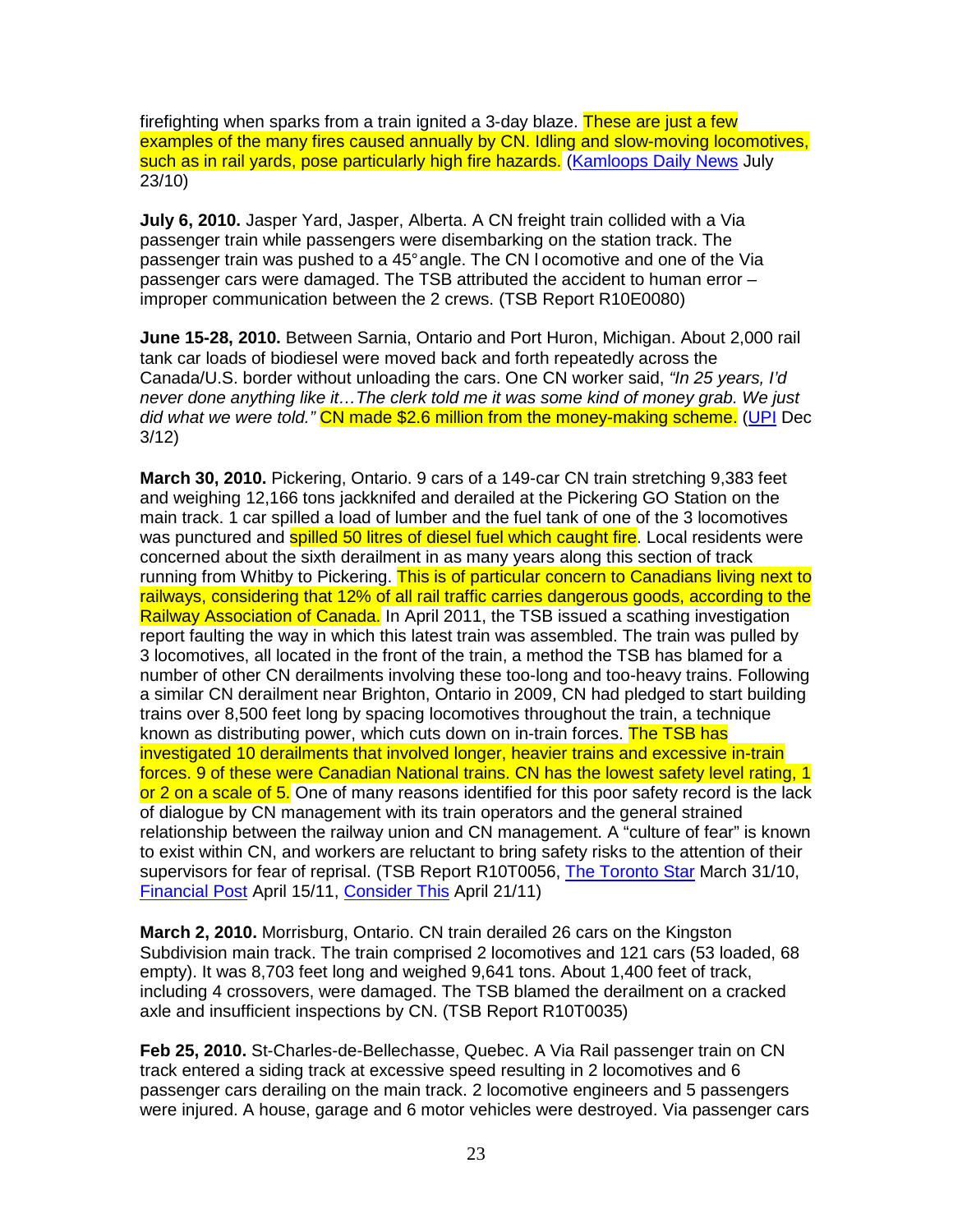firefighting when sparks from a train ignited a 3-day blaze. These are just a few examples of the many fires caused annually by CN. Idling and slow-moving locomotives, such as in rail yards, pose particularly high fire hazards. (Kamloops Daily News July 23/10)

**July 6, 2010.** Jasper Yard, Jasper, Alberta. A CN freight train collided with a Via passenger train while passengers were disembarking on the station track. The passenger train was pushed to a 45° angle. The CN locomotive and one of the Via passenger cars were damaged. The TSB attributed the accident to human error – improper communication between the 2 crews. (TSB Report R10E0080)

**June 15-28, 2010.** Between Sarnia, Ontario and Port Huron, Michigan. About 2,000 rail tank car loads of biodiesel were moved back and forth repeatedly across the Canada/U.S. border without unloading the cars. One CN worker said, *"In 25 years, I'd never done anything like it…The clerk told me it was some kind of money grab. We just did what we were told."* CN made $2.6 million from the money-making scheme. (UPI Dec 3/12)

**March 30, 2010.** Pickering, Ontario. 9 cars of a 149-car CN train stretching 9,383 feet and weighing 12,166 tons jackknifed and derailed at the Pickering GO Station on the main track. 1 car spilled a load of lumber and the fuel tank of one of the 3 locomotives was punctured and spilled 50 litres of diesel fuel which caught fire. Local residents were concerned about the sixth derailment in as many years along this section of track running from Whitby to Pickering. This is of particular concern to Canadians living next to railways, considering that 12% of all rail traffic carries dangerous goods, according to the Railway Association of Canada. In April 2011, the TSB issued a scathing investigation report faulting the way in which this latest train was assembled. The train was pulled by 3 locomotives, all located in the front of the train, a method the TSB has blamed for a number of other CN derailments involving these too-long and too-heavy trains. Following a similar CN derailment near Brighton, Ontario in 2009, CN had pledged to start building trains over 8,500 feet long by spacing locomotives throughout the train, a technique known as distributing power, which cuts down on in-train forces. The TSB has investigated 10 derailments that involved longer, heavier trains and excessive in-train forces. 9 of these were Canadian National trains. CN has the lowest safety level rating, 1 or 2 on a scale of 5. One of many reasons identified for this poor safety record is the lack of dialogue by CN management with its train operators and the general strained relationship between the railway union and CN management. A "culture of fear" is known to exist within CN, and workers are reluctant to bring safety risks to the attention of their supervisors for fear of reprisal. (TSB Report R10T0056, The Toronto Star March 31/10, Financial Post April 15/11, Consider This April 21/11)

**March 2, 2010.** Morrisburg, Ontario. CN train derailed 26 cars on the Kingston Subdivision main track. The train comprised 2 locomotives and 121 cars (53 loaded, 68 empty). It was 8,703 feet long and weighed 9,641 tons. About 1,400 feet of track, including 4 crossovers, were damaged. The TSB blamed the derailment on a cracked axle and insufficient inspections by CN. (TSB Report R10T0035)

**Feb 25, 2010.** St-Charles-de-Bellechasse, Quebec. A Via Rail passenger train on CN track entered a siding track at excessive speed resulting in 2 locomotives and 6 passenger cars derailing on the main track. 2 locomotive engineers and 5 passengers were injured. A house, garage and 6 motor vehicles were destroyed. Via passenger cars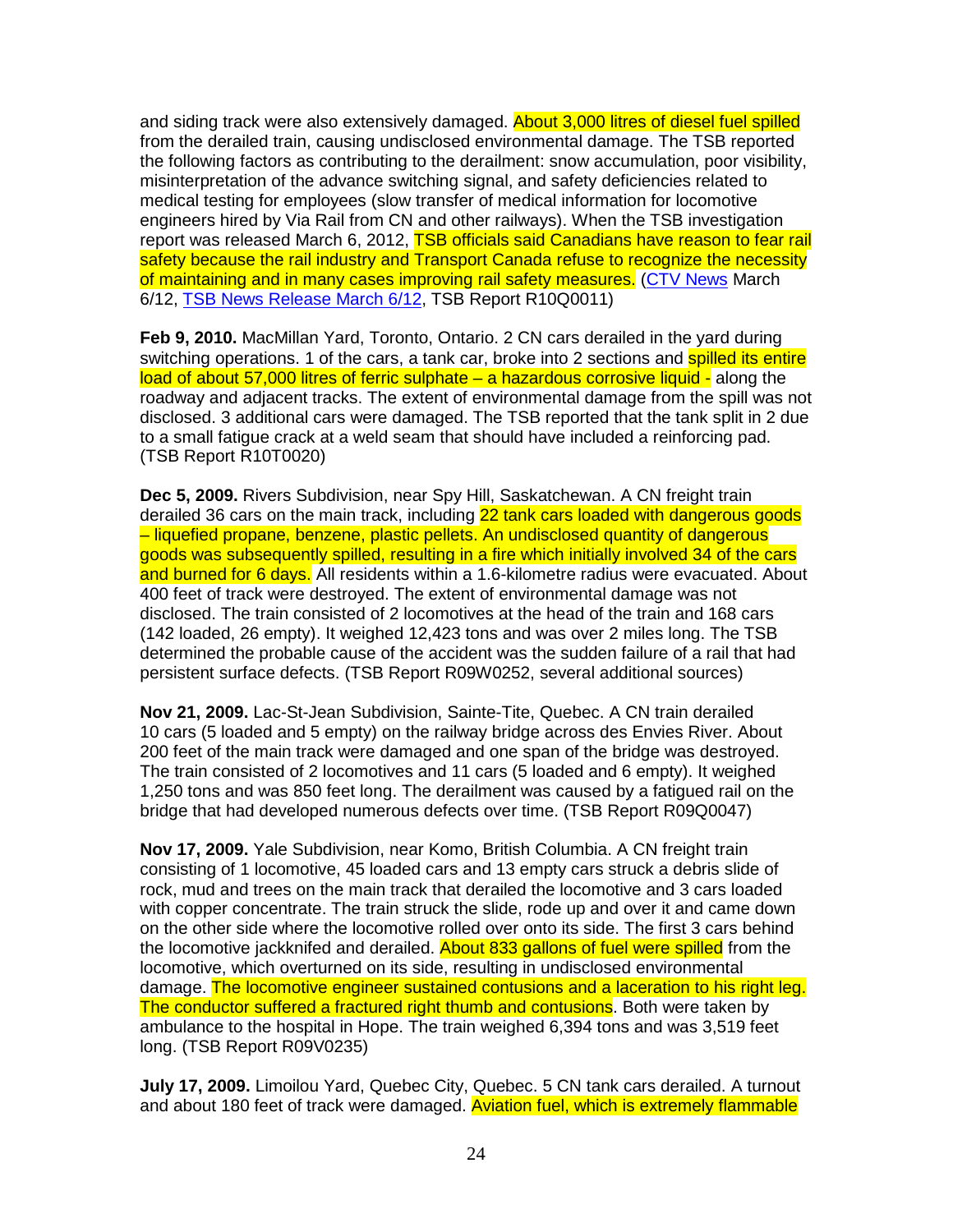and siding track were also extensively damaged. About 3,000 litres of diesel fuel spilled from the derailed train, causing undisclosed environmental damage. The TSB reported the following factors as contributing to the derailment: snow accumulation, poor visibility, misinterpretation of the advance switching signal, and safety deficiencies related to medical testing for employees (slow transfer of medical information for locomotive engineers hired by Via Rail from CN and other railways). When the TSB investigation report was released March 6, 2012, TSB officials said Canadians have reason to fear rail safety because the rail industry and Transport Canada refuse to recognize the necessity of maintaining and in many cases improving rail safety measures. (CTV News March 6/12, TSB News Release March 6/12, TSB Report R10Q0011)

**Feb 9, 2010.** MacMillan Yard, Toronto, Ontario. 2 CN cars derailed in the yard during switching operations. 1 of the cars, a tank car, broke into 2 sections and spilled its entire load of about 57,000 litres of ferric sulphate – a hazardous corrosive liquid - along the roadway and adjacent tracks. The extent of environmental damage from the spill was not disclosed. 3 additional cars were damaged. The TSB reported that the tank split in 2 due to a small fatigue crack at a weld seam that should have included a reinforcing pad. (TSB Report R10T0020)

**Dec 5, 2009.** Rivers Subdivision, near Spy Hill, Saskatchewan. A CN freight train derailed 36 cars on the main track, including 22 tank cars loaded with dangerous goods – liquefied propane, benzene, plastic pellets. An undisclosed quantity of dangerous goods was subsequently spilled, resulting in a fire which initially involved 34 of the cars and burned for 6 days. All residents within a 1.6-kilometre radius were evacuated. About 400 feet of track were destroyed. The extent of environmental damage was not disclosed. The train consisted of 2 locomotives at the head of the train and 168 cars (142 loaded, 26 empty). It weighed 12,423 tons and was over 2 miles long. The TSB determined the probable cause of the accident was the sudden failure of a rail that had persistent surface defects. (TSB Report R09W0252, several additional sources)

**Nov 21, 2009.** Lac-St-Jean Subdivision, Sainte-Tite, Quebec. A CN train derailed 10 cars (5 loaded and 5 empty) on the railway bridge across des Envies River. About 200 feet of the main track were damaged and one span of the bridge was destroyed. The train consisted of 2 locomotives and 11 cars (5 loaded and 6 empty). It weighed 1,250 tons and was 850 feet long. The derailment was caused by a fatigued rail on the bridge that had developed numerous defects over time. (TSB Report R09Q0047)

**Nov 17, 2009.** Yale Subdivision, near Komo, British Columbia. A CN freight train consisting of 1 locomotive, 45 loaded cars and 13 empty cars struck a debris slide of rock, mud and trees on the main track that derailed the locomotive and 3 cars loaded with copper concentrate. The train struck the slide, rode up and over it and came down on the other side where the locomotive rolled over onto its side. The first 3 cars behind the locomotive jackknifed and derailed. About 833 gallons of fuel were spilled from the locomotive, which overturned on its side, resulting in undisclosed environmental damage. The locomotive engineer sustained contusions and a laceration to his right leg. The conductor suffered a fractured right thumb and contusions. Both were taken by ambulance to the hospital in Hope. The train weighed 6,394 tons and was 3,519 feet long. (TSB Report R09V0235)

**July 17, 2009.** Limoilou Yard, Quebec City, Quebec. 5 CN tank cars derailed. A turnout and about 180 feet of track were damaged. Aviation fuel, which is extremely flammable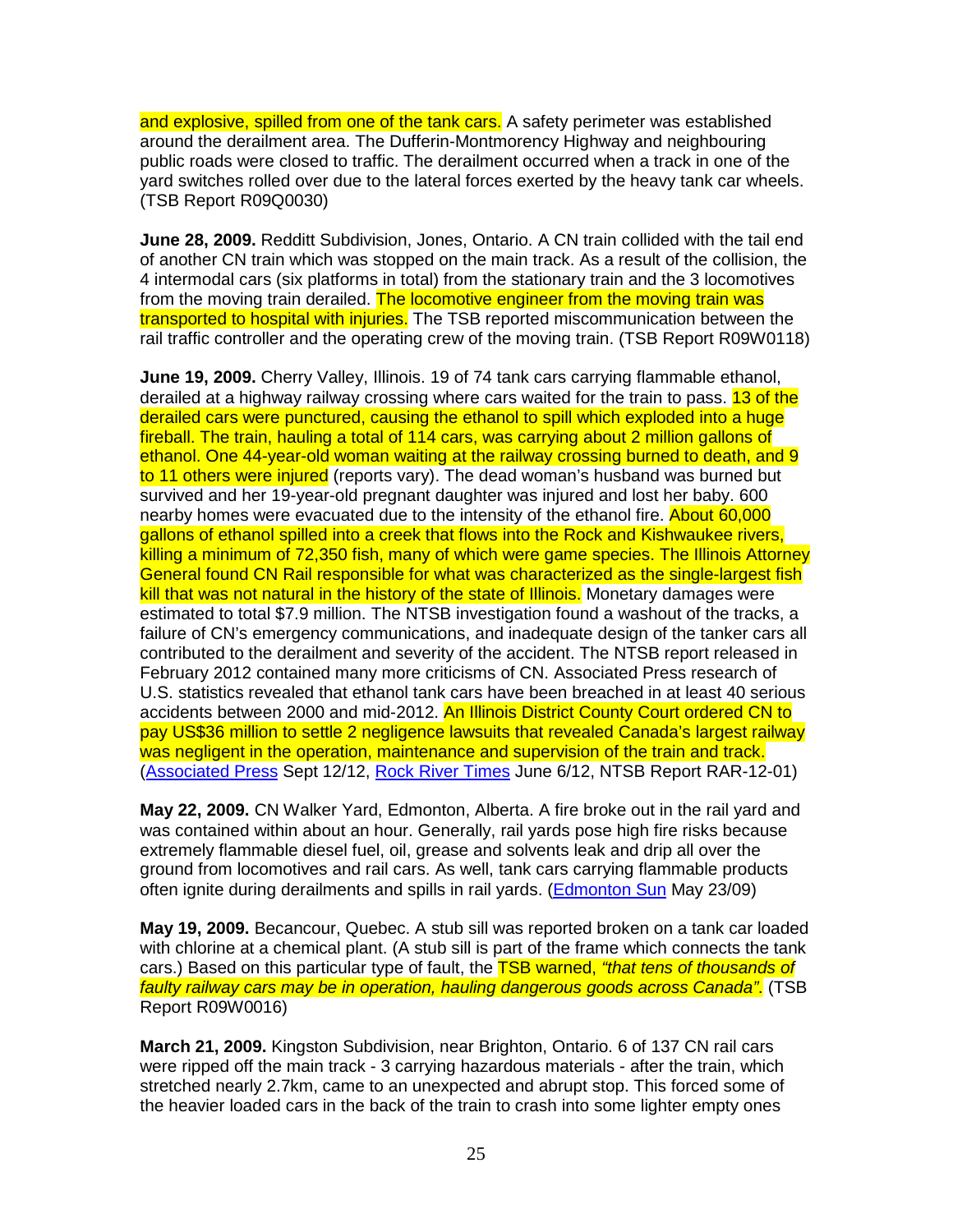and explosive, spilled from one of the tank cars. A safety perimeter was established around the derailment area. The Dufferin-Montmorency Highway and neighbouring public roads were closed to traffic. The derailment occurred when a track in one of the yard switches rolled over due to the lateral forces exerted by the heavy tank car wheels. (TSB Report R09Q0030)

**June 28, 2009.** Redditt Subdivision, Jones, Ontario. A CN train collided with the tail end of another CN train which was stopped on the main track. As a result of the collision, the 4 intermodal cars (six platforms in total) from the stationary train and the 3 locomotives from the moving train derailed. The locomotive engineer from the moving train was transported to hospital with injuries. The TSB reported miscommunication between the rail traffic controller and the operating crew of the moving train. (TSB Report R09W0118)

**June 19, 2009.** Cherry Valley, Illinois. 19 of 74 tank cars carrying flammable ethanol, derailed at a highway railway crossing where cars waited for the train to pass. 13 of the derailed cars were punctured, causing the ethanol to spill which exploded into a huge fireball. The train, hauling a total of 114 cars, was carrying about 2 million gallons of ethanol. One 44-year-old woman waiting at the railway crossing burned to death, and 9 to 11 others were injured (reports vary). The dead woman's husband was burned but survived and her 19-year-old pregnant daughter was injured and lost her baby. 600 nearby homes were evacuated due to the intensity of the ethanol fire. About 60,000 gallons of ethanol spilled into a creek that flows into the Rock and Kishwaukee rivers, killing a minimum of 72,350 fish, many of which were game species. The Illinois Attorney General found CN Rail responsible for what was characterized as the single-largest fish kill that was not natural in the history of the state of Illinois. Monetary damages were estimated to total $7.9 million. The NTSB investigation found a washout of the tracks, a failure of CN's emergency communications, and inadequate design of the tanker cars all contributed to the derailment and severity of the accident. The NTSB report released in February 2012 contained many more criticisms of CN. Associated Press research of U.S. statistics revealed that ethanol tank cars have been breached in at least 40 serious accidents between 2000 and mid-2012. An Illinois District County Court ordered CN to pay US$36 million to settle 2 negligence lawsuits that revealed Canada's largest railway was negligent in the operation, maintenance and supervision of the train and track. (Associated Press Sept 12/12, Rock River Times June 6/12, NTSB Report RAR-12-01)

**May 22, 2009.** CN Walker Yard, Edmonton, Alberta. A fire broke out in the rail yard and was contained within about an hour. Generally, rail yards pose high fire risks because extremely flammable diesel fuel, oil, grease and solvents leak and drip all over the ground from locomotives and rail cars. As well, tank cars carrying flammable products often ignite during derailments and spills in rail yards. (Edmonton Sun May 23/09)

**May 19, 2009.** Becancour, Quebec. A stub sill was reported broken on a tank car loaded with chlorine at a chemical plant. (A stub sill is part of the frame which connects the tank cars.) Based on this particular type of fault, the TSB warned, *"that tens of thousands of faulty railway cars may be in operation, hauling dangerous goods across Canada".* (TSB Report R09W0016)

**March 21, 2009.** Kingston Subdivision, near Brighton, Ontario. 6 of 137 CN rail cars were ripped off the main track - 3 carrying hazardous materials - after the train, which stretched nearly 2.7km, came to an unexpected and abrupt stop. This forced some of the heavier loaded cars in the back of the train to crash into some lighter empty ones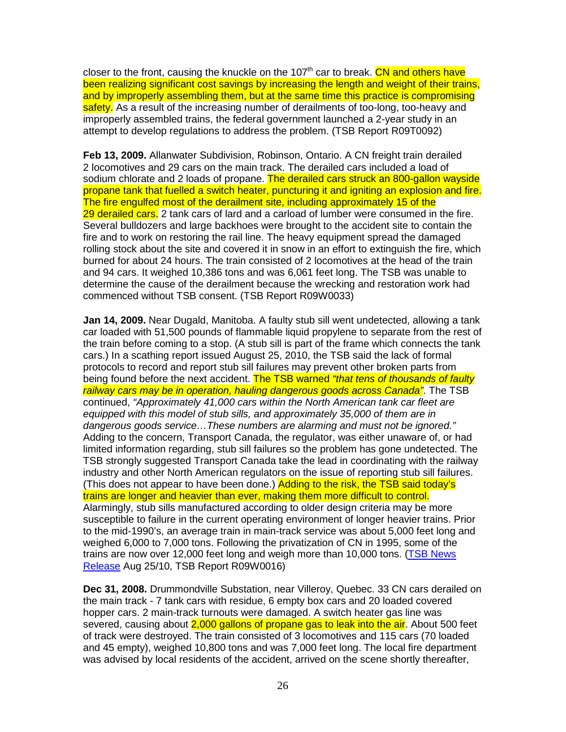closer to the front, causing the knuckle on the 107th car to break. CN and others have been realizing significant cost savings by increasing the length and weight of their trains, and by improperly assembling them, but at the same time this practice is compromising safety. As a result of the increasing number of derailments of too-long, too-heavy and improperly assembled trains, the federal government launched a 2-year study in an attempt to develop regulations to address the problem. (TSB Report R09T0092)

**Feb 13, 2009.** Allanwater Subdivision, Robinson, Ontario. A CN freight train derailed 2 locomotives and 29 cars on the main track. The derailed cars included a load of sodium chlorate and 2 loads of propane. The derailed cars struck an 800-gallon wayside propane tank that fuelled a switch heater, puncturing it and igniting an explosion and fire. The fire engulfed most of the derailment site, including approximately 15 of the 29 derailed cars. 2 tank cars of lard and a carload of lumber were consumed in the fire. Several bulldozers and large backhoes were brought to the accident site to contain the fire and to work on restoring the rail line. The heavy equipment spread the damaged rolling stock about the site and covered it in snow in an effort to extinguish the fire, which burned for about 24 hours. The train consisted of 2 locomotives at the head of the train and 94 cars. It weighed 10,386 tons and was 6,061 feet long. The TSB was unable to determine the cause of the derailment because the wrecking and restoration work had commenced without TSB consent. (TSB Report R09W0033)

**Jan 14, 2009.** Near Dugald, Manitoba. A faulty stub sill went undetected, allowing a tank car loaded with 51,500 pounds of flammable liquid propylene to separate from the rest of the train before coming to a stop. (A stub sill is part of the frame which connects the tank cars.) In a scathing report issued August 25, 2010, the TSB said the lack of formal protocols to record and report stub sill failures may prevent other broken parts from being found before the next accident. The TSB warned *"that tens of thousands of faulty railway cars may be in operation, hauling dangerous goods across Canada"*. The TSB continued, *"Approximately 41,000 cars within the North American tank car fleet are equipped with this model of stub sills, and approximately 35,000 of them are in dangerous goods service…These numbers are alarming and must not be ignored."* Adding to the concern, Transport Canada, the regulator, was either unaware of, or had limited information regarding, stub sill failures so the problem has gone undetected. The TSB strongly suggested Transport Canada take the lead in coordinating with the railway industry and other North American regulators on the issue of reporting stub sill failures. (This does not appear to have been done.) Adding to the risk, the TSB said today's trains are longer and heavier than ever, making them more difficult to control. Alarmingly, stub sills manufactured according to older design criteria may be more susceptible to failure in the current operating environment of longer heavier trains. Prior to the mid-1990's, an average train in main-track service was about 5,000 feet long and weighed 6,000 to 7,000 tons. Following the privatization of CN in 1995, some of the trains are now over 12,000 feet long and weigh more than 10,000 tons. (TSB News Release Aug 25/10, TSB Report R09W0016)

**Dec 31, 2008.** Drummondville Substation, near Villeroy, Quebec. 33 CN cars derailed on the main track - 7 tank cars with residue, 6 empty box cars and 20 loaded covered hopper cars. 2 main-track turnouts were damaged. A switch heater gas line was severed, causing about 2,000 gallons of propane gas to leak into the air. About 500 feet of track were destroyed. The train consisted of 3 locomotives and 115 cars (70 loaded and 45 empty), weighed 10,800 tons and was 7,000 feet long. The local fire department was advised by local residents of the accident, arrived on the scene shortly thereafter,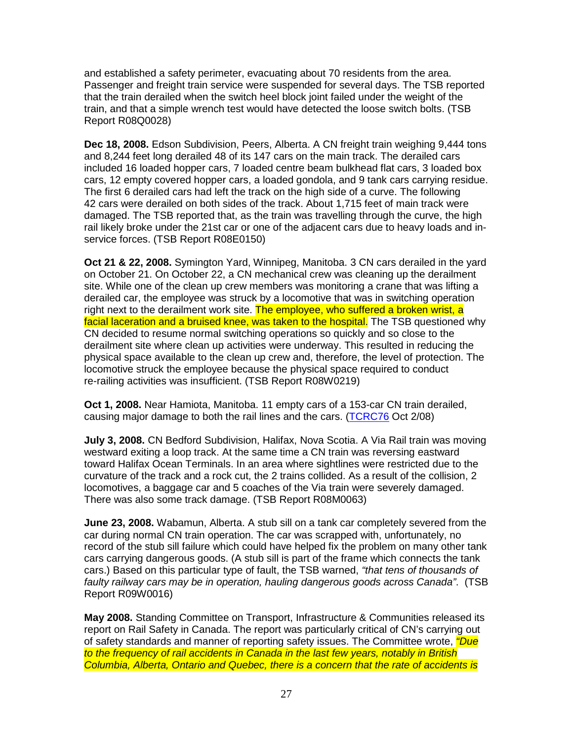and established a safety perimeter, evacuating about 70 residents from the area. Passenger and freight train service were suspended for several days. The TSB reported that the train derailed when the switch heel block joint failed under the weight of the train, and that a simple wrench test would have detected the loose switch bolts. (TSB Report R08Q0028)

**Dec 18, 2008.** Edson Subdivision, Peers, Alberta. A CN freight train weighing 9,444 tons and 8,244 feet long derailed 48 of its 147 cars on the main track. The derailed cars included 16 loaded hopper cars, 7 loaded centre beam bulkhead flat cars, 3 loaded box cars, 12 empty covered hopper cars, a loaded gondola, and 9 tank cars carrying residue. The first 6 derailed cars had left the track on the high side of a curve. The following 42 cars were derailed on both sides of the track. About 1,715 feet of main track were damaged. The TSB reported that, as the train was travelling through the curve, the high rail likely broke under the 21st car or one of the adjacent cars due to heavy loads and in-service forces. (TSB Report R08E0150)

**Oct 21 & 22, 2008.** Symington Yard, Winnipeg, Manitoba. 3 CN cars derailed in the yard on October 21. On October 22, a CN mechanical crew was cleaning up the derailment site. While one of the clean up crew members was monitoring a crane that was lifting a derailed car, the employee was struck by a locomotive that was in switching operation right next to the derailment work site. The employee, who suffered a broken wrist, a facial laceration and a bruised knee, was taken to the hospital. The TSB questioned why CN decided to resume normal switching operations so quickly and so close to the derailment site where clean up activities were underway. This resulted in reducing the physical space available to the clean up crew and, therefore, the level of protection. The locomotive struck the employee because the physical space required to conduct re-railing activities was insufficient. (TSB Report R08W0219)

**Oct 1, 2008.** Near Hamiota, Manitoba. 11 empty cars of a 153-car CN train derailed, causing major damage to both the rail lines and the cars. (TCRC76 Oct 2/08)

**July 3, 2008.** CN Bedford Subdivision, Halifax, Nova Scotia. A Via Rail train was moving westward exiting a loop track. At the same time a CN train was reversing eastward toward Halifax Ocean Terminals. In an area where sightlines were restricted due to the curvature of the track and a rock cut, the 2 trains collided. As a result of the collision, 2 locomotives, a baggage car and 5 coaches of the Via train were severely damaged. There was also some track damage. (TSB Report R08M0063)

**June 23, 2008.** Wabamun, Alberta. A stub sill on a tank car completely severed from the car during normal CN train operation. The car was scrapped with, unfortunately, no record of the stub sill failure which could have helped fix the problem on many other tank cars carrying dangerous goods. (A stub sill is part of the frame which connects the tank cars.) Based on this particular type of fault, the TSB warned, *"that tens of thousands of faulty railway cars may be in operation, hauling dangerous goods across Canada"*. (TSB Report R09W0016)

**May 2008.** Standing Committee on Transport, Infrastructure & Communities released its report on Rail Safety in Canada. The report was particularly critical of CN's carrying out of safety standards and manner of reporting safety issues. The Committee wrote, *"Due to the frequency of rail accidents in Canada in the last few years, notably in British Columbia, Alberta, Ontario and Quebec, there is a concern that the rate of accidents is*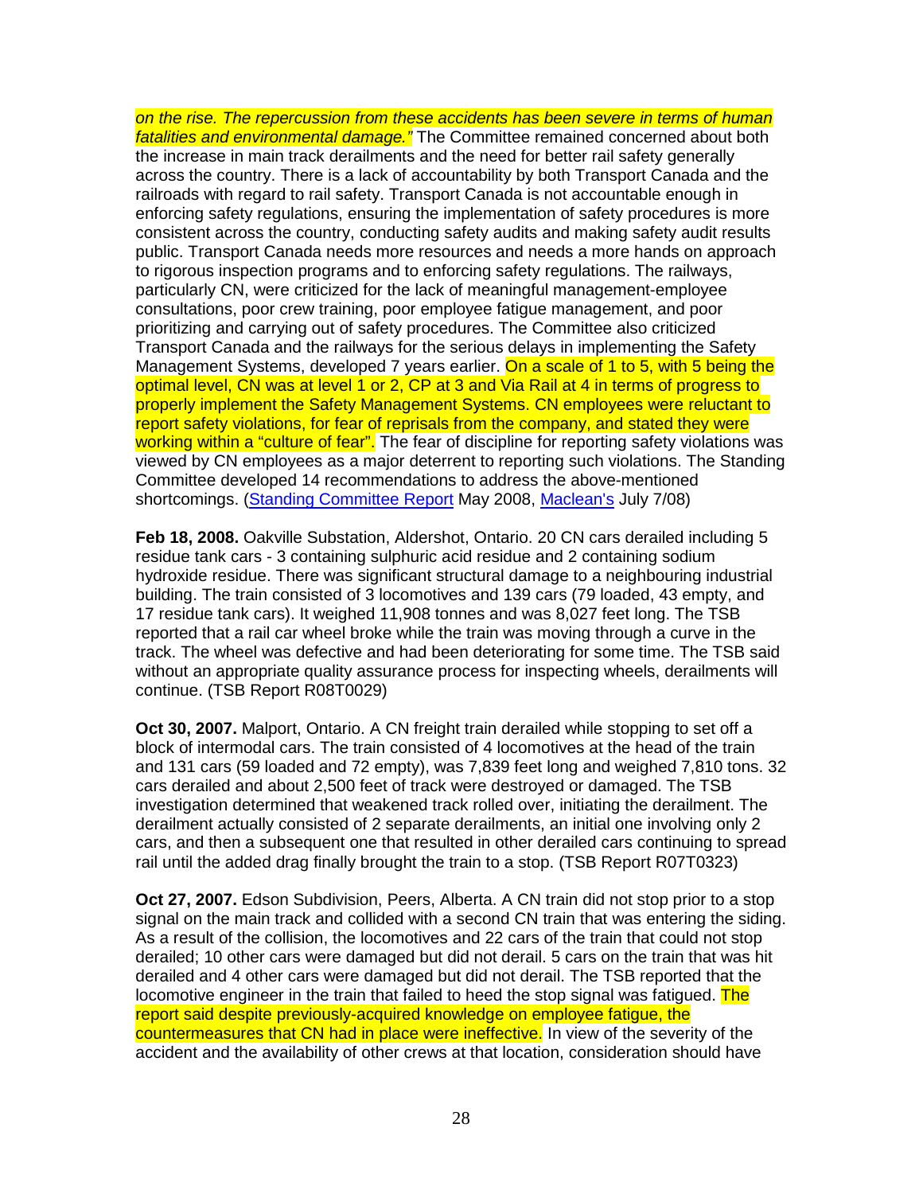*on the rise. The repercussion from these accidents has been severe in terms of human fatalities and environmental damage."* The Committee remained concerned about both the increase in main track derailments and the need for better rail safety generally across the country. There is a lack of accountability by both Transport Canada and the railroads with regard to rail safety. Transport Canada is not accountable enough in enforcing safety regulations, ensuring the implementation of safety procedures is more consistent across the country, conducting safety audits and making safety audit results public. Transport Canada needs more resources and needs a more hands on approach to rigorous inspection programs and to enforcing safety regulations. The railways, particularly CN, were criticized for the lack of meaningful management-employee consultations, poor crew training, poor employee fatigue management, and poor prioritizing and carrying out of safety procedures. The Committee also criticized Transport Canada and the railways for the serious delays in implementing the Safety Management Systems, developed 7 years earlier. On a scale of 1 to 5, with 5 being the optimal level, CN was at level 1 or 2, CP at 3 and Via Rail at 4 in terms of progress to properly implement the Safety Management Systems. CN employees were reluctant to report safety violations, for fear of reprisals from the company, and stated they were working within a "culture of fear". The fear of discipline for reporting safety violations was viewed by CN employees as a major deterrent to reporting such violations. The Standing Committee developed 14 recommendations to address the above-mentioned shortcomings. (Standing Committee Report May 2008, Maclean's July 7/08)

**Feb 18, 2008.** Oakville Substation, Aldershot, Ontario. 20 CN cars derailed including 5 residue tank cars - 3 containing sulphuric acid residue and 2 containing sodium hydroxide residue. There was significant structural damage to a neighbouring industrial building. The train consisted of 3 locomotives and 139 cars (79 loaded, 43 empty, and 17 residue tank cars). It weighed 11,908 tonnes and was 8,027 feet long. The TSB reported that a rail car wheel broke while the train was moving through a curve in the track. The wheel was defective and had been deteriorating for some time. The TSB said without an appropriate quality assurance process for inspecting wheels, derailments will continue. (TSB Report R08T0029)

**Oct 30, 2007.** Malport, Ontario. A CN freight train derailed while stopping to set off a block of intermodal cars. The train consisted of 4 locomotives at the head of the train and 131 cars (59 loaded and 72 empty), was 7,839 feet long and weighed 7,810 tons. 32 cars derailed and about 2,500 feet of track were destroyed or damaged. The TSB investigation determined that weakened track rolled over, initiating the derailment. The derailment actually consisted of 2 separate derailments, an initial one involving only 2 cars, and then a subsequent one that resulted in other derailed cars continuing to spread rail until the added drag finally brought the train to a stop. (TSB Report R07T0323)

**Oct 27, 2007.** Edson Subdivision, Peers, Alberta. A CN train did not stop prior to a stop signal on the main track and collided with a second CN train that was entering the siding. As a result of the collision, the locomotives and 22 cars of the train that could not stop derailed; 10 other cars were damaged but did not derail. 5 cars on the train that was hit derailed and 4 other cars were damaged but did not derail. The TSB reported that the locomotive engineer in the train that failed to heed the stop signal was fatigued. The report said despite previously-acquired knowledge on employee fatigue, the countermeasures that CN had in place were ineffective. In view of the severity of the accident and the availability of other crews at that location, consideration should have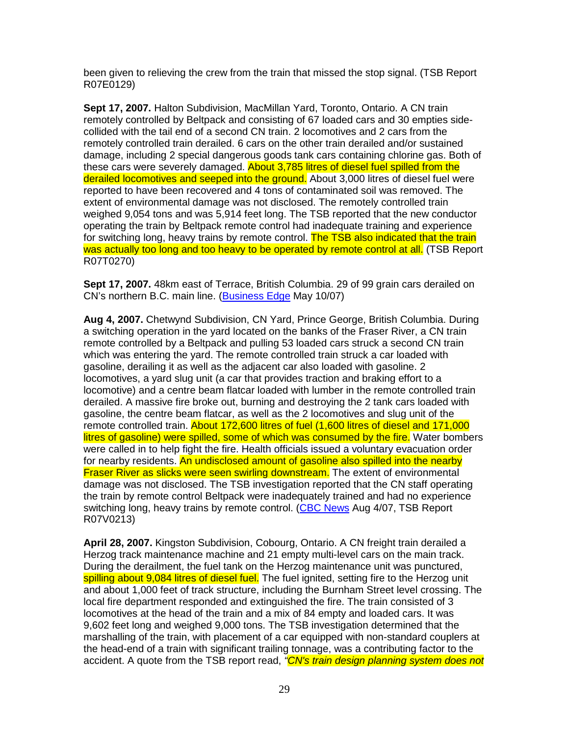been given to relieving the crew from the train that missed the stop signal. (TSB Report R07E0129)

**Sept 17, 2007.** Halton Subdivision, MacMillan Yard, Toronto, Ontario. A CN train remotely controlled by Beltpack and consisting of 67 loaded cars and 30 empties side-collided with the tail end of a second CN train. 2 locomotives and 2 cars from the remotely controlled train derailed. 6 cars on the other train derailed and/or sustained damage, including 2 special dangerous goods tank cars containing chlorine gas. Both of these cars were severely damaged. About 3,785 litres of diesel fuel spilled from the derailed locomotives and seeped into the ground. About 3,000 litres of diesel fuel were reported to have been recovered and 4 tons of contaminated soil was removed. The extent of environmental damage was not disclosed. The remotely controlled train weighed 9,054 tons and was 5,914 feet long. The TSB reported that the new conductor operating the train by Beltpack remote control had inadequate training and experience for switching long, heavy trains by remote control. The TSB also indicated that the train was actually too long and too heavy to be operated by remote control at all. (TSB Report R07T0270)

**Sept 17, 2007.** 48km east of Terrace, British Columbia. 29 of 99 grain cars derailed on CN's northern B.C. main line. (Business Edge May 10/07)

**Aug 4, 2007.** Chetwynd Subdivision, CN Yard, Prince George, British Columbia. During a switching operation in the yard located on the banks of the Fraser River, a CN train remote controlled by a Beltpack and pulling 53 loaded cars struck a second CN train which was entering the yard. The remote controlled train struck a car loaded with gasoline, derailing it as well as the adjacent car also loaded with gasoline. 2 locomotives, a yard slug unit (a car that provides traction and braking effort to a locomotive) and a centre beam flatcar loaded with lumber in the remote controlled train derailed. A massive fire broke out, burning and destroying the 2 tank cars loaded with gasoline, the centre beam flatcar, as well as the 2 locomotives and slug unit of the remote controlled train. About 172,600 litres of fuel (1,600 litres of diesel and 171,000 litres of gasoline) were spilled, some of which was consumed by the fire. Water bombers were called in to help fight the fire. Health officials issued a voluntary evacuation order for nearby residents. An undisclosed amount of gasoline also spilled into the nearby Fraser River as slicks were seen swirling downstream. The extent of environmental damage was not disclosed. The TSB investigation reported that the CN staff operating the train by remote control Beltpack were inadequately trained and had no experience switching long, heavy trains by remote control. (CBC News Aug 4/07, TSB Report R07V0213)

**April 28, 2007.** Kingston Subdivision, Cobourg, Ontario. A CN freight train derailed a Herzog track maintenance machine and 21 empty multi-level cars on the main track. During the derailment, the fuel tank on the Herzog maintenance unit was punctured, spilling about 9,084 litres of diesel fuel. The fuel ignited, setting fire to the Herzog unit and about 1,000 feet of track structure, including the Burnham Street level crossing. The local fire department responded and extinguished the fire. The train consisted of 3 locomotives at the head of the train and a mix of 84 empty and loaded cars. It was 9,602 feet long and weighed 9,000 tons. The TSB investigation determined that the marshalling of the train, with placement of a car equipped with non-standard couplers at the head-end of a train with significant trailing tonnage, was a contributing factor to the accident. A quote from the TSB report read, *"CN's train design planning system does not*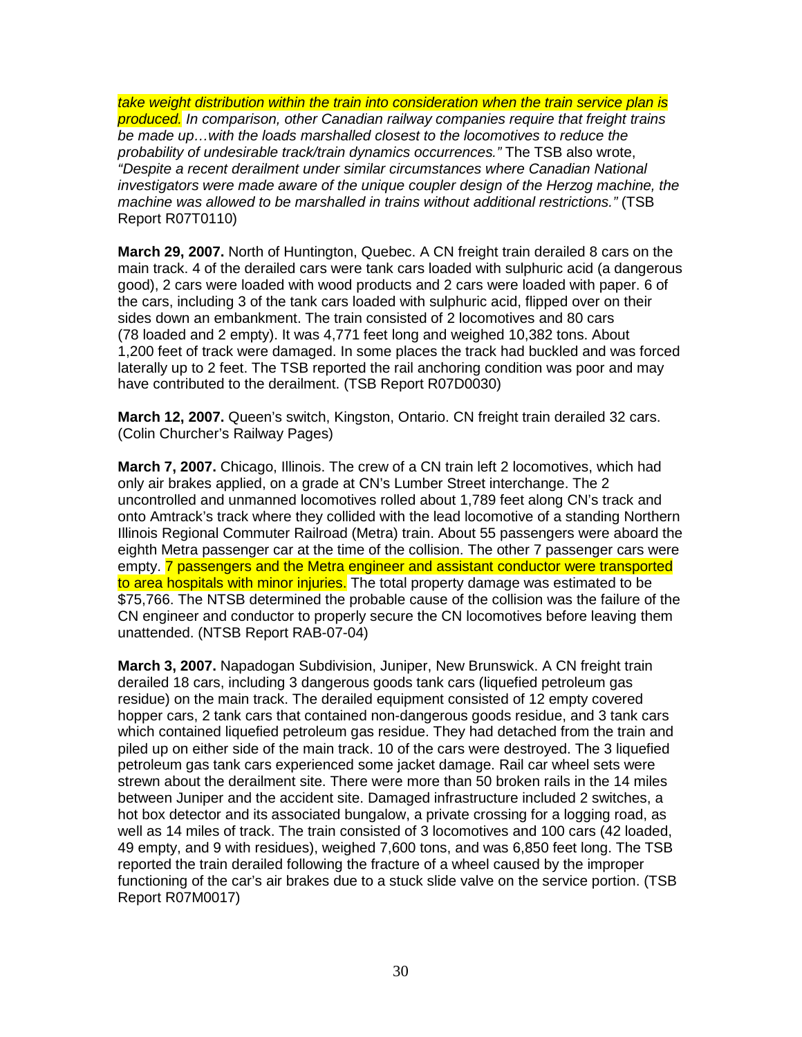*take weight distribution within the train into consideration when the train service plan is produced. In comparison, other Canadian railway companies require that freight trains be made up…with the loads marshalled closest to the locomotives to reduce the probability of undesirable track/train dynamics occurrences."* The TSB also wrote, *"Despite a recent derailment under similar circumstances where Canadian National investigators were made aware of the unique coupler design of the Herzog machine, the machine was allowed to be marshalled in trains without additional restrictions."* (TSB Report R07T0110)

**March 29, 2007.** North of Huntington, Quebec. A CN freight train derailed 8 cars on the main track. 4 of the derailed cars were tank cars loaded with sulphuric acid (a dangerous good), 2 cars were loaded with wood products and 2 cars were loaded with paper. 6 of the cars, including 3 of the tank cars loaded with sulphuric acid, flipped over on their sides down an embankment. The train consisted of 2 locomotives and 80 cars (78 loaded and 2 empty). It was 4,771 feet long and weighed 10,382 tons. About 1,200 feet of track were damaged. In some places the track had buckled and was forced laterally up to 2 feet. The TSB reported the rail anchoring condition was poor and may have contributed to the derailment. (TSB Report R07D0030)

**March 12, 2007.** Queen's switch, Kingston, Ontario. CN freight train derailed 32 cars. (Colin Churcher's Railway Pages)

**March 7, 2007.** Chicago, Illinois. The crew of a CN train left 2 locomotives, which had only air brakes applied, on a grade at CN's Lumber Street interchange. The 2 uncontrolled and unmanned locomotives rolled about 1,789 feet along CN's track and onto Amtrack's track where they collided with the lead locomotive of a standing Northern Illinois Regional Commuter Railroad (Metra) train. About 55 passengers were aboard the eighth Metra passenger car at the time of the collision. The other 7 passenger cars were empty. 7 passengers and the Metra engineer and assistant conductor were transported to area hospitals with minor injuries. The total property damage was estimated to be $75,766. The NTSB determined the probable cause of the collision was the failure of the CN engineer and conductor to properly secure the CN locomotives before leaving them unattended. (NTSB Report RAB-07-04)

**March 3, 2007.** Napadogan Subdivision, Juniper, New Brunswick. A CN freight train derailed 18 cars, including 3 dangerous goods tank cars (liquefied petroleum gas residue) on the main track. The derailed equipment consisted of 12 empty covered hopper cars, 2 tank cars that contained non-dangerous goods residue, and 3 tank cars which contained liquefied petroleum gas residue. They had detached from the train and piled up on either side of the main track. 10 of the cars were destroyed. The 3 liquefied petroleum gas tank cars experienced some jacket damage. Rail car wheel sets were strewn about the derailment site. There were more than 50 broken rails in the 14 miles between Juniper and the accident site. Damaged infrastructure included 2 switches, a hot box detector and its associated bungalow, a private crossing for a logging road, as well as 14 miles of track. The train consisted of 3 locomotives and 100 cars (42 loaded, 49 empty, and 9 with residues), weighed 7,600 tons, and was 6,850 feet long. The TSB reported the train derailed following the fracture of a wheel caused by the improper functioning of the car's air brakes due to a stuck slide valve on the service portion. (TSB Report R07M0017)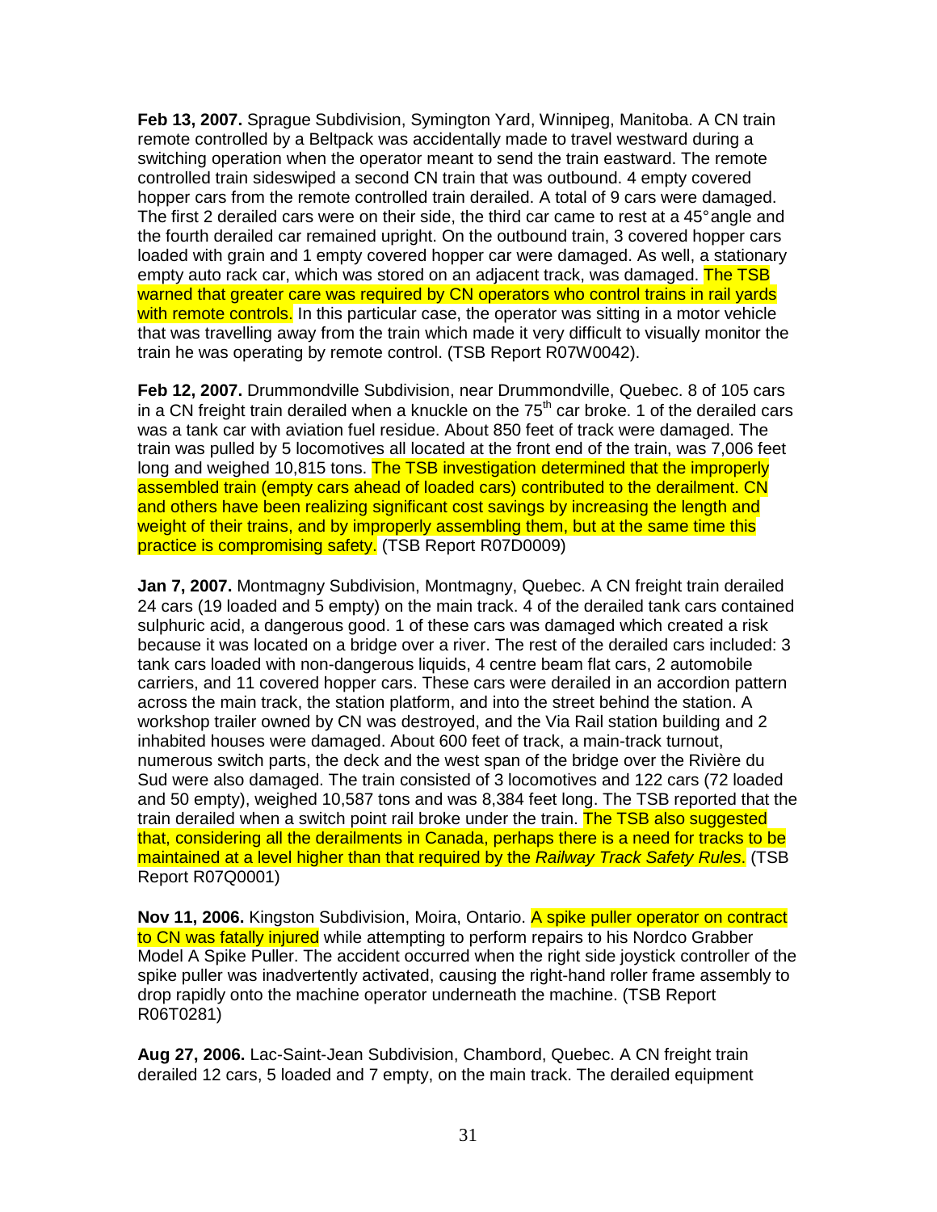**Feb 13, 2007.** Sprague Subdivision, Symington Yard, Winnipeg, Manitoba. A CN train remote controlled by a Beltpack was accidentally made to travel westward during a switching operation when the operator meant to send the train eastward. The remote controlled train sideswiped a second CN train that was outbound. 4 empty covered hopper cars from the remote controlled train derailed. A total of 9 cars were damaged. The first 2 derailed cars were on their side, the third car came to rest at a 45° angle and the fourth derailed car remained upright. On the outbound train, 3 covered hopper cars loaded with grain and 1 empty covered hopper car were damaged. As well, a stationary empty auto rack car, which was stored on an adjacent track, was damaged. The TSB warned that greater care was required by CN operators who control trains in rail yards with remote controls. In this particular case, the operator was sitting in a motor vehicle that was travelling away from the train which made it very difficult to visually monitor the train he was operating by remote control. (TSB Report R07W0042).

**Feb 12, 2007.** Drummondville Subdivision, near Drummondville, Quebec. 8 of 105 cars in a CN freight train derailed when a knuckle on the 75th car broke. 1 of the derailed cars was a tank car with aviation fuel residue. About 850 feet of track were damaged. The train was pulled by 5 locomotives all located at the front end of the train, was 7,006 feet long and weighed 10,815 tons. The TSB investigation determined that the improperly assembled train (empty cars ahead of loaded cars) contributed to the derailment. CN and others have been realizing significant cost savings by increasing the length and weight of their trains, and by improperly assembling them, but at the same time this practice is compromising safety. (TSB Report R07D0009)

**Jan 7, 2007.** Montmagny Subdivision, Montmagny, Quebec. A CN freight train derailed 24 cars (19 loaded and 5 empty) on the main track. 4 of the derailed tank cars contained sulphuric acid, a dangerous good. 1 of these cars was damaged which created a risk because it was located on a bridge over a river. The rest of the derailed cars included: 3 tank cars loaded with non-dangerous liquids, 4 centre beam flat cars, 2 automobile carriers, and 11 covered hopper cars. These cars were derailed in an accordion pattern across the main track, the station platform, and into the street behind the station. A workshop trailer owned by CN was destroyed, and the Via Rail station building and 2 inhabited houses were damaged. About 600 feet of track, a main-track turnout, numerous switch parts, the deck and the west span of the bridge over the Rivière du Sud were also damaged. The train consisted of 3 locomotives and 122 cars (72 loaded and 50 empty), weighed 10,587 tons and was 8,384 feet long. The TSB reported that the train derailed when a switch point rail broke under the train. The TSB also suggested that, considering all the derailments in Canada, perhaps there is a need for tracks to be maintained at a level higher than that required by the *Railway Track Safety Rules*. (TSB Report R07Q0001)

**Nov 11, 2006.** Kingston Subdivision, Moira, Ontario. A spike puller operator on contract to CN was fatally injured while attempting to perform repairs to his Nordco Grabber Model A Spike Puller. The accident occurred when the right side joystick controller of the spike puller was inadvertently activated, causing the right-hand roller frame assembly to drop rapidly onto the machine operator underneath the machine. (TSB Report R06T0281)

**Aug 27, 2006.** Lac-Saint-Jean Subdivision, Chambord, Quebec. A CN freight train derailed 12 cars, 5 loaded and 7 empty, on the main track. The derailed equipment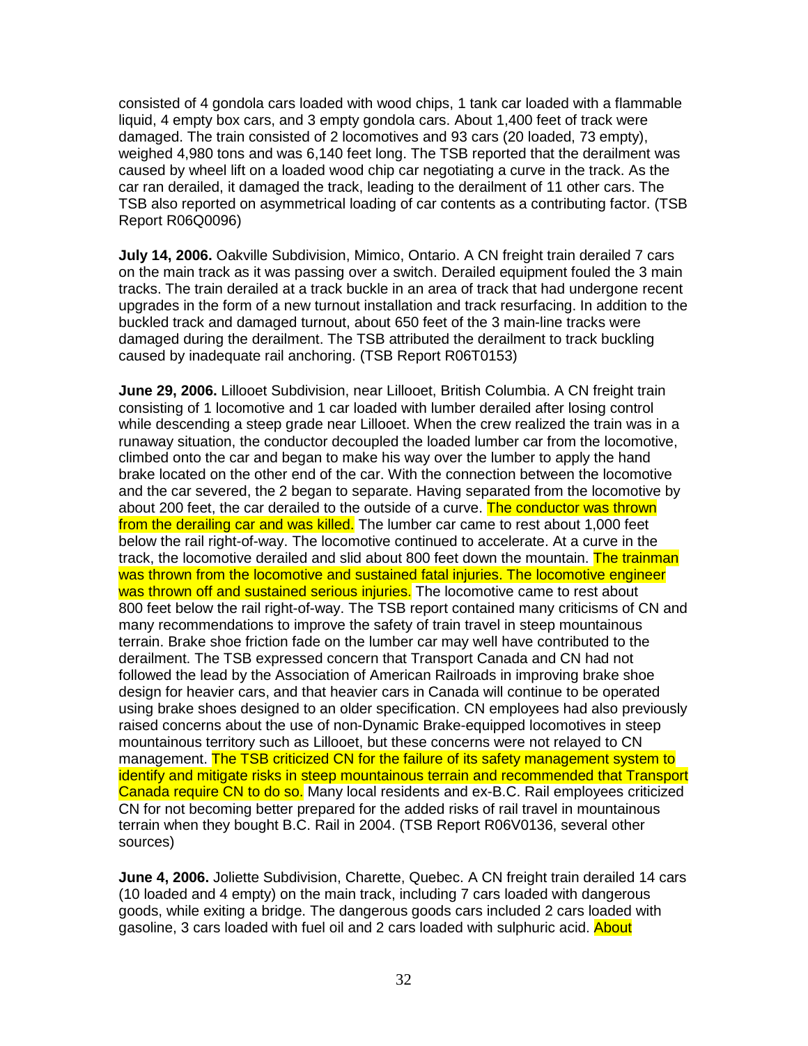consisted of 4 gondola cars loaded with wood chips, 1 tank car loaded with a flammable liquid, 4 empty box cars, and 3 empty gondola cars. About 1,400 feet of track were damaged. The train consisted of 2 locomotives and 93 cars (20 loaded, 73 empty), weighed 4,980 tons and was 6,140 feet long. The TSB reported that the derailment was caused by wheel lift on a loaded wood chip car negotiating a curve in the track. As the car ran derailed, it damaged the track, leading to the derailment of 11 other cars. The TSB also reported on asymmetrical loading of car contents as a contributing factor. (TSB Report R06Q0096)

**July 14, 2006.** Oakville Subdivision, Mimico, Ontario. A CN freight train derailed 7 cars on the main track as it was passing over a switch. Derailed equipment fouled the 3 main tracks. The train derailed at a track buckle in an area of track that had undergone recent upgrades in the form of a new turnout installation and track resurfacing. In addition to the buckled track and damaged turnout, about 650 feet of the 3 main-line tracks were damaged during the derailment. The TSB attributed the derailment to track buckling caused by inadequate rail anchoring. (TSB Report R06T0153)

**June 29, 2006.** Lillooet Subdivision, near Lillooet, British Columbia. A CN freight train consisting of 1 locomotive and 1 car loaded with lumber derailed after losing control while descending a steep grade near Lillooet. When the crew realized the train was in a runaway situation, the conductor decoupled the loaded lumber car from the locomotive, climbed onto the car and began to make his way over the lumber to apply the hand brake located on the other end of the car. With the connection between the locomotive and the car severed, the 2 began to separate. Having separated from the locomotive by about 200 feet, the car derailed to the outside of a curve. The conductor was thrown from the derailing car and was killed. The lumber car came to rest about 1,000 feet below the rail right-of-way. The locomotive continued to accelerate. At a curve in the track, the locomotive derailed and slid about 800 feet down the mountain. The trainman was thrown from the locomotive and sustained fatal injuries. The locomotive engineer was thrown off and sustained serious injuries. The locomotive came to rest about 800 feet below the rail right-of-way. The TSB report contained many criticisms of CN and many recommendations to improve the safety of train travel in steep mountainous terrain. Brake shoe friction fade on the lumber car may well have contributed to the derailment. The TSB expressed concern that Transport Canada and CN had not followed the lead by the Association of American Railroads in improving brake shoe design for heavier cars, and that heavier cars in Canada will continue to be operated using brake shoes designed to an older specification. CN employees had also previously raised concerns about the use of non-Dynamic Brake-equipped locomotives in steep mountainous territory such as Lillooet, but these concerns were not relayed to CN management. The TSB criticized CN for the failure of its safety management system to identify and mitigate risks in steep mountainous terrain and recommended that Transport Canada require CN to do so. Many local residents and ex-B.C. Rail employees criticized CN for not becoming better prepared for the added risks of rail travel in mountainous terrain when they bought B.C. Rail in 2004. (TSB Report R06V0136, several other sources)

**June 4, 2006.** Joliette Subdivision, Charette, Quebec. A CN freight train derailed 14 cars (10 loaded and 4 empty) on the main track, including 7 cars loaded with dangerous goods, while exiting a bridge. The dangerous goods cars included 2 cars loaded with gasoline, 3 cars loaded with fuel oil and 2 cars loaded with sulphuric acid. About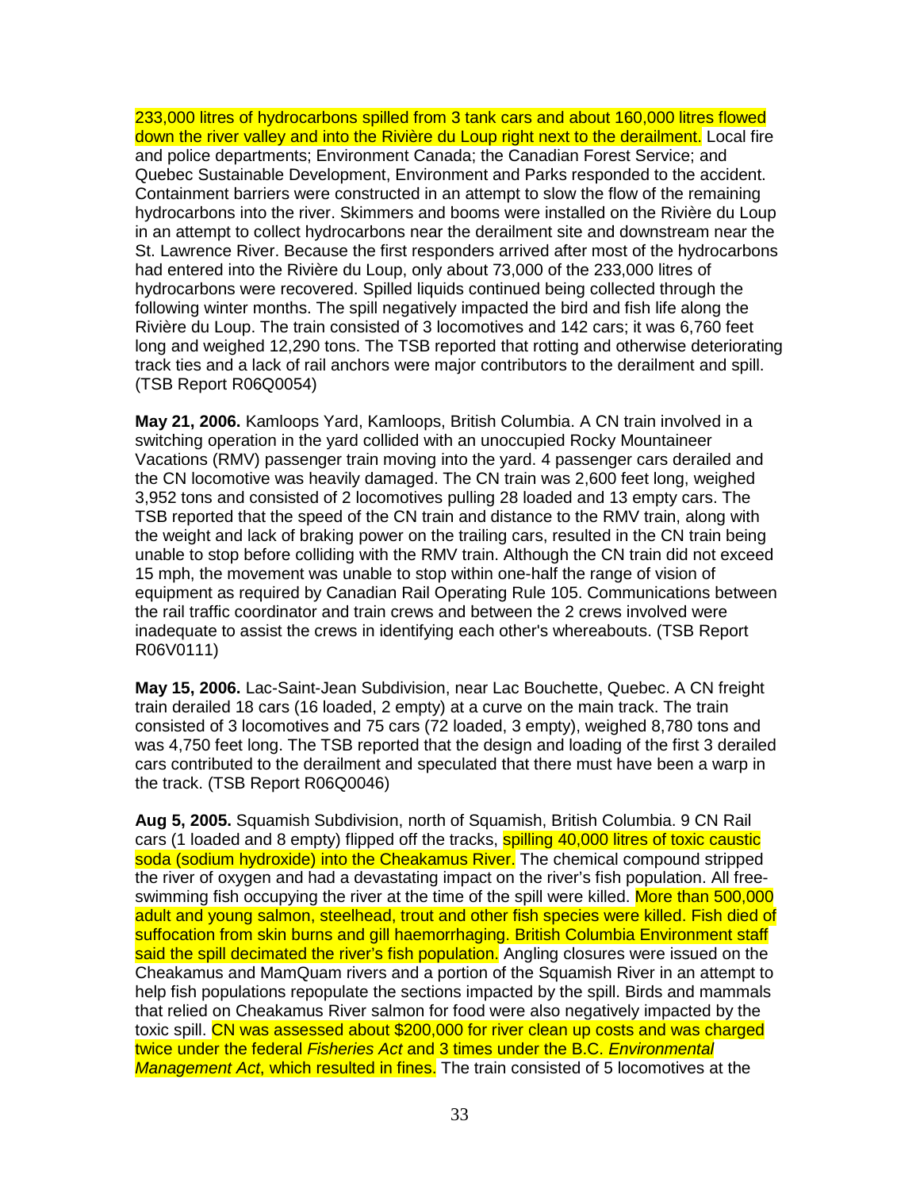233,000 litres of hydrocarbons spilled from 3 tank cars and about 160,000 litres flowed down the river valley and into the Rivière du Loup right next to the derailment. Local fire and police departments; Environment Canada; the Canadian Forest Service; and Quebec Sustainable Development, Environment and Parks responded to the accident. Containment barriers were constructed in an attempt to slow the flow of the remaining hydrocarbons into the river. Skimmers and booms were installed on the Rivière du Loup in an attempt to collect hydrocarbons near the derailment site and downstream near the St. Lawrence River. Because the first responders arrived after most of the hydrocarbons had entered into the Rivière du Loup, only about 73,000 of the 233,000 litres of hydrocarbons were recovered. Spilled liquids continued being collected through the following winter months. The spill negatively impacted the bird and fish life along the Rivière du Loup. The train consisted of 3 locomotives and 142 cars; it was 6,760 feet long and weighed 12,290 tons. The TSB reported that rotting and otherwise deteriorating track ties and a lack of rail anchors were major contributors to the derailment and spill. (TSB Report R06Q0054)

**May 21, 2006.** Kamloops Yard, Kamloops, British Columbia. A CN train involved in a switching operation in the yard collided with an unoccupied Rocky Mountaineer Vacations (RMV) passenger train moving into the yard. 4 passenger cars derailed and the CN locomotive was heavily damaged. The CN train was 2,600 feet long, weighed 3,952 tons and consisted of 2 locomotives pulling 28 loaded and 13 empty cars. The TSB reported that the speed of the CN train and distance to the RMV train, along with the weight and lack of braking power on the trailing cars, resulted in the CN train being unable to stop before colliding with the RMV train. Although the CN train did not exceed 15 mph, the movement was unable to stop within one-half the range of vision of equipment as required by Canadian Rail Operating Rule 105. Communications between the rail traffic coordinator and train crews and between the 2 crews involved were inadequate to assist the crews in identifying each other's whereabouts. (TSB Report R06V0111)

**May 15, 2006.** Lac-Saint-Jean Subdivision, near Lac Bouchette, Quebec. A CN freight train derailed 18 cars (16 loaded, 2 empty) at a curve on the main track. The train consisted of 3 locomotives and 75 cars (72 loaded, 3 empty), weighed 8,780 tons and was 4,750 feet long. The TSB reported that the design and loading of the first 3 derailed cars contributed to the derailment and speculated that there must have been a warp in the track. (TSB Report R06Q0046)

**Aug 5, 2005.** Squamish Subdivision, north of Squamish, British Columbia. 9 CN Rail cars (1 loaded and 8 empty) flipped off the tracks, spilling 40,000 litres of toxic caustic soda (sodium hydroxide) into the Cheakamus River. The chemical compound stripped the river of oxygen and had a devastating impact on the river's fish population. All free-swimming fish occupying the river at the time of the spill were killed. More than 500,000 adult and young salmon, steelhead, trout and other fish species were killed. Fish died of suffocation from skin burns and gill haemorrhaging. British Columbia Environment staff said the spill decimated the river's fish population. Angling closures were issued on the Cheakamus and MamQuam rivers and a portion of the Squamish River in an attempt to help fish populations repopulate the sections impacted by the spill. Birds and mammals that relied on Cheakamus River salmon for food were also negatively impacted by the toxic spill. CN was assessed about $200,000 for river clean up costs and was charged twice under the federal *Fisheries Act* and 3 times under the B.C. *Environmental Management Act*, which resulted in fines. The train consisted of 5 locomotives at the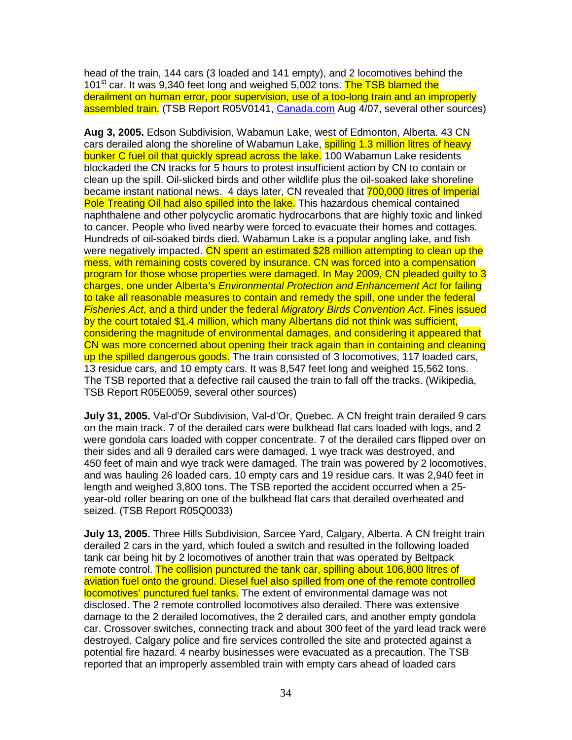head of the train, 144 cars (3 loaded and 141 empty), and 2 locomotives behind the 101st car. It was 9,340 feet long and weighed 5,002 tons. The TSB blamed the derailment on human error, poor supervision, use of a too-long train and an improperly assembled train. (TSB Report R05V0141, Canada.com Aug 4/07, several other sources)

**Aug 3, 2005.** Edson Subdivision, Wabamun Lake, west of Edmonton, Alberta. 43 CN cars derailed along the shoreline of Wabamun Lake, spilling 1.3 million litres of heavy bunker C fuel oil that quickly spread across the lake. 100 Wabamun Lake residents blockaded the CN tracks for 5 hours to protest insufficient action by CN to contain or clean up the spill. Oil-slicked birds and other wildlife plus the oil-soaked lake shoreline became instant national news. 4 days later, CN revealed that 700,000 litres of Imperial Pole Treating Oil had also spilled into the lake. This hazardous chemical contained naphthalene and other polycyclic aromatic hydrocarbons that are highly toxic and linked to cancer. People who lived nearby were forced to evacuate their homes and cottages. Hundreds of oil-soaked birds died. Wabamun Lake is a popular angling lake, and fish were negatively impacted. CN spent an estimated $28 million attempting to clean up the mess, with remaining costs covered by insurance. CN was forced into a compensation program for those whose properties were damaged. In May 2009, CN pleaded guilty to 3 charges, one under Alberta's *Environmental Protection and Enhancement Act* for failing to take all reasonable measures to contain and remedy the spill, one under the federal *Fisheries Act*, and a third under the federal *Migratory Birds Convention Act*. Fines issued by the court totaled $1.4 million, which many Albertans did not think was sufficient, considering the magnitude of environmental damages, and considering it appeared that CN was more concerned about opening their track again than in containing and cleaning up the spilled dangerous goods. The train consisted of 3 locomotives, 117 loaded cars, 13 residue cars, and 10 empty cars. It was 8,547 feet long and weighed 15,562 tons. The TSB reported that a defective rail caused the train to fall off the tracks. (Wikipedia, TSB Report R05E0059, several other sources)

**July 31, 2005.** Val-d'Or Subdivision, Val-d'Or, Quebec. A CN freight train derailed 9 cars on the main track. 7 of the derailed cars were bulkhead flat cars loaded with logs, and 2 were gondola cars loaded with copper concentrate. 7 of the derailed cars flipped over on their sides and all 9 derailed cars were damaged. 1 wye track was destroyed, and 450 feet of main and wye track were damaged. The train was powered by 2 locomotives, and was hauling 26 loaded cars, 10 empty cars and 19 residue cars. It was 2,940 feet in length and weighed 3,800 tons. The TSB reported the accident occurred when a 25-year-old roller bearing on one of the bulkhead flat cars that derailed overheated and seized. (TSB Report R05Q0033)

**July 13, 2005.** Three Hills Subdivision, Sarcee Yard, Calgary, Alberta. A CN freight train derailed 2 cars in the yard, which fouled a switch and resulted in the following loaded tank car being hit by 2 locomotives of another train that was operated by Beltpack remote control. The collision punctured the tank car, spilling about 106,800 litres of aviation fuel onto the ground. Diesel fuel also spilled from one of the remote controlled locomotives' punctured fuel tanks. The extent of environmental damage was not disclosed. The 2 remote controlled locomotives also derailed. There was extensive damage to the 2 derailed locomotives, the 2 derailed cars, and another empty gondola car. Crossover switches, connecting track and about 300 feet of the yard lead track were destroyed. Calgary police and fire services controlled the site and protected against a potential fire hazard. 4 nearby businesses were evacuated as a precaution. The TSB reported that an improperly assembled train with empty cars ahead of loaded cars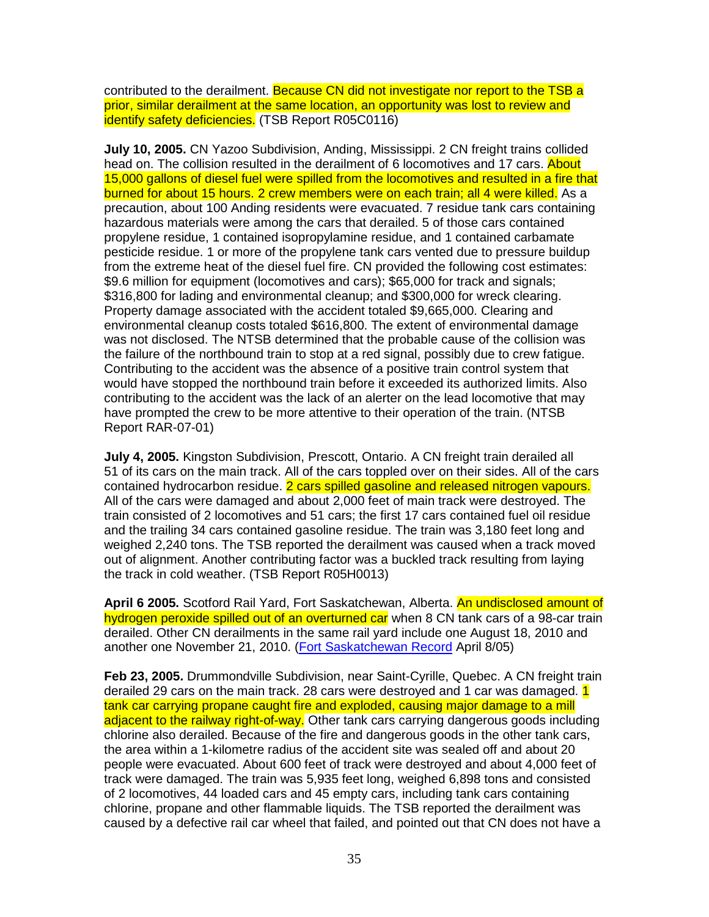contributed to the derailment. Because CN did not investigate nor report to the TSB a prior, similar derailment at the same location, an opportunity was lost to review and identify safety deficiencies. (TSB Report R05C0116)

**July 10, 2005.** CN Yazoo Subdivision, Anding, Mississippi. 2 CN freight trains collided head on. The collision resulted in the derailment of 6 locomotives and 17 cars. About 15,000 gallons of diesel fuel were spilled from the locomotives and resulted in a fire that burned for about 15 hours. 2 crew members were on each train; all 4 were killed. As a precaution, about 100 Anding residents were evacuated. 7 residue tank cars containing hazardous materials were among the cars that derailed. 5 of those cars contained propylene residue, 1 contained isopropylamine residue, and 1 contained carbamate pesticide residue. 1 or more of the propylene tank cars vented due to pressure buildup from the extreme heat of the diesel fuel fire. CN provided the following cost estimates: $9.6 million for equipment (locomotives and cars); $65,000 for track and signals; $316,800 for lading and environmental cleanup; and $300,000 for wreck clearing. Property damage associated with the accident totaled $9,665,000. Clearing and environmental cleanup costs totaled $616,800. The extent of environmental damage was not disclosed. The NTSB determined that the probable cause of the collision was the failure of the northbound train to stop at a red signal, possibly due to crew fatigue. Contributing to the accident was the absence of a positive train control system that would have stopped the northbound train before it exceeded its authorized limits. Also contributing to the accident was the lack of an alerter on the lead locomotive that may have prompted the crew to be more attentive to their operation of the train. (NTSB Report RAR-07-01)

**July 4, 2005.** Kingston Subdivision, Prescott, Ontario. A CN freight train derailed all 51 of its cars on the main track. All of the cars toppled over on their sides. All of the cars contained hydrocarbon residue. 2 cars spilled gasoline and released nitrogen vapours. All of the cars were damaged and about 2,000 feet of main track were destroyed. The train consisted of 2 locomotives and 51 cars; the first 17 cars contained fuel oil residue and the trailing 34 cars contained gasoline residue. The train was 3,180 feet long and weighed 2,240 tons. The TSB reported the derailment was caused when a track moved out of alignment. Another contributing factor was a buckled track resulting from laying the track in cold weather. (TSB Report R05H0013)

**April 6 2005.** Scotford Rail Yard, Fort Saskatchewan, Alberta. An undisclosed amount of hydrogen peroxide spilled out of an overturned car when 8 CN tank cars of a 98-car train derailed. Other CN derailments in the same rail yard include one August 18, 2010 and another one November 21, 2010. (Fort Saskatchewan Record April 8/05)

**Feb 23, 2005.** Drummondville Subdivision, near Saint-Cyrille, Quebec. A CN freight train derailed 29 cars on the main track. 28 cars were destroyed and 1 car was damaged. 1 tank car carrying propane caught fire and exploded, causing major damage to a mill adjacent to the railway right-of-way. Other tank cars carrying dangerous goods including chlorine also derailed. Because of the fire and dangerous goods in the other tank cars, the area within a 1-kilometre radius of the accident site was sealed off and about 20 people were evacuated. About 600 feet of track were destroyed and about 4,000 feet of track were damaged. The train was 5,935 feet long, weighed 6,898 tons and consisted of 2 locomotives, 44 loaded cars and 45 empty cars, including tank cars containing chlorine, propane and other flammable liquids. The TSB reported the derailment was caused by a defective rail car wheel that failed, and pointed out that CN does not have a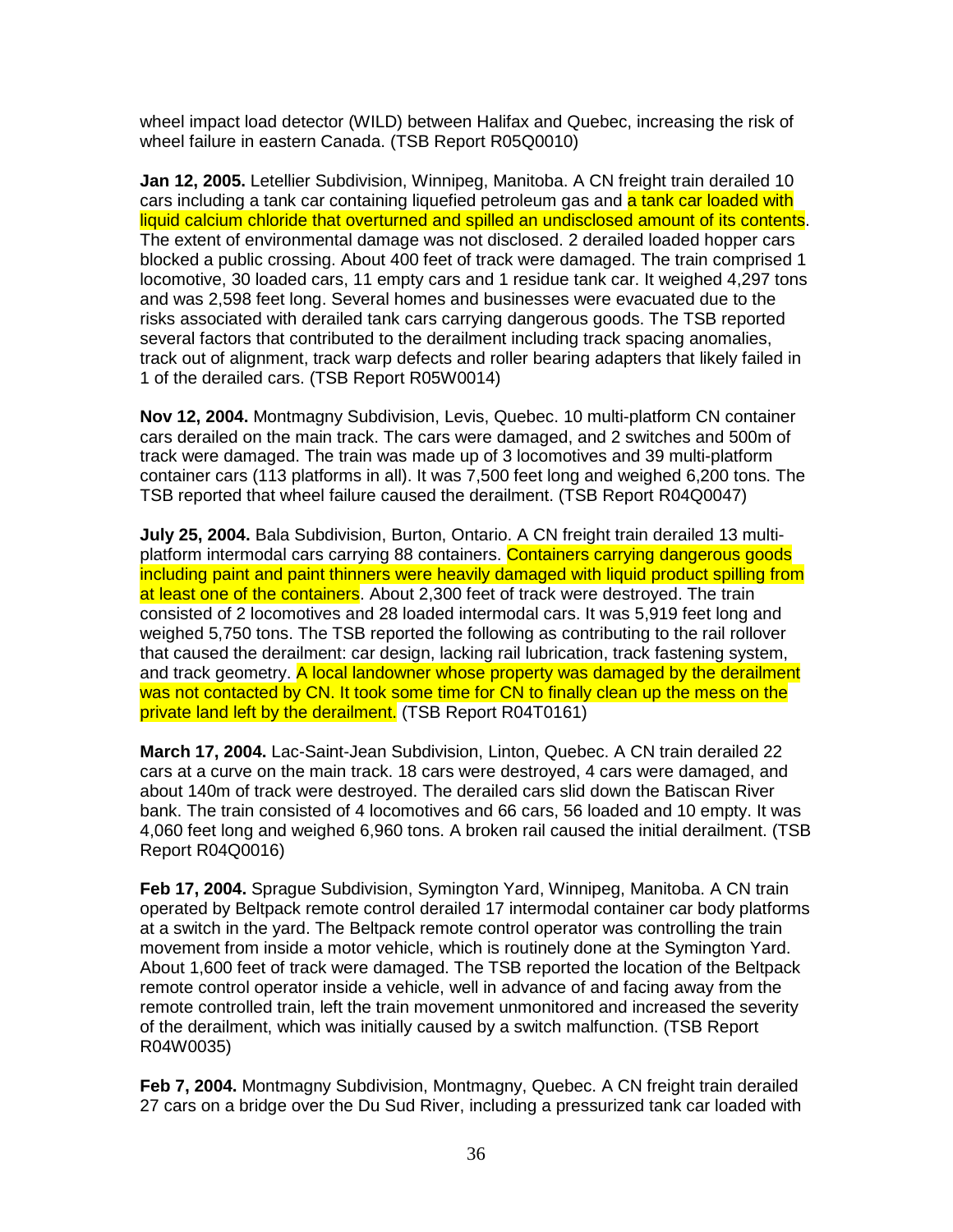wheel impact load detector (WILD) between Halifax and Quebec, increasing the risk of wheel failure in eastern Canada. (TSB Report R05Q0010)

**Jan 12, 2005.** Letellier Subdivision, Winnipeg, Manitoba. A CN freight train derailed 10 cars including a tank car containing liquefied petroleum gas and a tank car loaded with liquid calcium chloride that overturned and spilled an undisclosed amount of its contents. The extent of environmental damage was not disclosed. 2 derailed loaded hopper cars blocked a public crossing. About 400 feet of track were damaged. The train comprised 1 locomotive, 30 loaded cars, 11 empty cars and 1 residue tank car. It weighed 4,297 tons and was 2,598 feet long. Several homes and businesses were evacuated due to the risks associated with derailed tank cars carrying dangerous goods. The TSB reported several factors that contributed to the derailment including track spacing anomalies, track out of alignment, track warp defects and roller bearing adapters that likely failed in 1 of the derailed cars. (TSB Report R05W0014)

**Nov 12, 2004.** Montmagny Subdivision, Levis, Quebec. 10 multi-platform CN container cars derailed on the main track. The cars were damaged, and 2 switches and 500m of track were damaged. The train was made up of 3 locomotives and 39 multi-platform container cars (113 platforms in all). It was 7,500 feet long and weighed 6,200 tons. The TSB reported that wheel failure caused the derailment. (TSB Report R04Q0047)

**July 25, 2004.** Bala Subdivision, Burton, Ontario. A CN freight train derailed 13 multi-platform intermodal cars carrying 88 containers. Containers carrying dangerous goods including paint and paint thinners were heavily damaged with liquid product spilling from at least one of the containers. About 2,300 feet of track were destroyed. The train consisted of 2 locomotives and 28 loaded intermodal cars. It was 5,919 feet long and weighed 5,750 tons. The TSB reported the following as contributing to the rail rollover that caused the derailment: car design, lacking rail lubrication, track fastening system, and track geometry. A local landowner whose property was damaged by the derailment was not contacted by CN. It took some time for CN to finally clean up the mess on the private land left by the derailment. (TSB Report R04T0161)

**March 17, 2004.** Lac-Saint-Jean Subdivision, Linton, Quebec. A CN train derailed 22 cars at a curve on the main track. 18 cars were destroyed, 4 cars were damaged, and about 140m of track were destroyed. The derailed cars slid down the Batiscan River bank. The train consisted of 4 locomotives and 66 cars, 56 loaded and 10 empty. It was 4,060 feet long and weighed 6,960 tons. A broken rail caused the initial derailment. (TSB Report R04Q0016)

**Feb 17, 2004.** Sprague Subdivision, Symington Yard, Winnipeg, Manitoba. A CN train operated by Beltpack remote control derailed 17 intermodal container car body platforms at a switch in the yard. The Beltpack remote control operator was controlling the train movement from inside a motor vehicle, which is routinely done at the Symington Yard. About 1,600 feet of track were damaged. The TSB reported the location of the Beltpack remote control operator inside a vehicle, well in advance of and facing away from the remote controlled train, left the train movement unmonitored and increased the severity of the derailment, which was initially caused by a switch malfunction. (TSB Report R04W0035)

**Feb 7, 2004.** Montmagny Subdivision, Montmagny, Quebec. A CN freight train derailed 27 cars on a bridge over the Du Sud River, including a pressurized tank car loaded with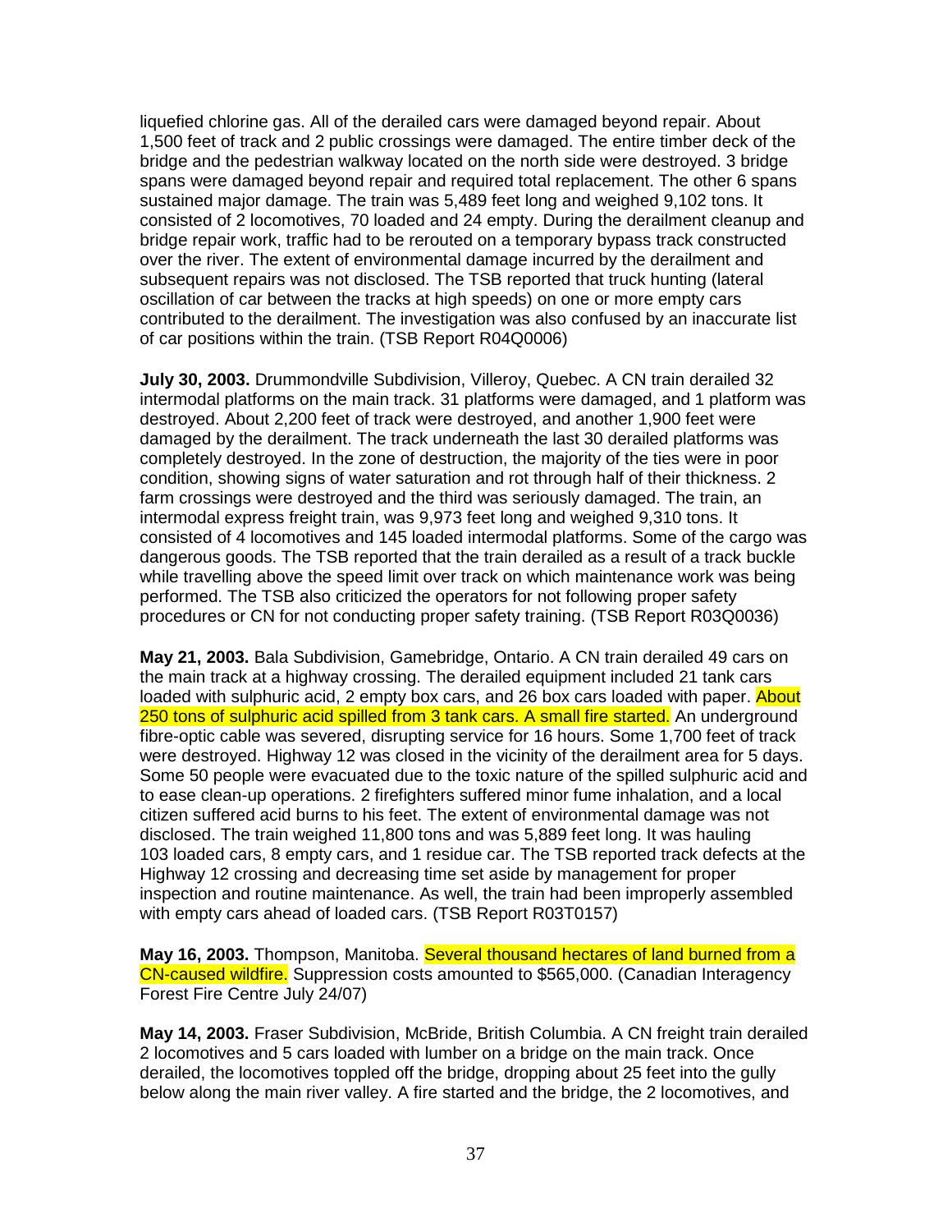liquefied chlorine gas. All of the derailed cars were damaged beyond repair. About 1,500 feet of track and 2 public crossings were damaged. The entire timber deck of the bridge and the pedestrian walkway located on the north side were destroyed. 3 bridge spans were damaged beyond repair and required total replacement. The other 6 spans sustained major damage. The train was 5,489 feet long and weighed 9,102 tons. It consisted of 2 locomotives, 70 loaded and 24 empty. During the derailment cleanup and bridge repair work, traffic had to be rerouted on a temporary bypass track constructed over the river. The extent of environmental damage incurred by the derailment and subsequent repairs was not disclosed. The TSB reported that truck hunting (lateral oscillation of car between the tracks at high speeds) on one or more empty cars contributed to the derailment. The investigation was also confused by an inaccurate list of car positions within the train. (TSB Report R04Q0006)

**July 30, 2003.** Drummondville Subdivision, Villeroy, Quebec. A CN train derailed 32 intermodal platforms on the main track. 31 platforms were damaged, and 1 platform was destroyed. About 2,200 feet of track were destroyed, and another 1,900 feet were damaged by the derailment. The track underneath the last 30 derailed platforms was completely destroyed. In the zone of destruction, the majority of the ties were in poor condition, showing signs of water saturation and rot through half of their thickness. 2 farm crossings were destroyed and the third was seriously damaged. The train, an intermodal express freight train, was 9,973 feet long and weighed 9,310 tons. It consisted of 4 locomotives and 145 loaded intermodal platforms. Some of the cargo was dangerous goods. The TSB reported that the train derailed as a result of a track buckle while travelling above the speed limit over track on which maintenance work was being performed. The TSB also criticized the operators for not following proper safety procedures or CN for not conducting proper safety training. (TSB Report R03Q0036)

**May 21, 2003.** Bala Subdivision, Gamebridge, Ontario. A CN train derailed 49 cars on the main track at a highway crossing. The derailed equipment included 21 tank cars loaded with sulphuric acid, 2 empty box cars, and 26 box cars loaded with paper. About 250 tons of sulphuric acid spilled from 3 tank cars. A small fire started. An underground fibre-optic cable was severed, disrupting service for 16 hours. Some 1,700 feet of track were destroyed. Highway 12 was closed in the vicinity of the derailment area for 5 days. Some 50 people were evacuated due to the toxic nature of the spilled sulphuric acid and to ease clean-up operations. 2 firefighters suffered minor fume inhalation, and a local citizen suffered acid burns to his feet. The extent of environmental damage was not disclosed. The train weighed 11,800 tons and was 5,889 feet long. It was hauling 103 loaded cars, 8 empty cars, and 1 residue car. The TSB reported track defects at the Highway 12 crossing and decreasing time set aside by management for proper inspection and routine maintenance. As well, the train had been improperly assembled with empty cars ahead of loaded cars. (TSB Report R03T0157)

**May 16, 2003.** Thompson, Manitoba. Several thousand hectares of land burned from a CN-caused wildfire. Suppression costs amounted to $565,000. (Canadian Interagency Forest Fire Centre July 24/07)

**May 14, 2003.** Fraser Subdivision, McBride, British Columbia. A CN freight train derailed 2 locomotives and 5 cars loaded with lumber on a bridge on the main track. Once derailed, the locomotives toppled off the bridge, dropping about 25 feet into the gully below along the main river valley. A fire started and the bridge, the 2 locomotives, and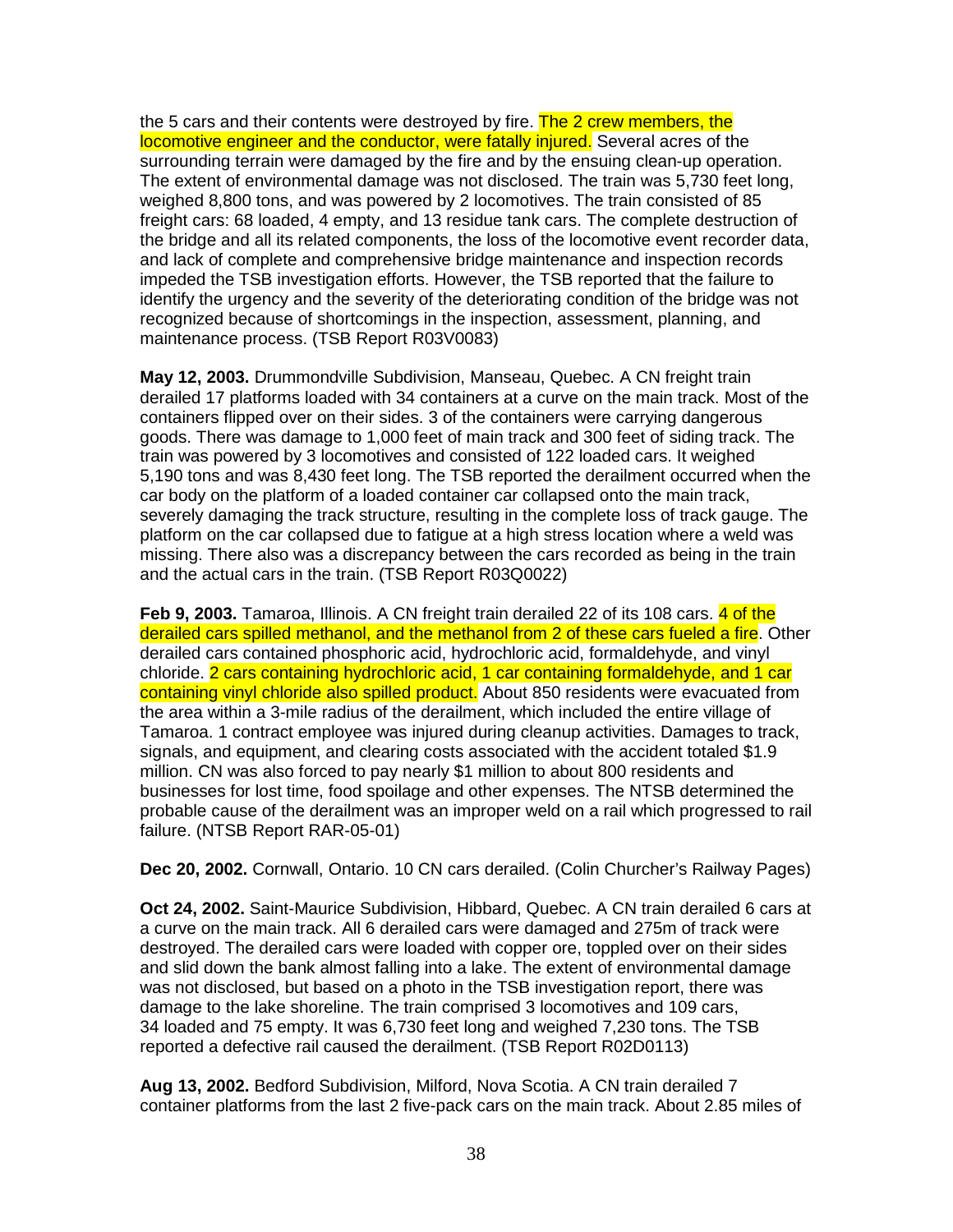the 5 cars and their contents were destroyed by fire. The 2 crew members, the locomotive engineer and the conductor, were fatally injured. Several acres of the surrounding terrain were damaged by the fire and by the ensuing clean-up operation. The extent of environmental damage was not disclosed. The train was 5,730 feet long, weighed 8,800 tons, and was powered by 2 locomotives. The train consisted of 85 freight cars: 68 loaded, 4 empty, and 13 residue tank cars. The complete destruction of the bridge and all its related components, the loss of the locomotive event recorder data, and lack of complete and comprehensive bridge maintenance and inspection records impeded the TSB investigation efforts. However, the TSB reported that the failure to identify the urgency and the severity of the deteriorating condition of the bridge was not recognized because of shortcomings in the inspection, assessment, planning, and maintenance process. (TSB Report R03V0083)

**May 12, 2003.** Drummondville Subdivision, Manseau, Quebec. A CN freight train derailed 17 platforms loaded with 34 containers at a curve on the main track. Most of the containers flipped over on their sides. 3 of the containers were carrying dangerous goods. There was damage to 1,000 feet of main track and 300 feet of siding track. The train was powered by 3 locomotives and consisted of 122 loaded cars. It weighed 5,190 tons and was 8,430 feet long. The TSB reported the derailment occurred when the car body on the platform of a loaded container car collapsed onto the main track, severely damaging the track structure, resulting in the complete loss of track gauge. The platform on the car collapsed due to fatigue at a high stress location where a weld was missing. There also was a discrepancy between the cars recorded as being in the train and the actual cars in the train. (TSB Report R03Q0022)

**Feb 9, 2003.** Tamaroa, Illinois. A CN freight train derailed 22 of its 108 cars. 4 of the derailed cars spilled methanol, and the methanol from 2 of these cars fueled a fire. Other derailed cars contained phosphoric acid, hydrochloric acid, formaldehyde, and vinyl chloride. 2 cars containing hydrochloric acid, 1 car containing formaldehyde, and 1 car containing vinyl chloride also spilled product. About 850 residents were evacuated from the area within a 3-mile radius of the derailment, which included the entire village of Tamaroa. 1 contract employee was injured during cleanup activities. Damages to track, signals, and equipment, and clearing costs associated with the accident totaled $1.9 million. CN was also forced to pay nearly $1 million to about 800 residents and businesses for lost time, food spoilage and other expenses. The NTSB determined the probable cause of the derailment was an improper weld on a rail which progressed to rail failure. (NTSB Report RAR-05-01)

**Dec 20, 2002.** Cornwall, Ontario. 10 CN cars derailed. (Colin Churcher's Railway Pages)

**Oct 24, 2002.** Saint-Maurice Subdivision, Hibbard, Quebec. A CN train derailed 6 cars at a curve on the main track. All 6 derailed cars were damaged and 275m of track were destroyed. The derailed cars were loaded with copper ore, toppled over on their sides and slid down the bank almost falling into a lake. The extent of environmental damage was not disclosed, but based on a photo in the TSB investigation report, there was damage to the lake shoreline. The train comprised 3 locomotives and 109 cars, 34 loaded and 75 empty. It was 6,730 feet long and weighed 7,230 tons. The TSB reported a defective rail caused the derailment. (TSB Report R02D0113)

**Aug 13, 2002.** Bedford Subdivision, Milford, Nova Scotia. A CN train derailed 7 container platforms from the last 2 five-pack cars on the main track. About 2.85 miles of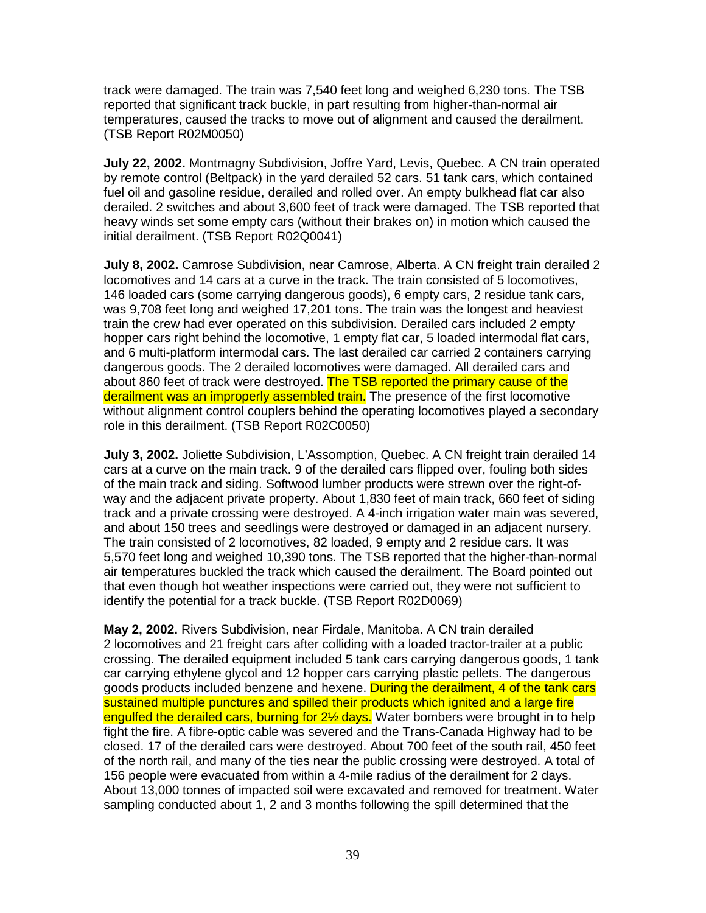track were damaged. The train was 7,540 feet long and weighed 6,230 tons. The TSB reported that significant track buckle, in part resulting from higher-than-normal air temperatures, caused the tracks to move out of alignment and caused the derailment. (TSB Report R02M0050)

**July 22, 2002.** Montmagny Subdivision, Joffre Yard, Levis, Quebec. A CN train operated by remote control (Beltpack) in the yard derailed 52 cars. 51 tank cars, which contained fuel oil and gasoline residue, derailed and rolled over. An empty bulkhead flat car also derailed. 2 switches and about 3,600 feet of track were damaged. The TSB reported that heavy winds set some empty cars (without their brakes on) in motion which caused the initial derailment. (TSB Report R02Q0041)

**July 8, 2002.** Camrose Subdivision, near Camrose, Alberta. A CN freight train derailed 2 locomotives and 14 cars at a curve in the track. The train consisted of 5 locomotives, 146 loaded cars (some carrying dangerous goods), 6 empty cars, 2 residue tank cars, was 9,708 feet long and weighed 17,201 tons. The train was the longest and heaviest train the crew had ever operated on this subdivision. Derailed cars included 2 empty hopper cars right behind the locomotive, 1 empty flat car, 5 loaded intermodal flat cars, and 6 multi-platform intermodal cars. The last derailed car carried 2 containers carrying dangerous goods. The 2 derailed locomotives were damaged. All derailed cars and about 860 feet of track were destroyed. The TSB reported the primary cause of the derailment was an improperly assembled train. The presence of the first locomotive without alignment control couplers behind the operating locomotives played a secondary role in this derailment. (TSB Report R02C0050)

**July 3, 2002.** Joliette Subdivision, L'Assomption, Quebec. A CN freight train derailed 14 cars at a curve on the main track. 9 of the derailed cars flipped over, fouling both sides of the main track and siding. Softwood lumber products were strewn over the right-of-way and the adjacent private property. About 1,830 feet of main track, 660 feet of siding track and a private crossing were destroyed. A 4-inch irrigation water main was severed, and about 150 trees and seedlings were destroyed or damaged in an adjacent nursery. The train consisted of 2 locomotives, 82 loaded, 9 empty and 2 residue cars. It was 5,570 feet long and weighed 10,390 tons. The TSB reported that the higher-than-normal air temperatures buckled the track which caused the derailment. The Board pointed out that even though hot weather inspections were carried out, they were not sufficient to identify the potential for a track buckle. (TSB Report R02D0069)

**May 2, 2002.** Rivers Subdivision, near Firdale, Manitoba. A CN train derailed 2 locomotives and 21 freight cars after colliding with a loaded tractor-trailer at a public crossing. The derailed equipment included 5 tank cars carrying dangerous goods, 1 tank car carrying ethylene glycol and 12 hopper cars carrying plastic pellets. The dangerous goods products included benzene and hexene. During the derailment, 4 of the tank cars sustained multiple punctures and spilled their products which ignited and a large fire engulfed the derailed cars, burning for 2½ days. Water bombers were brought in to help fight the fire. A fibre-optic cable was severed and the Trans-Canada Highway had to be closed. 17 of the derailed cars were destroyed. About 700 feet of the south rail, 450 feet of the north rail, and many of the ties near the public crossing were destroyed. A total of 156 people were evacuated from within a 4-mile radius of the derailment for 2 days. About 13,000 tonnes of impacted soil were excavated and removed for treatment. Water sampling conducted about 1, 2 and 3 months following the spill determined that the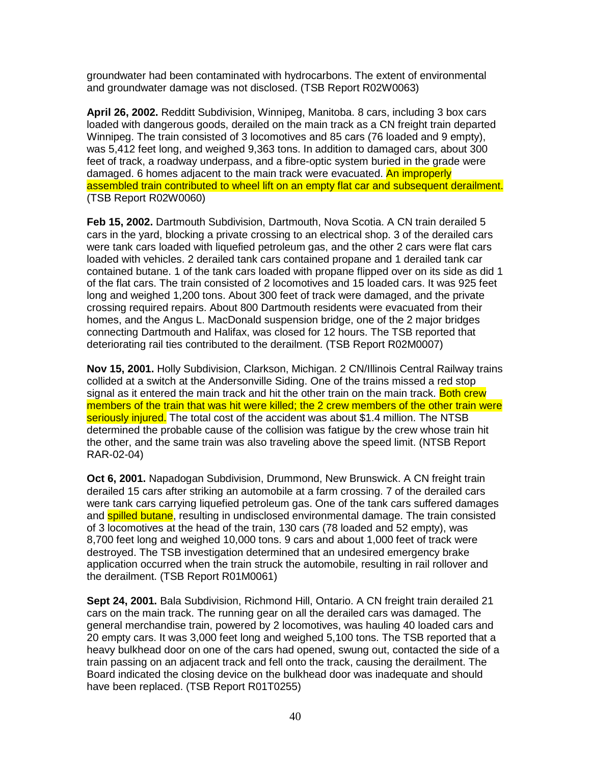groundwater had been contaminated with hydrocarbons. The extent of environmental and groundwater damage was not disclosed. (TSB Report R02W0063)

**April 26, 2002.** Redditt Subdivision, Winnipeg, Manitoba. 8 cars, including 3 box cars loaded with dangerous goods, derailed on the main track as a CN freight train departed Winnipeg. The train consisted of 3 locomotives and 85 cars (76 loaded and 9 empty), was 5,412 feet long, and weighed 9,363 tons. In addition to damaged cars, about 300 feet of track, a roadway underpass, and a fibre-optic system buried in the grade were damaged. 6 homes adjacent to the main track were evacuated. An improperly assembled train contributed to wheel lift on an empty flat car and subsequent derailment. (TSB Report R02W0060)

**Feb 15, 2002.** Dartmouth Subdivision, Dartmouth, Nova Scotia. A CN train derailed 5 cars in the yard, blocking a private crossing to an electrical shop. 3 of the derailed cars were tank cars loaded with liquefied petroleum gas, and the other 2 cars were flat cars loaded with vehicles. 2 derailed tank cars contained propane and 1 derailed tank car contained butane. 1 of the tank cars loaded with propane flipped over on its side as did 1 of the flat cars. The train consisted of 2 locomotives and 15 loaded cars. It was 925 feet long and weighed 1,200 tons. About 300 feet of track were damaged, and the private crossing required repairs. About 800 Dartmouth residents were evacuated from their homes, and the Angus L. MacDonald suspension bridge, one of the 2 major bridges connecting Dartmouth and Halifax, was closed for 12 hours. The TSB reported that deteriorating rail ties contributed to the derailment. (TSB Report R02M0007)

**Nov 15, 2001.** Holly Subdivision, Clarkson, Michigan. 2 CN/Illinois Central Railway trains collided at a switch at the Andersonville Siding. One of the trains missed a red stop signal as it entered the main track and hit the other train on the main track. Both crew members of the train that was hit were killed; the 2 crew members of the other train were seriously injured. The total cost of the accident was about $1.4 million. The NTSB determined the probable cause of the collision was fatigue by the crew whose train hit the other, and the same train was also traveling above the speed limit. (NTSB Report RAR-02-04)

**Oct 6, 2001.** Napadogan Subdivision, Drummond, New Brunswick. A CN freight train derailed 15 cars after striking an automobile at a farm crossing. 7 of the derailed cars were tank cars carrying liquefied petroleum gas. One of the tank cars suffered damages and spilled butane, resulting in undisclosed environmental damage. The train consisted of 3 locomotives at the head of the train, 130 cars (78 loaded and 52 empty), was 8,700 feet long and weighed 10,000 tons. 9 cars and about 1,000 feet of track were destroyed. The TSB investigation determined that an undesired emergency brake application occurred when the train struck the automobile, resulting in rail rollover and the derailment. (TSB Report R01M0061)

**Sept 24, 2001.** Bala Subdivision, Richmond Hill, Ontario. A CN freight train derailed 21 cars on the main track. The running gear on all the derailed cars was damaged. The general merchandise train, powered by 2 locomotives, was hauling 40 loaded cars and 20 empty cars. It was 3,000 feet long and weighed 5,100 tons. The TSB reported that a heavy bulkhead door on one of the cars had opened, swung out, contacted the side of a train passing on an adjacent track and fell onto the track, causing the derailment. The Board indicated the closing device on the bulkhead door was inadequate and should have been replaced. (TSB Report R01T0255)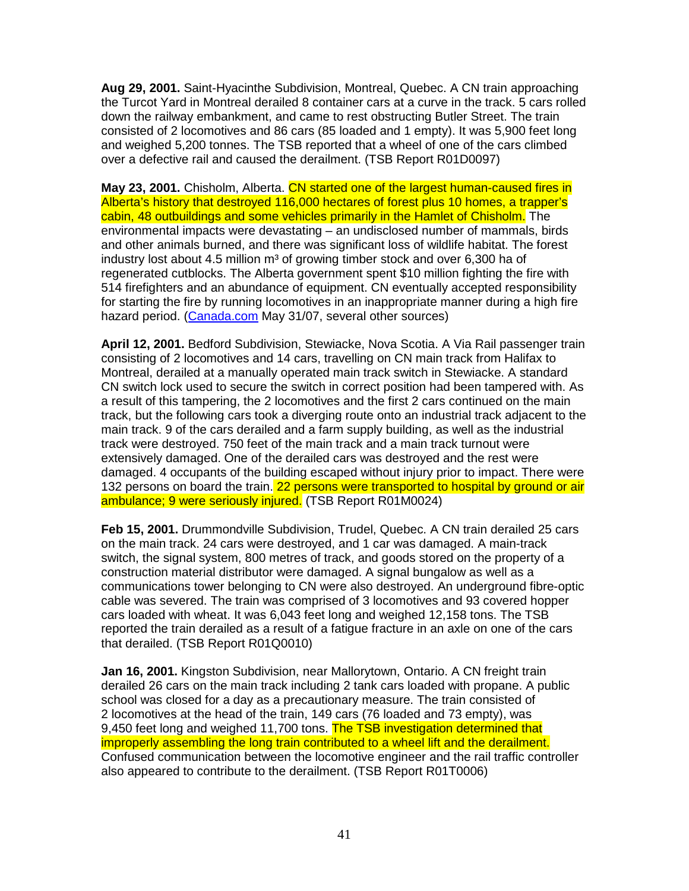**Aug 29, 2001.** Saint-Hyacinthe Subdivision, Montreal, Quebec. A CN train approaching the Turcot Yard in Montreal derailed 8 container cars at a curve in the track. 5 cars rolled down the railway embankment, and came to rest obstructing Butler Street. The train consisted of 2 locomotives and 86 cars (85 loaded and 1 empty). It was 5,900 feet long and weighed 5,200 tonnes. The TSB reported that a wheel of one of the cars climbed over a defective rail and caused the derailment. (TSB Report R01D0097)

**May 23, 2001.** Chisholm, Alberta. CN started one of the largest human-caused fires in Alberta's history that destroyed 116,000 hectares of forest plus 10 homes, a trapper's cabin, 48 outbuildings and some vehicles primarily in the Hamlet of Chisholm. The environmental impacts were devastating – an undisclosed number of mammals, birds and other animals burned, and there was significant loss of wildlife habitat. The forest industry lost about 4.5 million m³ of growing timber stock and over 6,300 ha of regenerated cutblocks. The Alberta government spent $10 million fighting the fire with 514 firefighters and an abundance of equipment. CN eventually accepted responsibility for starting the fire by running locomotives in an inappropriate manner during a high fire hazard period. (Canada.com May 31/07, several other sources)

**April 12, 2001.** Bedford Subdivision, Stewiacke, Nova Scotia. A Via Rail passenger train consisting of 2 locomotives and 14 cars, travelling on CN main track from Halifax to Montreal, derailed at a manually operated main track switch in Stewiacke. A standard CN switch lock used to secure the switch in correct position had been tampered with. As a result of this tampering, the 2 locomotives and the first 2 cars continued on the main track, but the following cars took a diverging route onto an industrial track adjacent to the main track. 9 of the cars derailed and a farm supply building, as well as the industrial track were destroyed. 750 feet of the main track and a main track turnout were extensively damaged. One of the derailed cars was destroyed and the rest were damaged. 4 occupants of the building escaped without injury prior to impact. There were 132 persons on board the train. 22 persons were transported to hospital by ground or air ambulance; 9 were seriously injured. (TSB Report R01M0024)

**Feb 15, 2001.** Drummondville Subdivision, Trudel, Quebec. A CN train derailed 25 cars on the main track. 24 cars were destroyed, and 1 car was damaged. A main-track switch, the signal system, 800 metres of track, and goods stored on the property of a construction material distributor were damaged. A signal bungalow as well as a communications tower belonging to CN were also destroyed. An underground fibre-optic cable was severed. The train was comprised of 3 locomotives and 93 covered hopper cars loaded with wheat. It was 6,043 feet long and weighed 12,158 tons. The TSB reported the train derailed as a result of a fatigue fracture in an axle on one of the cars that derailed. (TSB Report R01Q0010)

**Jan 16, 2001.** Kingston Subdivision, near Mallorytown, Ontario. A CN freight train derailed 26 cars on the main track including 2 tank cars loaded with propane. A public school was closed for a day as a precautionary measure. The train consisted of 2 locomotives at the head of the train, 149 cars (76 loaded and 73 empty), was 9,450 feet long and weighed 11,700 tons. The TSB investigation determined that improperly assembling the long train contributed to a wheel lift and the derailment. Confused communication between the locomotive engineer and the rail traffic controller also appeared to contribute to the derailment. (TSB Report R01T0006)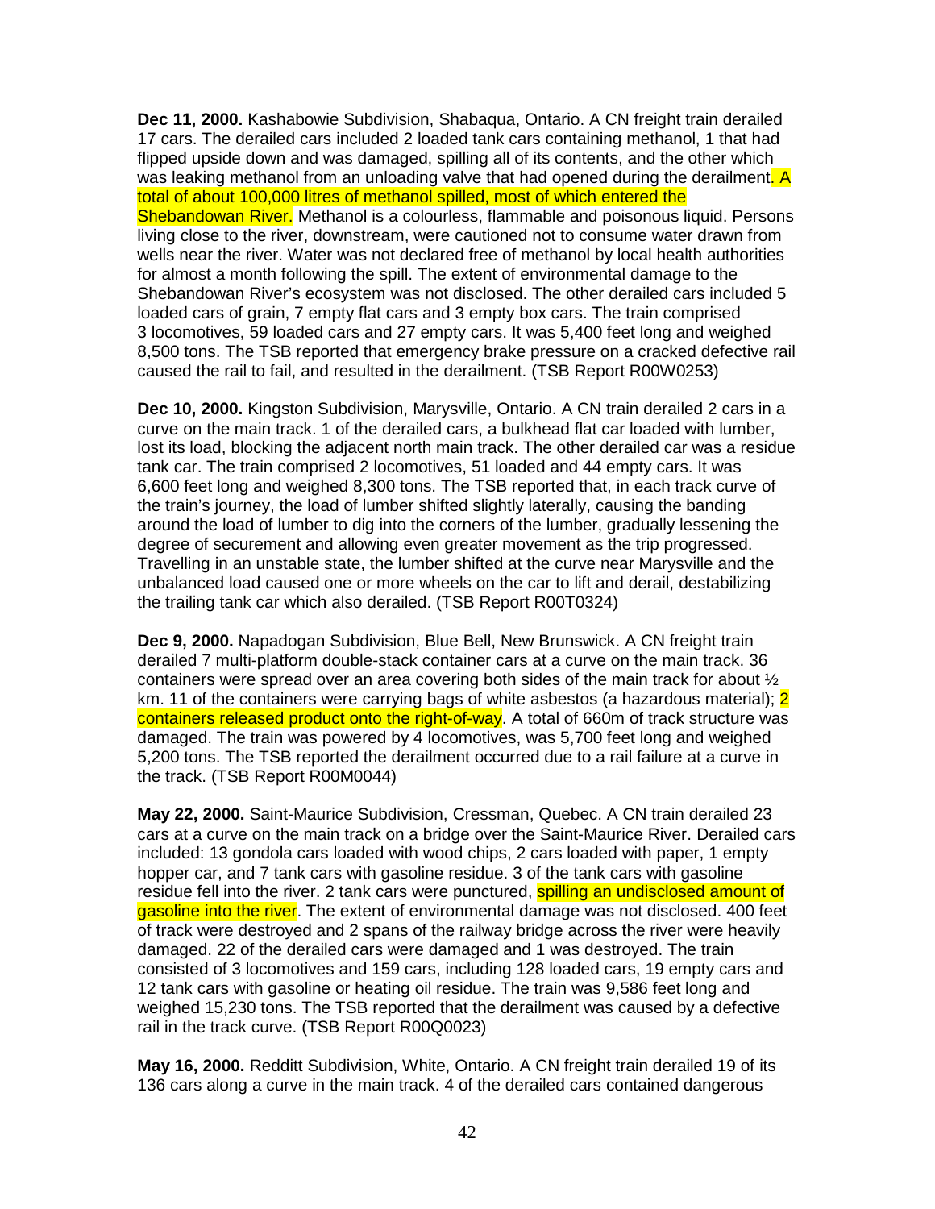**Dec 11, 2000.** Kashabowie Subdivision, Shabaqua, Ontario. A CN freight train derailed 17 cars. The derailed cars included 2 loaded tank cars containing methanol, 1 that had flipped upside down and was damaged, spilling all of its contents, and the other which was leaking methanol from an unloading valve that had opened during the derailment. A total of about 100,000 litres of methanol spilled, most of which entered the Shebandowan River. Methanol is a colourless, flammable and poisonous liquid. Persons living close to the river, downstream, were cautioned not to consume water drawn from wells near the river. Water was not declared free of methanol by local health authorities for almost a month following the spill. The extent of environmental damage to the Shebandowan River's ecosystem was not disclosed. The other derailed cars included 5 loaded cars of grain, 7 empty flat cars and 3 empty box cars. The train comprised 3 locomotives, 59 loaded cars and 27 empty cars. It was 5,400 feet long and weighed 8,500 tons. The TSB reported that emergency brake pressure on a cracked defective rail caused the rail to fail, and resulted in the derailment. (TSB Report R00W0253)

**Dec 10, 2000.** Kingston Subdivision, Marysville, Ontario. A CN train derailed 2 cars in a curve on the main track. 1 of the derailed cars, a bulkhead flat car loaded with lumber, lost its load, blocking the adjacent north main track. The other derailed car was a residue tank car. The train comprised 2 locomotives, 51 loaded and 44 empty cars. It was 6,600 feet long and weighed 8,300 tons. The TSB reported that, in each track curve of the train's journey, the load of lumber shifted slightly laterally, causing the banding around the load of lumber to dig into the corners of the lumber, gradually lessening the degree of securement and allowing even greater movement as the trip progressed. Travelling in an unstable state, the lumber shifted at the curve near Marysville and the unbalanced load caused one or more wheels on the car to lift and derail, destabilizing the trailing tank car which also derailed. (TSB Report R00T0324)

**Dec 9, 2000.** Napadogan Subdivision, Blue Bell, New Brunswick. A CN freight train derailed 7 multi-platform double-stack container cars at a curve on the main track. 36 containers were spread over an area covering both sides of the main track for about ½ km. 11 of the containers were carrying bags of white asbestos (a hazardous material); 2 containers released product onto the right-of-way. A total of 660m of track structure was damaged. The train was powered by 4 locomotives, was 5,700 feet long and weighed 5,200 tons. The TSB reported the derailment occurred due to a rail failure at a curve in the track. (TSB Report R00M0044)

**May 22, 2000.** Saint-Maurice Subdivision, Cressman, Quebec. A CN train derailed 23 cars at a curve on the main track on a bridge over the Saint-Maurice River. Derailed cars included: 13 gondola cars loaded with wood chips, 2 cars loaded with paper, 1 empty hopper car, and 7 tank cars with gasoline residue. 3 of the tank cars with gasoline residue fell into the river. 2 tank cars were punctured, spilling an undisclosed amount of gasoline into the river. The extent of environmental damage was not disclosed. 400 feet of track were destroyed and 2 spans of the railway bridge across the river were heavily damaged. 22 of the derailed cars were damaged and 1 was destroyed. The train consisted of 3 locomotives and 159 cars, including 128 loaded cars, 19 empty cars and 12 tank cars with gasoline or heating oil residue. The train was 9,586 feet long and weighed 15,230 tons. The TSB reported that the derailment was caused by a defective rail in the track curve. (TSB Report R00Q0023)

**May 16, 2000.** Redditt Subdivision, White, Ontario. A CN freight train derailed 19 of its 136 cars along a curve in the main track. 4 of the derailed cars contained dangerous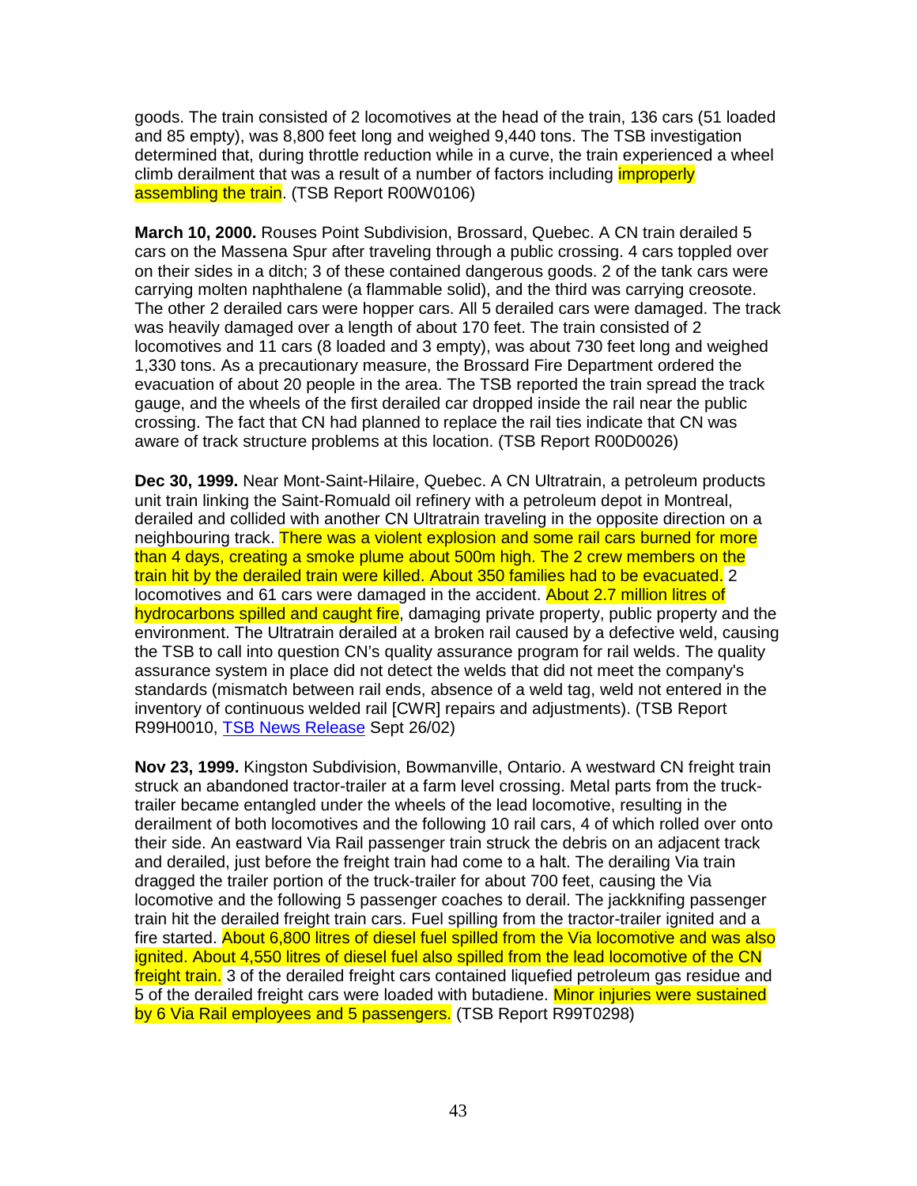goods. The train consisted of 2 locomotives at the head of the train, 136 cars (51 loaded and 85 empty), was 8,800 feet long and weighed 9,440 tons. The TSB investigation determined that, during throttle reduction while in a curve, the train experienced a wheel climb derailment that was a result of a number of factors including improperly assembling the train. (TSB Report R00W0106)

**March 10, 2000.** Rouses Point Subdivision, Brossard, Quebec. A CN train derailed 5 cars on the Massena Spur after traveling through a public crossing. 4 cars toppled over on their sides in a ditch; 3 of these contained dangerous goods. 2 of the tank cars were carrying molten naphthalene (a flammable solid), and the third was carrying creosote. The other 2 derailed cars were hopper cars. All 5 derailed cars were damaged. The track was heavily damaged over a length of about 170 feet. The train consisted of 2 locomotives and 11 cars (8 loaded and 3 empty), was about 730 feet long and weighed 1,330 tons. As a precautionary measure, the Brossard Fire Department ordered the evacuation of about 20 people in the area. The TSB reported the train spread the track gauge, and the wheels of the first derailed car dropped inside the rail near the public crossing. The fact that CN had planned to replace the rail ties indicate that CN was aware of track structure problems at this location. (TSB Report R00D0026)

**Dec 30, 1999.** Near Mont-Saint-Hilaire, Quebec. A CN Ultratrain, a petroleum products unit train linking the Saint-Romuald oil refinery with a petroleum depot in Montreal, derailed and collided with another CN Ultratrain traveling in the opposite direction on a neighbouring track. There was a violent explosion and some rail cars burned for more than 4 days, creating a smoke plume about 500m high. The 2 crew members on the train hit by the derailed train were killed. About 350 families had to be evacuated. 2 locomotives and 61 cars were damaged in the accident. About 2.7 million litres of hydrocarbons spilled and caught fire, damaging private property, public property and the environment. The Ultratrain derailed at a broken rail caused by a defective weld, causing the TSB to call into question CN's quality assurance program for rail welds. The quality assurance system in place did not detect the welds that did not meet the company's standards (mismatch between rail ends, absence of a weld tag, weld not entered in the inventory of continuous welded rail [CWR] repairs and adjustments). (TSB Report R99H0010, TSB News Release Sept 26/02)

**Nov 23, 1999.** Kingston Subdivision, Bowmanville, Ontario. A westward CN freight train struck an abandoned tractor-trailer at a farm level crossing. Metal parts from the truck-trailer became entangled under the wheels of the lead locomotive, resulting in the derailment of both locomotives and the following 10 rail cars, 4 of which rolled over onto their side. An eastward Via Rail passenger train struck the debris on an adjacent track and derailed, just before the freight train had come to a halt. The derailing Via train dragged the trailer portion of the truck-trailer for about 700 feet, causing the Via locomotive and the following 5 passenger coaches to derail. The jackknifing passenger train hit the derailed freight train cars. Fuel spilling from the tractor-trailer ignited and a fire started. About 6,800 litres of diesel fuel spilled from the Via locomotive and was also ignited. About 4,550 litres of diesel fuel also spilled from the lead locomotive of the CN freight train. 3 of the derailed freight cars contained liquefied petroleum gas residue and 5 of the derailed freight cars were loaded with butadiene. Minor injuries were sustained by 6 Via Rail employees and 5 passengers. (TSB Report R99T0298)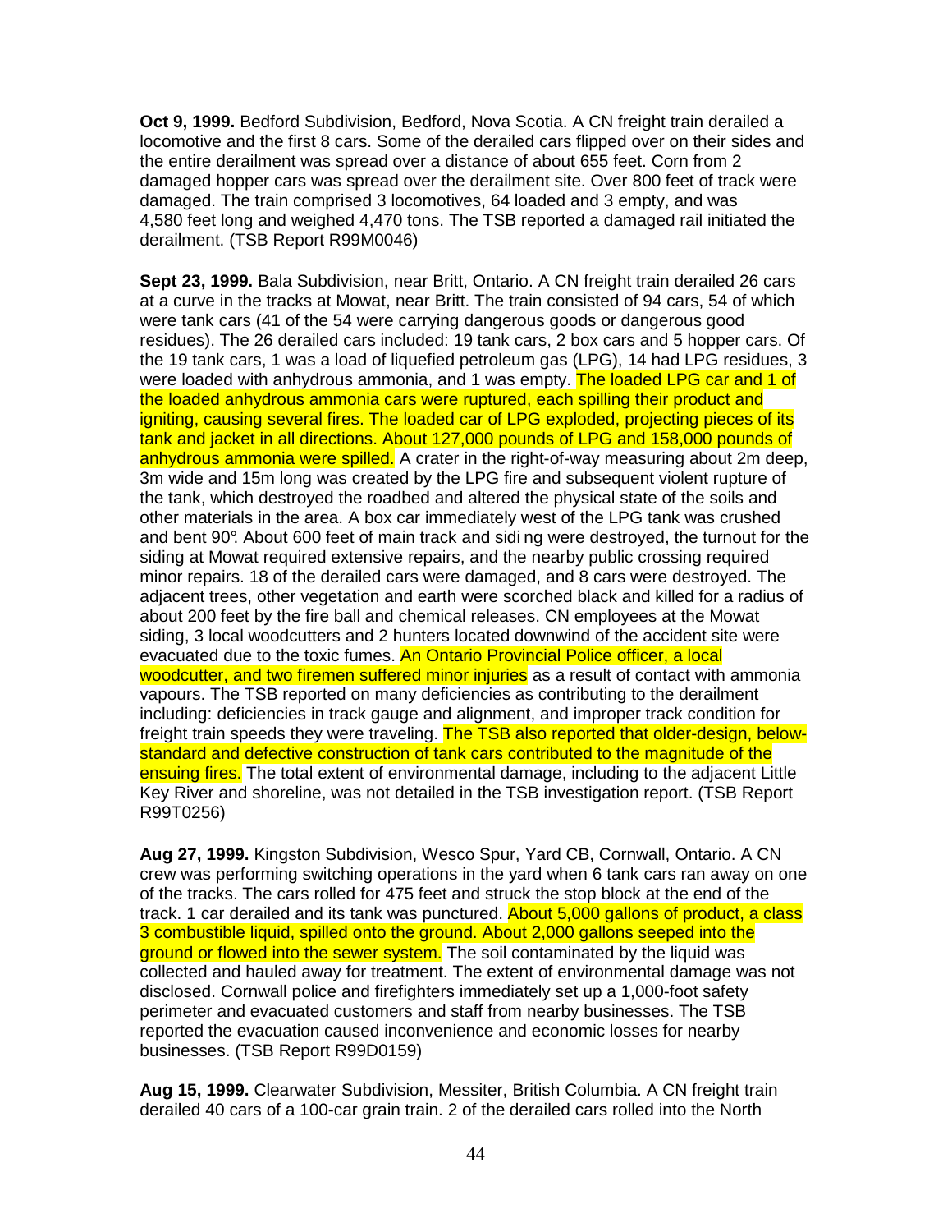**Oct 9, 1999.** Bedford Subdivision, Bedford, Nova Scotia. A CN freight train derailed a locomotive and the first 8 cars. Some of the derailed cars flipped over on their sides and the entire derailment was spread over a distance of about 655 feet. Corn from 2 damaged hopper cars was spread over the derailment site. Over 800 feet of track were damaged. The train comprised 3 locomotives, 64 loaded and 3 empty, and was 4,580 feet long and weighed 4,470 tons. The TSB reported a damaged rail initiated the derailment. (TSB Report R99M0046)

**Sept 23, 1999.** Bala Subdivision, near Britt, Ontario. A CN freight train derailed 26 cars at a curve in the tracks at Mowat, near Britt. The train consisted of 94 cars, 54 of which were tank cars (41 of the 54 were carrying dangerous goods or dangerous good residues). The 26 derailed cars included: 19 tank cars, 2 box cars and 5 hopper cars. Of the 19 tank cars, 1 was a load of liquefied petroleum gas (LPG), 14 had LPG residues, 3 were loaded with anhydrous ammonia, and 1 was empty. The loaded LPG car and 1 of the loaded anhydrous ammonia cars were ruptured, each spilling their product and igniting, causing several fires. The loaded car of LPG exploded, projecting pieces of its tank and jacket in all directions. About 127,000 pounds of LPG and 158,000 pounds of anhydrous ammonia were spilled. A crater in the right-of-way measuring about 2m deep, 3m wide and 15m long was created by the LPG fire and subsequent violent rupture of the tank, which destroyed the roadbed and altered the physical state of the soils and other materials in the area. A box car immediately west of the LPG tank was crushed and bent 90°. About 600 feet of main track and siding were destroyed, the turnout for the siding at Mowat required extensive repairs, and the nearby public crossing required minor repairs. 18 of the derailed cars were damaged, and 8 cars were destroyed. The adjacent trees, other vegetation and earth were scorched black and killed for a radius of about 200 feet by the fire ball and chemical releases. CN employees at the Mowat siding, 3 local woodcutters and 2 hunters located downwind of the accident site were evacuated due to the toxic fumes. An Ontario Provincial Police officer, a local woodcutter, and two firemen suffered minor injuries as a result of contact with ammonia vapours. The TSB reported on many deficiencies as contributing to the derailment including: deficiencies in track gauge and alignment, and improper track condition for freight train speeds they were traveling. The TSB also reported that older-design, below-standard and defective construction of tank cars contributed to the magnitude of the ensuing fires. The total extent of environmental damage, including to the adjacent Little Key River and shoreline, was not detailed in the TSB investigation report. (TSB Report R99T0256)

**Aug 27, 1999.** Kingston Subdivision, Wesco Spur, Yard CB, Cornwall, Ontario. A CN crew was performing switching operations in the yard when 6 tank cars ran away on one of the tracks. The cars rolled for 475 feet and struck the stop block at the end of the track. 1 car derailed and its tank was punctured. About 5,000 gallons of product, a class 3 combustible liquid, spilled onto the ground. About 2,000 gallons seeped into the ground or flowed into the sewer system. The soil contaminated by the liquid was collected and hauled away for treatment. The extent of environmental damage was not disclosed. Cornwall police and firefighters immediately set up a 1,000-foot safety perimeter and evacuated customers and staff from nearby businesses. The TSB reported the evacuation caused inconvenience and economic losses for nearby businesses. (TSB Report R99D0159)

**Aug 15, 1999.** Clearwater Subdivision, Messiter, British Columbia. A CN freight train derailed 40 cars of a 100-car grain train. 2 of the derailed cars rolled into the North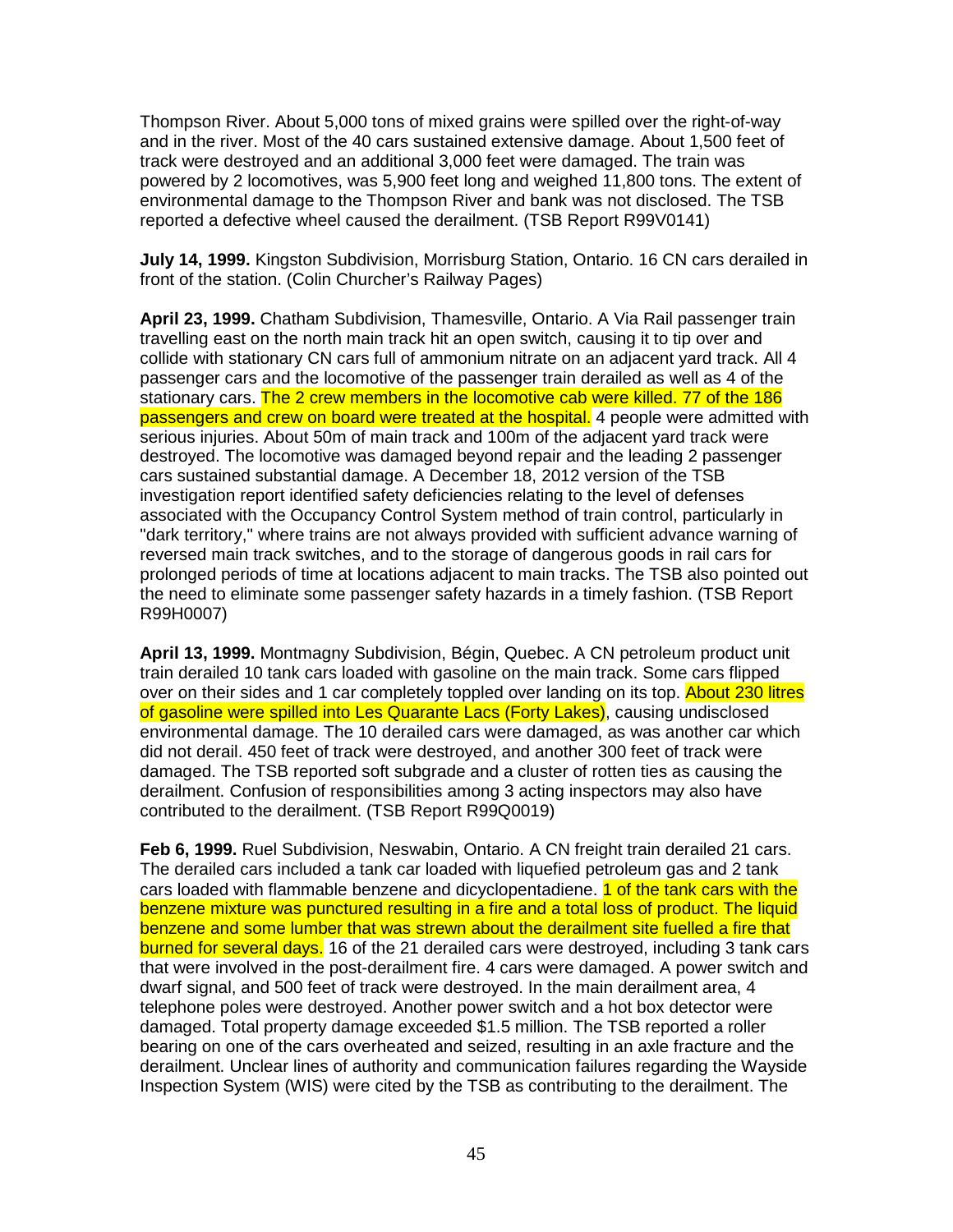Thompson River. About 5,000 tons of mixed grains were spilled over the right-of-way and in the river. Most of the 40 cars sustained extensive damage. About 1,500 feet of track were destroyed and an additional 3,000 feet were damaged. The train was powered by 2 locomotives, was 5,900 feet long and weighed 11,800 tons. The extent of environmental damage to the Thompson River and bank was not disclosed. The TSB reported a defective wheel caused the derailment. (TSB Report R99V0141)

**July 14, 1999.** Kingston Subdivision, Morrisburg Station, Ontario. 16 CN cars derailed in front of the station. (Colin Churcher's Railway Pages)

**April 23, 1999.** Chatham Subdivision, Thamesville, Ontario. A Via Rail passenger train travelling east on the north main track hit an open switch, causing it to tip over and collide with stationary CN cars full of ammonium nitrate on an adjacent yard track. All 4 passenger cars and the locomotive of the passenger train derailed as well as 4 of the stationary cars. The 2 crew members in the locomotive cab were killed. 77 of the 186 passengers and crew on board were treated at the hospital. 4 people were admitted with serious injuries. About 50m of main track and 100m of the adjacent yard track were destroyed. The locomotive was damaged beyond repair and the leading 2 passenger cars sustained substantial damage. A December 18, 2012 version of the TSB investigation report identified safety deficiencies relating to the level of defenses associated with the Occupancy Control System method of train control, particularly in "dark territory," where trains are not always provided with sufficient advance warning of reversed main track switches, and to the storage of dangerous goods in rail cars for prolonged periods of time at locations adjacent to main tracks. The TSB also pointed out the need to eliminate some passenger safety hazards in a timely fashion. (TSB Report R99H0007)

**April 13, 1999.** Montmagny Subdivision, Bégin, Quebec. A CN petroleum product unit train derailed 10 tank cars loaded with gasoline on the main track. Some cars flipped over on their sides and 1 car completely toppled over landing on its top. About 230 litres of gasoline were spilled into Les Quarante Lacs (Forty Lakes), causing undisclosed environmental damage. The 10 derailed cars were damaged, as was another car which did not derail. 450 feet of track were destroyed, and another 300 feet of track were damaged. The TSB reported soft subgrade and a cluster of rotten ties as causing the derailment. Confusion of responsibilities among 3 acting inspectors may also have contributed to the derailment. (TSB Report R99Q0019)

**Feb 6, 1999.** Ruel Subdivision, Neswabin, Ontario. A CN freight train derailed 21 cars. The derailed cars included a tank car loaded with liquefied petroleum gas and 2 tank cars loaded with flammable benzene and dicyclopentadiene. 1 of the tank cars with the benzene mixture was punctured resulting in a fire and a total loss of product. The liquid benzene and some lumber that was strewn about the derailment site fuelled a fire that burned for several days. 16 of the 21 derailed cars were destroyed, including 3 tank cars that were involved in the post-derailment fire. 4 cars were damaged. A power switch and dwarf signal, and 500 feet of track were destroyed. In the main derailment area, 4 telephone poles were destroyed. Another power switch and a hot box detector were damaged. Total property damage exceeded $1.5 million. The TSB reported a roller bearing on one of the cars overheated and seized, resulting in an axle fracture and the derailment. Unclear lines of authority and communication failures regarding the Wayside Inspection System (WIS) were cited by the TSB as contributing to the derailment. The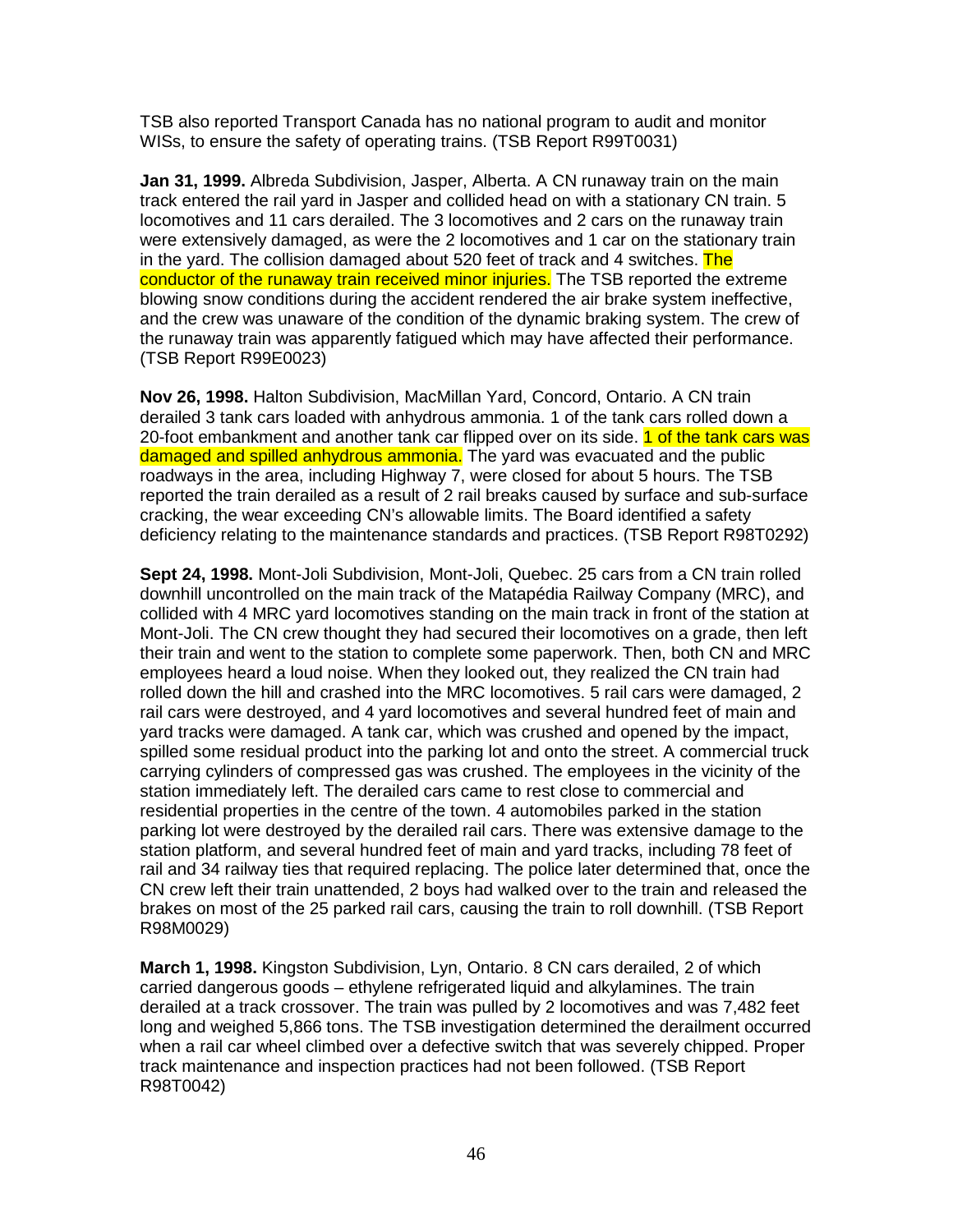TSB also reported Transport Canada has no national program to audit and monitor WISs, to ensure the safety of operating trains. (TSB Report R99T0031)

**Jan 31, 1999.** Albreda Subdivision, Jasper, Alberta. A CN runaway train on the main track entered the rail yard in Jasper and collided head on with a stationary CN train. 5 locomotives and 11 cars derailed. The 3 locomotives and 2 cars on the runaway train were extensively damaged, as were the 2 locomotives and 1 car on the stationary train in the yard. The collision damaged about 520 feet of track and 4 switches. The conductor of the runaway train received minor injuries. The TSB reported the extreme blowing snow conditions during the accident rendered the air brake system ineffective, and the crew was unaware of the condition of the dynamic braking system. The crew of the runaway train was apparently fatigued which may have affected their performance. (TSB Report R99E0023)

**Nov 26, 1998.** Halton Subdivision, MacMillan Yard, Concord, Ontario. A CN train derailed 3 tank cars loaded with anhydrous ammonia. 1 of the tank cars rolled down a 20-foot embankment and another tank car flipped over on its side. 1 of the tank cars was damaged and spilled anhydrous ammonia. The yard was evacuated and the public roadways in the area, including Highway 7, were closed for about 5 hours. The TSB reported the train derailed as a result of 2 rail breaks caused by surface and sub-surface cracking, the wear exceeding CN's allowable limits. The Board identified a safety deficiency relating to the maintenance standards and practices. (TSB Report R98T0292)

**Sept 24, 1998.** Mont-Joli Subdivision, Mont-Joli, Quebec. 25 cars from a CN train rolled downhill uncontrolled on the main track of the Matapédia Railway Company (MRC), and collided with 4 MRC yard locomotives standing on the main track in front of the station at Mont-Joli. The CN crew thought they had secured their locomotives on a grade, then left their train and went to the station to complete some paperwork. Then, both CN and MRC employees heard a loud noise. When they looked out, they realized the CN train had rolled down the hill and crashed into the MRC locomotives. 5 rail cars were damaged, 2 rail cars were destroyed, and 4 yard locomotives and several hundred feet of main and yard tracks were damaged. A tank car, which was crushed and opened by the impact, spilled some residual product into the parking lot and onto the street. A commercial truck carrying cylinders of compressed gas was crushed. The employees in the vicinity of the station immediately left. The derailed cars came to rest close to commercial and residential properties in the centre of the town. 4 automobiles parked in the station parking lot were destroyed by the derailed rail cars. There was extensive damage to the station platform, and several hundred feet of main and yard tracks, including 78 feet of rail and 34 railway ties that required replacing. The police later determined that, once the CN crew left their train unattended, 2 boys had walked over to the train and released the brakes on most of the 25 parked rail cars, causing the train to roll downhill. (TSB Report R98M0029)

**March 1, 1998.** Kingston Subdivision, Lyn, Ontario. 8 CN cars derailed, 2 of which carried dangerous goods – ethylene refrigerated liquid and alkylamines. The train derailed at a track crossover. The train was pulled by 2 locomotives and was 7,482 feet long and weighed 5,866 tons. The TSB investigation determined the derailment occurred when a rail car wheel climbed over a defective switch that was severely chipped. Proper track maintenance and inspection practices had not been followed. (TSB Report R98T0042)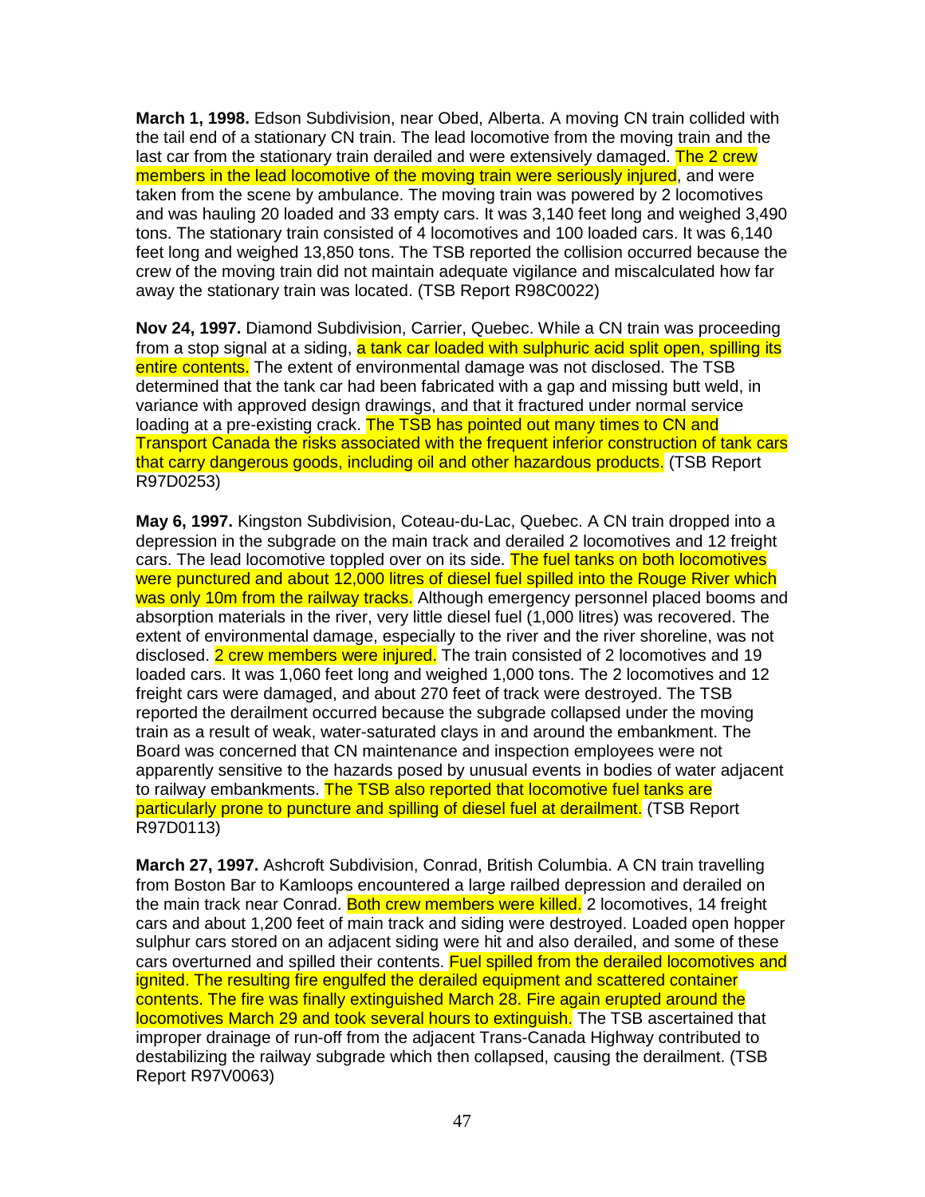**March 1, 1998.** Edson Subdivision, near Obed, Alberta. A moving CN train collided with the tail end of a stationary CN train. The lead locomotive from the moving train and the last car from the stationary train derailed and were extensively damaged. The 2 crew members in the lead locomotive of the moving train were seriously injured, and were taken from the scene by ambulance. The moving train was powered by 2 locomotives and was hauling 20 loaded and 33 empty cars. It was 3,140 feet long and weighed 3,490 tons. The stationary train consisted of 4 locomotives and 100 loaded cars. It was 6,140 feet long and weighed 13,850 tons. The TSB reported the collision occurred because the crew of the moving train did not maintain adequate vigilance and miscalculated how far away the stationary train was located. (TSB Report R98C0022)

**Nov 24, 1997.** Diamond Subdivision, Carrier, Quebec. While a CN train was proceeding from a stop signal at a siding, a tank car loaded with sulphuric acid split open, spilling its entire contents. The extent of environmental damage was not disclosed. The TSB determined that the tank car had been fabricated with a gap and missing butt weld, in variance with approved design drawings, and that it fractured under normal service loading at a pre-existing crack. The TSB has pointed out many times to CN and Transport Canada the risks associated with the frequent inferior construction of tank cars that carry dangerous goods, including oil and other hazardous products. (TSB Report R97D0253)

**May 6, 1997.** Kingston Subdivision, Coteau-du-Lac, Quebec. A CN train dropped into a depression in the subgrade on the main track and derailed 2 locomotives and 12 freight cars. The lead locomotive toppled over on its side. The fuel tanks on both locomotives were punctured and about 12,000 litres of diesel fuel spilled into the Rouge River which was only 10m from the railway tracks. Although emergency personnel placed booms and absorption materials in the river, very little diesel fuel (1,000 litres) was recovered. The extent of environmental damage, especially to the river and the river shoreline, was not disclosed. 2 crew members were injured. The train consisted of 2 locomotives and 19 loaded cars. It was 1,060 feet long and weighed 1,000 tons. The 2 locomotives and 12 freight cars were damaged, and about 270 feet of track were destroyed. The TSB reported the derailment occurred because the subgrade collapsed under the moving train as a result of weak, water-saturated clays in and around the embankment. The Board was concerned that CN maintenance and inspection employees were not apparently sensitive to the hazards posed by unusual events in bodies of water adjacent to railway embankments. The TSB also reported that locomotive fuel tanks are particularly prone to puncture and spilling of diesel fuel at derailment. (TSB Report R97D0113)

**March 27, 1997.** Ashcroft Subdivision, Conrad, British Columbia. A CN train travelling from Boston Bar to Kamloops encountered a large railbed depression and derailed on the main track near Conrad. Both crew members were killed. 2 locomotives, 14 freight cars and about 1,200 feet of main track and siding were destroyed. Loaded open hopper sulphur cars stored on an adjacent siding were hit and also derailed, and some of these cars overturned and spilled their contents. Fuel spilled from the derailed locomotives and ignited. The resulting fire engulfed the derailed equipment and scattered container contents. The fire was finally extinguished March 28. Fire again erupted around the locomotives March 29 and took several hours to extinguish. The TSB ascertained that improper drainage of run-off from the adjacent Trans-Canada Highway contributed to destabilizing the railway subgrade which then collapsed, causing the derailment. (TSB Report R97V0063)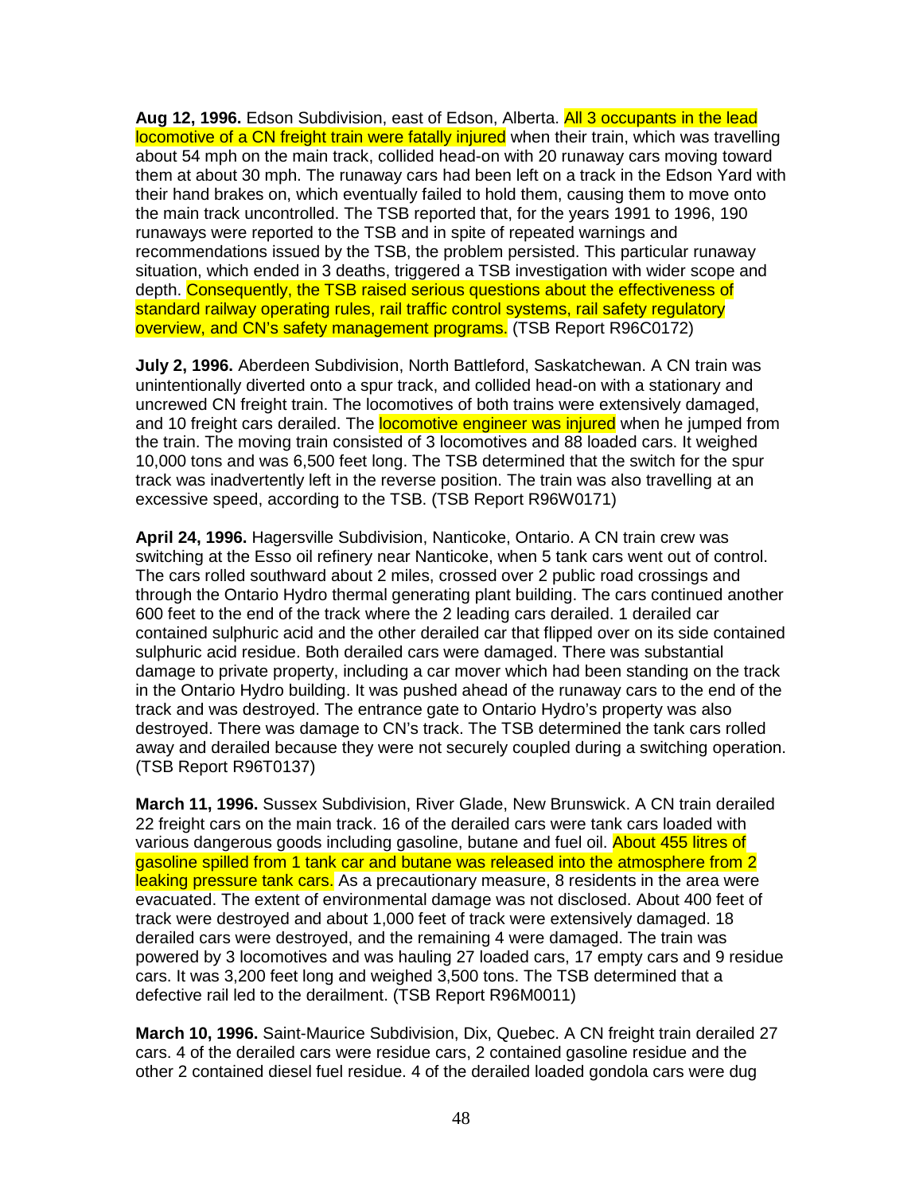**Aug 12, 1996.** Edson Subdivision, east of Edson, Alberta. All 3 occupants in the lead locomotive of a CN freight train were fatally injured when their train, which was travelling about 54 mph on the main track, collided head-on with 20 runaway cars moving toward them at about 30 mph. The runaway cars had been left on a track in the Edson Yard with their hand brakes on, which eventually failed to hold them, causing them to move onto the main track uncontrolled. The TSB reported that, for the years 1991 to 1996, 190 runaways were reported to the TSB and in spite of repeated warnings and recommendations issued by the TSB, the problem persisted. This particular runaway situation, which ended in 3 deaths, triggered a TSB investigation with wider scope and depth. Consequently, the TSB raised serious questions about the effectiveness of standard railway operating rules, rail traffic control systems, rail safety regulatory overview, and CN's safety management programs. (TSB Report R96C0172)

**July 2, 1996.** Aberdeen Subdivision, North Battleford, Saskatchewan. A CN train was unintentionally diverted onto a spur track, and collided head-on with a stationary and uncrewed CN freight train. The locomotives of both trains were extensively damaged, and 10 freight cars derailed. The locomotive engineer was injured when he jumped from the train. The moving train consisted of 3 locomotives and 88 loaded cars. It weighed 10,000 tons and was 6,500 feet long. The TSB determined that the switch for the spur track was inadvertently left in the reverse position. The train was also travelling at an excessive speed, according to the TSB. (TSB Report R96W0171)

**April 24, 1996.** Hagersville Subdivision, Nanticoke, Ontario. A CN train crew was switching at the Esso oil refinery near Nanticoke, when 5 tank cars went out of control. The cars rolled southward about 2 miles, crossed over 2 public road crossings and through the Ontario Hydro thermal generating plant building. The cars continued another 600 feet to the end of the track where the 2 leading cars derailed. 1 derailed car contained sulphuric acid and the other derailed car that flipped over on its side contained sulphuric acid residue. Both derailed cars were damaged. There was substantial damage to private property, including a car mover which had been standing on the track in the Ontario Hydro building. It was pushed ahead of the runaway cars to the end of the track and was destroyed. The entrance gate to Ontario Hydro's property was also destroyed. There was damage to CN's track. The TSB determined the tank cars rolled away and derailed because they were not securely coupled during a switching operation. (TSB Report R96T0137)

**March 11, 1996.** Sussex Subdivision, River Glade, New Brunswick. A CN train derailed 22 freight cars on the main track. 16 of the derailed cars were tank cars loaded with various dangerous goods including gasoline, butane and fuel oil. About 455 litres of gasoline spilled from 1 tank car and butane was released into the atmosphere from 2 leaking pressure tank cars. As a precautionary measure, 8 residents in the area were evacuated. The extent of environmental damage was not disclosed. About 400 feet of track were destroyed and about 1,000 feet of track were extensively damaged. 18 derailed cars were destroyed, and the remaining 4 were damaged. The train was powered by 3 locomotives and was hauling 27 loaded cars, 17 empty cars and 9 residue cars. It was 3,200 feet long and weighed 3,500 tons. The TSB determined that a defective rail led to the derailment. (TSB Report R96M0011)

**March 10, 1996.** Saint-Maurice Subdivision, Dix, Quebec. A CN freight train derailed 27 cars. 4 of the derailed cars were residue cars, 2 contained gasoline residue and the other 2 contained diesel fuel residue. 4 of the derailed loaded gondola cars were dug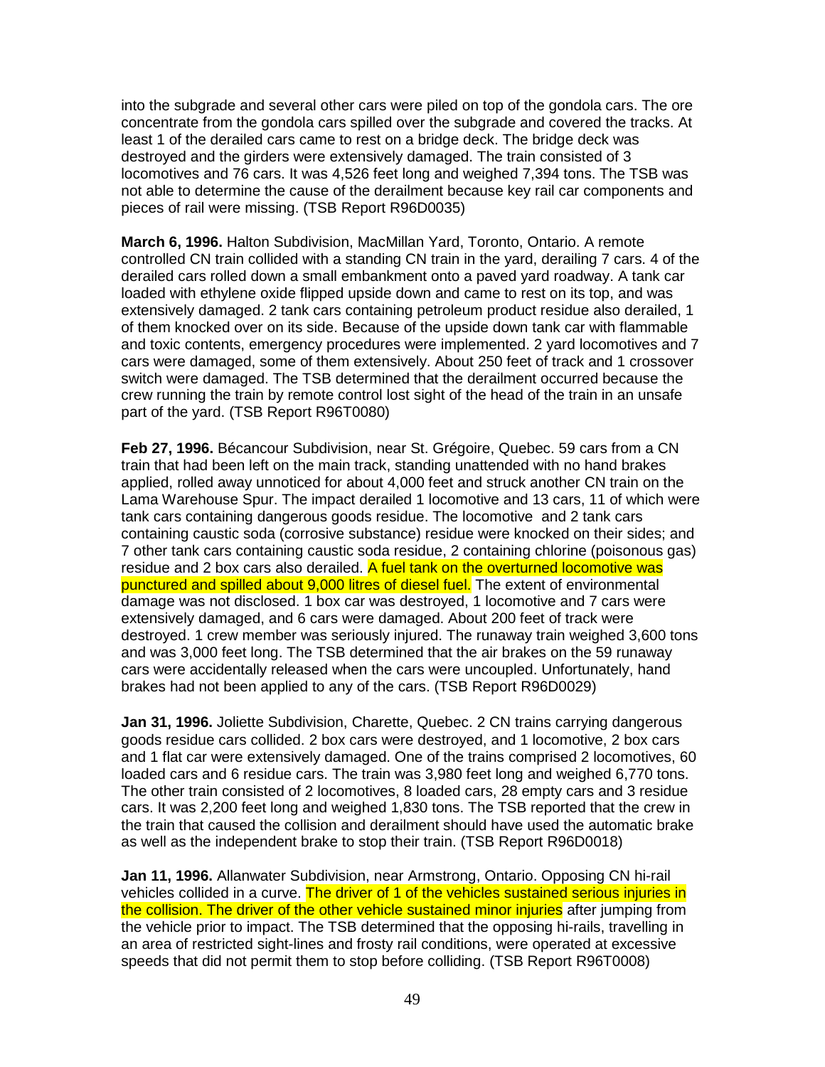into the subgrade and several other cars were piled on top of the gondola cars. The ore concentrate from the gondola cars spilled over the subgrade and covered the tracks. At least 1 of the derailed cars came to rest on a bridge deck. The bridge deck was destroyed and the girders were extensively damaged. The train consisted of 3 locomotives and 76 cars. It was 4,526 feet long and weighed 7,394 tons. The TSB was not able to determine the cause of the derailment because key rail car components and pieces of rail were missing. (TSB Report R96D0035)

**March 6, 1996.** Halton Subdivision, MacMillan Yard, Toronto, Ontario. A remote controlled CN train collided with a standing CN train in the yard, derailing 7 cars. 4 of the derailed cars rolled down a small embankment onto a paved yard roadway. A tank car loaded with ethylene oxide flipped upside down and came to rest on its top, and was extensively damaged. 2 tank cars containing petroleum product residue also derailed, 1 of them knocked over on its side. Because of the upside down tank car with flammable and toxic contents, emergency procedures were implemented. 2 yard locomotives and 7 cars were damaged, some of them extensively. About 250 feet of track and 1 crossover switch were damaged. The TSB determined that the derailment occurred because the crew running the train by remote control lost sight of the head of the train in an unsafe part of the yard. (TSB Report R96T0080)

**Feb 27, 1996.** Bécancour Subdivision, near St. Grégoire, Quebec. 59 cars from a CN train that had been left on the main track, standing unattended with no hand brakes applied, rolled away unnoticed for about 4,000 feet and struck another CN train on the Lama Warehouse Spur. The impact derailed 1 locomotive and 13 cars, 11 of which were tank cars containing dangerous goods residue. The locomotive and 2 tank cars containing caustic soda (corrosive substance) residue were knocked on their sides; and 7 other tank cars containing caustic soda residue, 2 containing chlorine (poisonous gas) residue and 2 box cars also derailed. A fuel tank on the overturned locomotive was punctured and spilled about 9,000 litres of diesel fuel. The extent of environmental damage was not disclosed. 1 box car was destroyed, 1 locomotive and 7 cars were extensively damaged, and 6 cars were damaged. About 200 feet of track were destroyed. 1 crew member was seriously injured. The runaway train weighed 3,600 tons and was 3,000 feet long. The TSB determined that the air brakes on the 59 runaway cars were accidentally released when the cars were uncoupled. Unfortunately, hand brakes had not been applied to any of the cars. (TSB Report R96D0029)

**Jan 31, 1996.** Joliette Subdivision, Charette, Quebec. 2 CN trains carrying dangerous goods residue cars collided. 2 box cars were destroyed, and 1 locomotive, 2 box cars and 1 flat car were extensively damaged. One of the trains comprised 2 locomotives, 60 loaded cars and 6 residue cars. The train was 3,980 feet long and weighed 6,770 tons. The other train consisted of 2 locomotives, 8 loaded cars, 28 empty cars and 3 residue cars. It was 2,200 feet long and weighed 1,830 tons. The TSB reported that the crew in the train that caused the collision and derailment should have used the automatic brake as well as the independent brake to stop their train. (TSB Report R96D0018)

**Jan 11, 1996.** Allanwater Subdivision, near Armstrong, Ontario. Opposing CN hi-rail vehicles collided in a curve. The driver of 1 of the vehicles sustained serious injuries in the collision. The driver of the other vehicle sustained minor injuries after jumping from the vehicle prior to impact. The TSB determined that the opposing hi-rails, travelling in an area of restricted sight-lines and frosty rail conditions, were operated at excessive speeds that did not permit them to stop before colliding. (TSB Report R96T0008)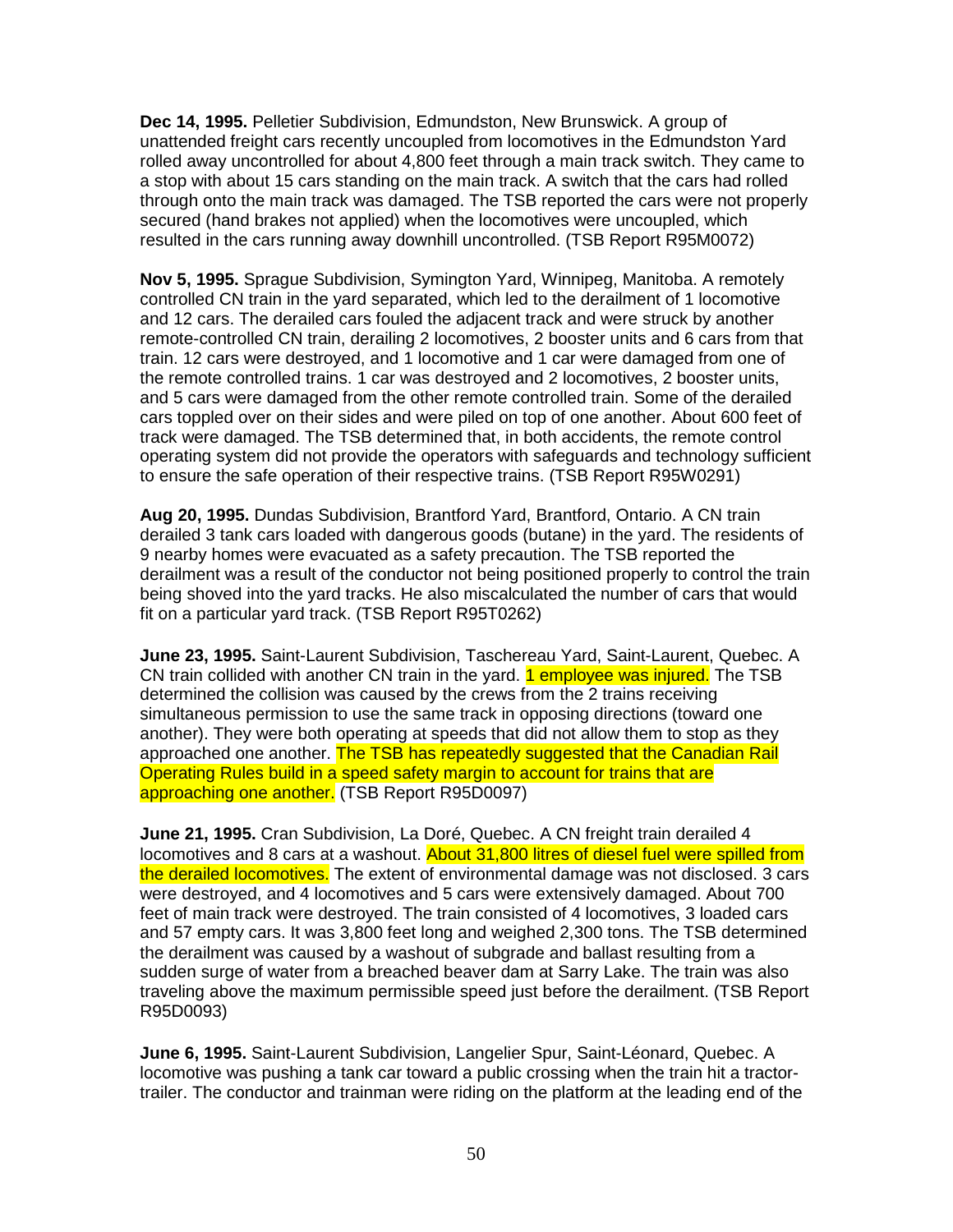**Dec 14, 1995.** Pelletier Subdivision, Edmundston, New Brunswick. A group of unattended freight cars recently uncoupled from locomotives in the Edmundston Yard rolled away uncontrolled for about 4,800 feet through a main track switch. They came to a stop with about 15 cars standing on the main track. A switch that the cars had rolled through onto the main track was damaged. The TSB reported the cars were not properly secured (hand brakes not applied) when the locomotives were uncoupled, which resulted in the cars running away downhill uncontrolled. (TSB Report R95M0072)

**Nov 5, 1995.** Sprague Subdivision, Symington Yard, Winnipeg, Manitoba. A remotely controlled CN train in the yard separated, which led to the derailment of 1 locomotive and 12 cars. The derailed cars fouled the adjacent track and were struck by another remote-controlled CN train, derailing 2 locomotives, 2 booster units and 6 cars from that train. 12 cars were destroyed, and 1 locomotive and 1 car were damaged from one of the remote controlled trains. 1 car was destroyed and 2 locomotives, 2 booster units, and 5 cars were damaged from the other remote controlled train. Some of the derailed cars toppled over on their sides and were piled on top of one another. About 600 feet of track were damaged. The TSB determined that, in both accidents, the remote control operating system did not provide the operators with safeguards and technology sufficient to ensure the safe operation of their respective trains. (TSB Report R95W0291)

**Aug 20, 1995.** Dundas Subdivision, Brantford Yard, Brantford, Ontario. A CN train derailed 3 tank cars loaded with dangerous goods (butane) in the yard. The residents of 9 nearby homes were evacuated as a safety precaution. The TSB reported the derailment was a result of the conductor not being positioned properly to control the train being shoved into the yard tracks. He also miscalculated the number of cars that would fit on a particular yard track. (TSB Report R95T0262)

**June 23, 1995.** Saint-Laurent Subdivision, Taschereau Yard, Saint-Laurent, Quebec. A CN train collided with another CN train in the yard. 1 employee was injured. The TSB determined the collision was caused by the crews from the 2 trains receiving simultaneous permission to use the same track in opposing directions (toward one another). They were both operating at speeds that did not allow them to stop as they approached one another. The TSB has repeatedly suggested that the Canadian Rail Operating Rules build in a speed safety margin to account for trains that are approaching one another. (TSB Report R95D0097)

**June 21, 1995.** Cran Subdivision, La Doré, Quebec. A CN freight train derailed 4 locomotives and 8 cars at a washout. About 31,800 litres of diesel fuel were spilled from the derailed locomotives. The extent of environmental damage was not disclosed. 3 cars were destroyed, and 4 locomotives and 5 cars were extensively damaged. About 700 feet of main track were destroyed. The train consisted of 4 locomotives, 3 loaded cars and 57 empty cars. It was 3,800 feet long and weighed 2,300 tons. The TSB determined the derailment was caused by a washout of subgrade and ballast resulting from a sudden surge of water from a breached beaver dam at Sarry Lake. The train was also traveling above the maximum permissible speed just before the derailment. (TSB Report R95D0093)

**June 6, 1995.** Saint-Laurent Subdivision, Langelier Spur, Saint-Léonard, Quebec. A locomotive was pushing a tank car toward a public crossing when the train hit a tractor-trailer. The conductor and trainman were riding on the platform at the leading end of the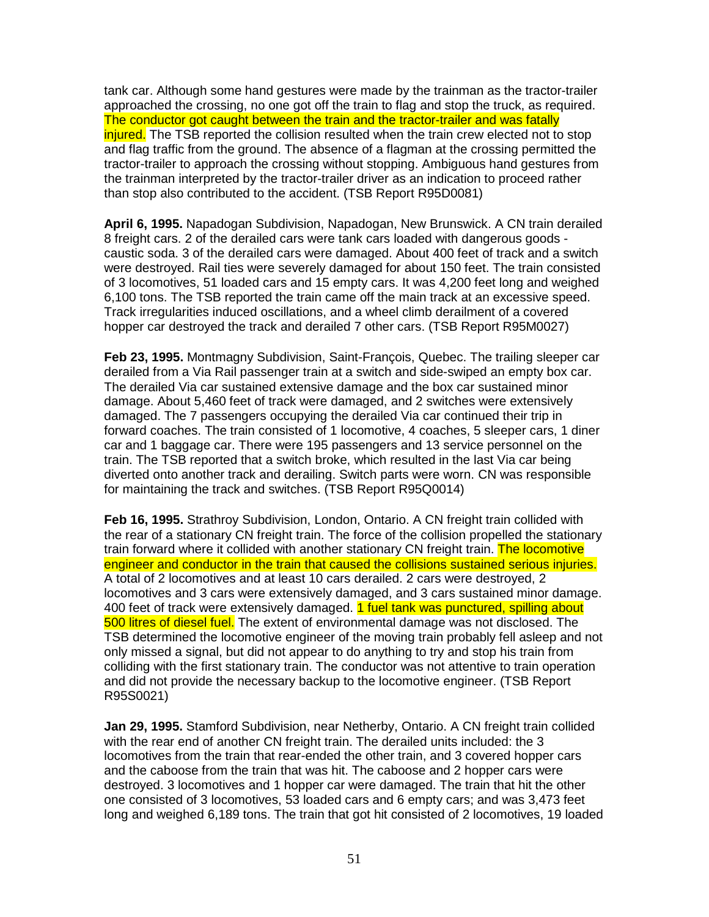tank car. Although some hand gestures were made by the trainman as the tractor-trailer approached the crossing, no one got off the train to flag and stop the truck, as required. The conductor got caught between the train and the tractor-trailer and was fatally injured. The TSB reported the collision resulted when the train crew elected not to stop and flag traffic from the ground. The absence of a flagman at the crossing permitted the tractor-trailer to approach the crossing without stopping. Ambiguous hand gestures from the trainman interpreted by the tractor-trailer driver as an indication to proceed rather than stop also contributed to the accident. (TSB Report R95D0081)

**April 6, 1995.** Napadogan Subdivision, Napadogan, New Brunswick. A CN train derailed 8 freight cars. 2 of the derailed cars were tank cars loaded with dangerous goods - caustic soda. 3 of the derailed cars were damaged. About 400 feet of track and a switch were destroyed. Rail ties were severely damaged for about 150 feet. The train consisted of 3 locomotives, 51 loaded cars and 15 empty cars. It was 4,200 feet long and weighed 6,100 tons. The TSB reported the train came off the main track at an excessive speed. Track irregularities induced oscillations, and a wheel climb derailment of a covered hopper car destroyed the track and derailed 7 other cars. (TSB Report R95M0027)

**Feb 23, 1995.** Montmagny Subdivision, Saint-François, Quebec. The trailing sleeper car derailed from a Via Rail passenger train at a switch and side-swiped an empty box car. The derailed Via car sustained extensive damage and the box car sustained minor damage. About 5,460 feet of track were damaged, and 2 switches were extensively damaged. The 7 passengers occupying the derailed Via car continued their trip in forward coaches. The train consisted of 1 locomotive, 4 coaches, 5 sleeper cars, 1 diner car and 1 baggage car. There were 195 passengers and 13 service personnel on the train. The TSB reported that a switch broke, which resulted in the last Via car being diverted onto another track and derailing. Switch parts were worn. CN was responsible for maintaining the track and switches. (TSB Report R95Q0014)

**Feb 16, 1995.** Strathroy Subdivision, London, Ontario. A CN freight train collided with the rear of a stationary CN freight train. The force of the collision propelled the stationary train forward where it collided with another stationary CN freight train. The locomotive engineer and conductor in the train that caused the collisions sustained serious injuries. A total of 2 locomotives and at least 10 cars derailed. 2 cars were destroyed, 2 locomotives and 3 cars were extensively damaged, and 3 cars sustained minor damage. 400 feet of track were extensively damaged. 1 fuel tank was punctured, spilling about 500 litres of diesel fuel. The extent of environmental damage was not disclosed. The TSB determined the locomotive engineer of the moving train probably fell asleep and not only missed a signal, but did not appear to do anything to try and stop his train from colliding with the first stationary train. The conductor was not attentive to train operation and did not provide the necessary backup to the locomotive engineer. (TSB Report R95S0021)

**Jan 29, 1995.** Stamford Subdivision, near Netherby, Ontario. A CN freight train collided with the rear end of another CN freight train. The derailed units included: the 3 locomotives from the train that rear-ended the other train, and 3 covered hopper cars and the caboose from the train that was hit. The caboose and 2 hopper cars were destroyed. 3 locomotives and 1 hopper car were damaged. The train that hit the other one consisted of 3 locomotives, 53 loaded cars and 6 empty cars; and was 3,473 feet long and weighed 6,189 tons. The train that got hit consisted of 2 locomotives, 19 loaded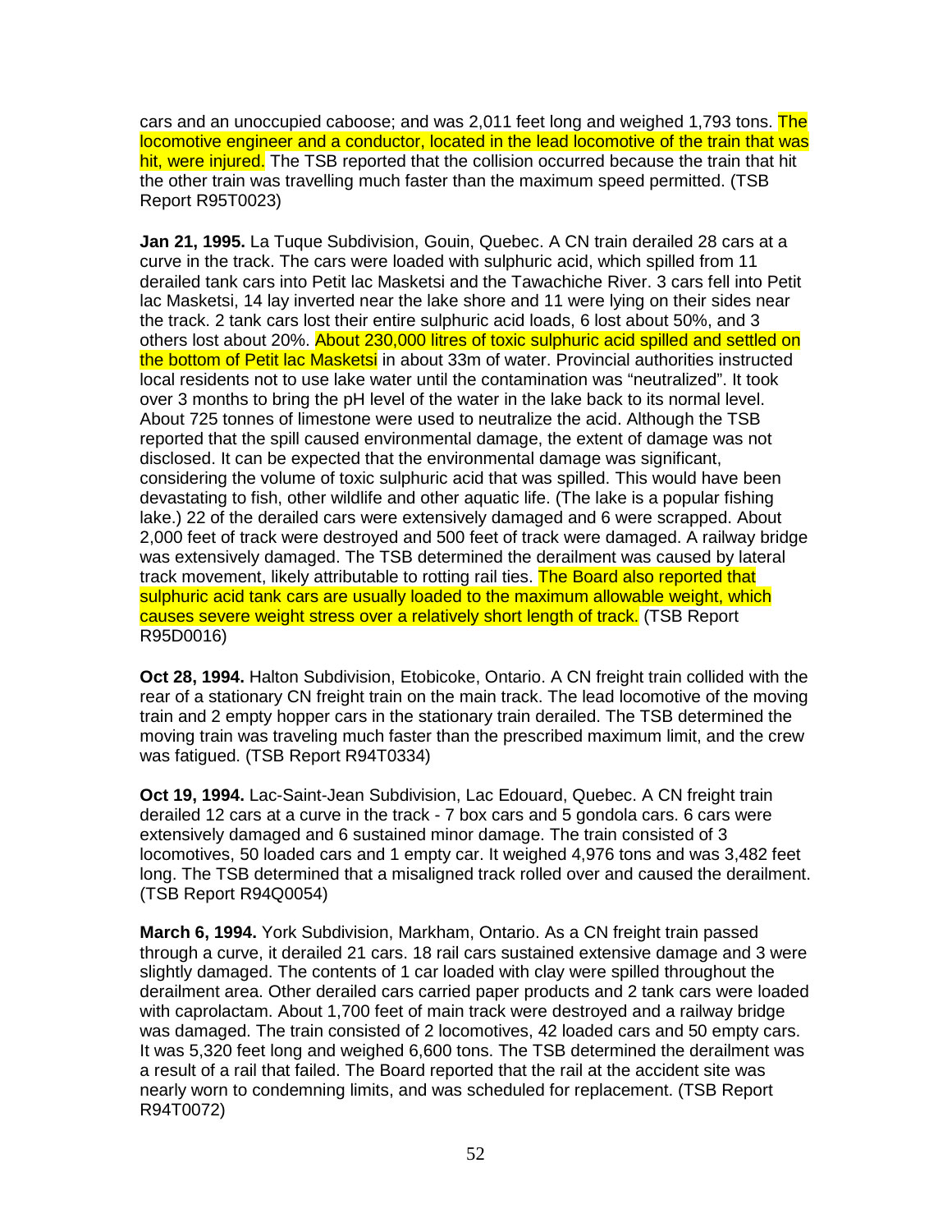cars and an unoccupied caboose; and was 2,011 feet long and weighed 1,793 tons. The locomotive engineer and a conductor, located in the lead locomotive of the train that was hit, were injured. The TSB reported that the collision occurred because the train that hit the other train was travelling much faster than the maximum speed permitted. (TSB Report R95T0023)

**Jan 21, 1995.** La Tuque Subdivision, Gouin, Quebec. A CN train derailed 28 cars at a curve in the track. The cars were loaded with sulphuric acid, which spilled from 11 derailed tank cars into Petit lac Masketsi and the Tawachiche River. 3 cars fell into Petit lac Masketsi, 14 lay inverted near the lake shore and 11 were lying on their sides near the track. 2 tank cars lost their entire sulphuric acid loads, 6 lost about 50%, and 3 others lost about 20%. About 230,000 litres of toxic sulphuric acid spilled and settled on the bottom of Petit lac Masketsi in about 33m of water. Provincial authorities instructed local residents not to use lake water until the contamination was "neutralized". It took over 3 months to bring the pH level of the water in the lake back to its normal level. About 725 tonnes of limestone were used to neutralize the acid. Although the TSB reported that the spill caused environmental damage, the extent of damage was not disclosed. It can be expected that the environmental damage was significant, considering the volume of toxic sulphuric acid that was spilled. This would have been devastating to fish, other wildlife and other aquatic life. (The lake is a popular fishing lake.) 22 of the derailed cars were extensively damaged and 6 were scrapped. About 2,000 feet of track were destroyed and 500 feet of track were damaged. A railway bridge was extensively damaged. The TSB determined the derailment was caused by lateral track movement, likely attributable to rotting rail ties. The Board also reported that sulphuric acid tank cars are usually loaded to the maximum allowable weight, which causes severe weight stress over a relatively short length of track. (TSB Report R95D0016)

**Oct 28, 1994.** Halton Subdivision, Etobicoke, Ontario. A CN freight train collided with the rear of a stationary CN freight train on the main track. The lead locomotive of the moving train and 2 empty hopper cars in the stationary train derailed. The TSB determined the moving train was traveling much faster than the prescribed maximum limit, and the crew was fatigued. (TSB Report R94T0334)

**Oct 19, 1994.** Lac-Saint-Jean Subdivision, Lac Edouard, Quebec. A CN freight train derailed 12 cars at a curve in the track - 7 box cars and 5 gondola cars. 6 cars were extensively damaged and 6 sustained minor damage. The train consisted of 3 locomotives, 50 loaded cars and 1 empty car. It weighed 4,976 tons and was 3,482 feet long. The TSB determined that a misaligned track rolled over and caused the derailment. (TSB Report R94Q0054)

**March 6, 1994.** York Subdivision, Markham, Ontario. As a CN freight train passed through a curve, it derailed 21 cars. 18 rail cars sustained extensive damage and 3 were slightly damaged. The contents of 1 car loaded with clay were spilled throughout the derailment area. Other derailed cars carried paper products and 2 tank cars were loaded with caprolactam. About 1,700 feet of main track were destroyed and a railway bridge was damaged. The train consisted of 2 locomotives, 42 loaded cars and 50 empty cars. It was 5,320 feet long and weighed 6,600 tons. The TSB determined the derailment was a result of a rail that failed. The Board reported that the rail at the accident site was nearly worn to condemning limits, and was scheduled for replacement. (TSB Report R94T0072)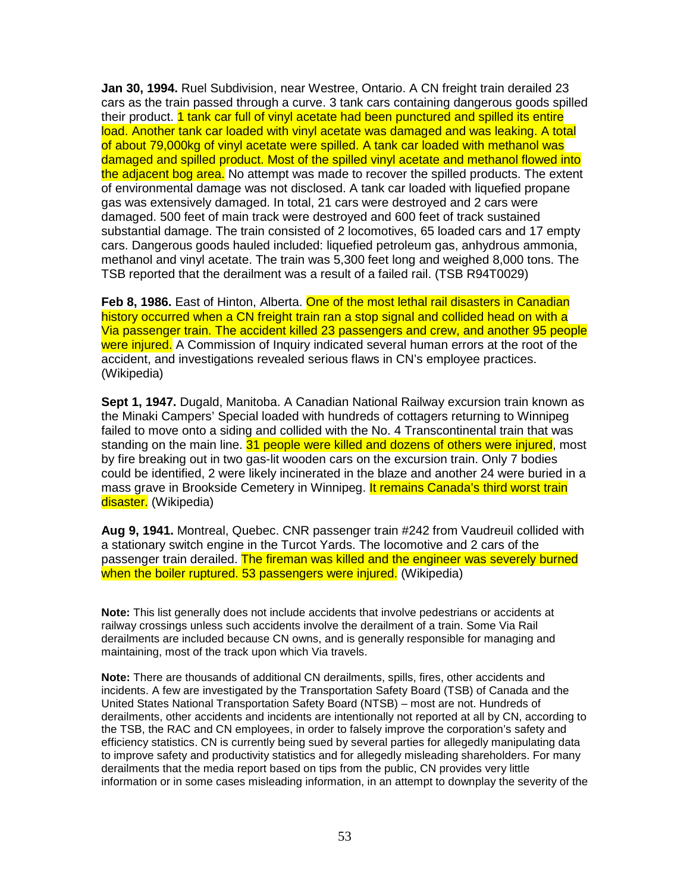**Jan 30, 1994.** Ruel Subdivision, near Westree, Ontario. A CN freight train derailed 23 cars as the train passed through a curve. 3 tank cars containing dangerous goods spilled their product. 1 tank car full of vinyl acetate had been punctured and spilled its entire load. Another tank car loaded with vinyl acetate was damaged and was leaking. A total of about 79,000kg of vinyl acetate were spilled. A tank car loaded with methanol was damaged and spilled product. Most of the spilled vinyl acetate and methanol flowed into the adjacent bog area. No attempt was made to recover the spilled products. The extent of environmental damage was not disclosed. A tank car loaded with liquefied propane gas was extensively damaged. In total, 21 cars were destroyed and 2 cars were damaged. 500 feet of main track were destroyed and 600 feet of track sustained substantial damage. The train consisted of 2 locomotives, 65 loaded cars and 17 empty cars. Dangerous goods hauled included: liquefied petroleum gas, anhydrous ammonia, methanol and vinyl acetate. The train was 5,300 feet long and weighed 8,000 tons. The TSB reported that the derailment was a result of a failed rail. (TSB R94T0029)

**Feb 8, 1986.** East of Hinton, Alberta. One of the most lethal rail disasters in Canadian history occurred when a CN freight train ran a stop signal and collided head on with a Via passenger train. The accident killed 23 passengers and crew, and another 95 people were injured. A Commission of Inquiry indicated several human errors at the root of the accident, and investigations revealed serious flaws in CN's employee practices. (Wikipedia)

**Sept 1, 1947.** Dugald, Manitoba. A Canadian National Railway excursion train known as the Minaki Campers' Special loaded with hundreds of cottagers returning to Winnipeg failed to move onto a siding and collided with the No. 4 Transcontinental train that was standing on the main line. 31 people were killed and dozens of others were injured, most by fire breaking out in two gas-lit wooden cars on the excursion train. Only 7 bodies could be identified, 2 were likely incinerated in the blaze and another 24 were buried in a mass grave in Brookside Cemetery in Winnipeg. It remains Canada's third worst train disaster. (Wikipedia)

**Aug 9, 1941.** Montreal, Quebec. CNR passenger train #242 from Vaudreuil collided with a stationary switch engine in the Turcot Yards. The locomotive and 2 cars of the passenger train derailed. The fireman was killed and the engineer was severely burned when the boiler ruptured. 53 passengers were injured. (Wikipedia)

**Note:** This list generally does not include accidents that involve pedestrians or accidents at railway crossings unless such accidents involve the derailment of a train. Some Via Rail derailments are included because CN owns, and is generally responsible for managing and maintaining, most of the track upon which Via travels.

**Note:** There are thousands of additional CN derailments, spills, fires, other accidents and incidents. A few are investigated by the Transportation Safety Board (TSB) of Canada and the United States National Transportation Safety Board (NTSB) – most are not. Hundreds of derailments, other accidents and incidents are intentionally not reported at all by CN, according to the TSB, the RAC and CN employees, in order to falsely improve the corporation's safety and efficiency statistics. CN is currently being sued by several parties for allegedly manipulating data to improve safety and productivity statistics and for allegedly misleading shareholders. For many derailments that the media report based on tips from the public, CN provides very little information or in some cases misleading information, in an attempt to downplay the severity of the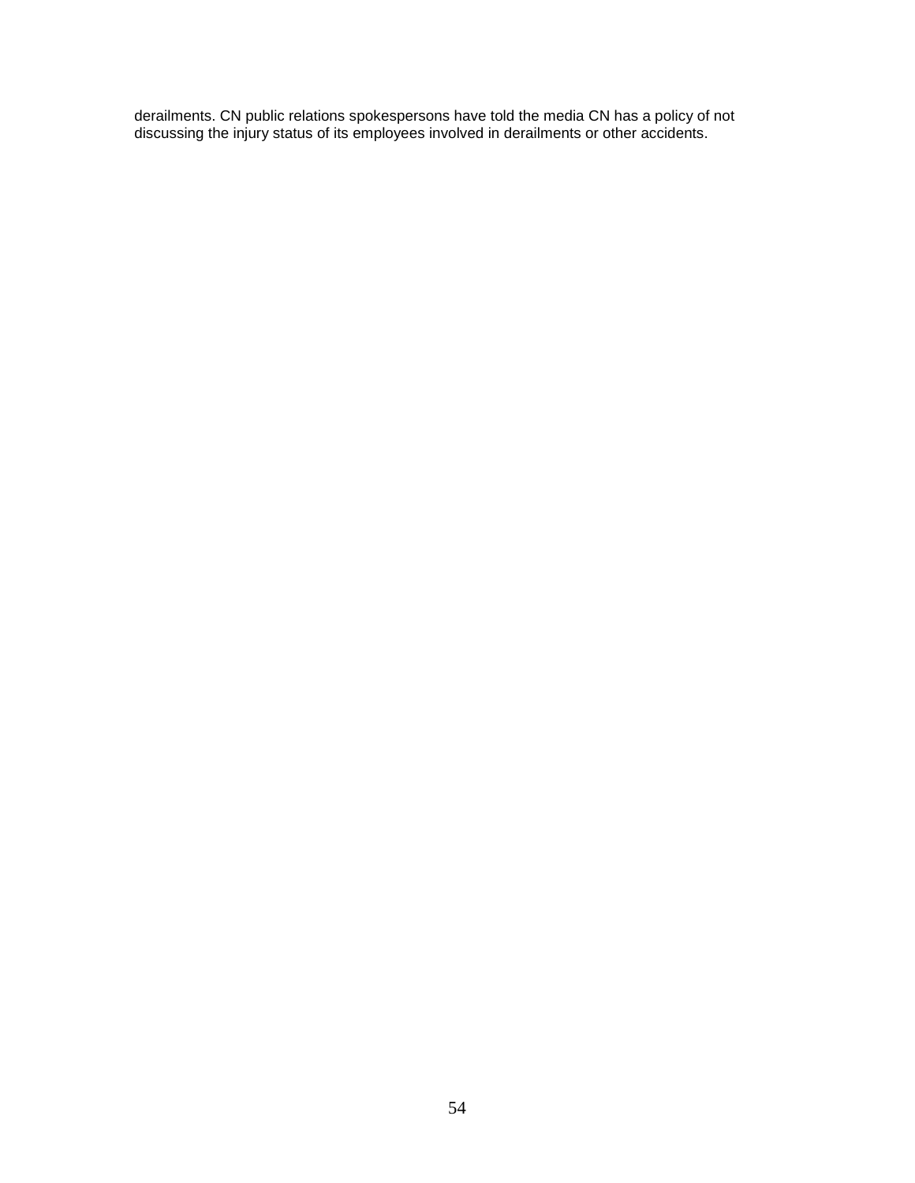derailments. CN public relations spokespersons have told the media CN has a policy of not discussing the injury status of its employees involved in derailments or other accidents.